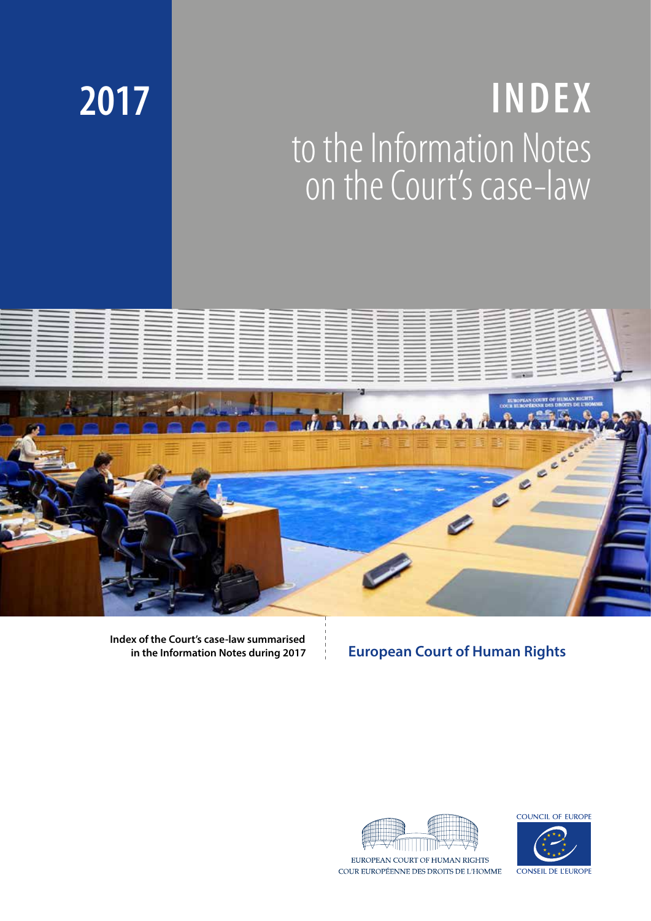# 2017

# INDEX

## to the Information Notes on the Court's case-law

**Index of the Court's case-law summarised in the Information Notes during 2017**

**European Court of Human Rights**

EUROPEAN COURT OF HUMAN RIGHTS
COUR EUROPÉENNE DES DROITS DE L'HOMME

COUNCIL OF EUROPE
CONSEIL DE L'EUROPE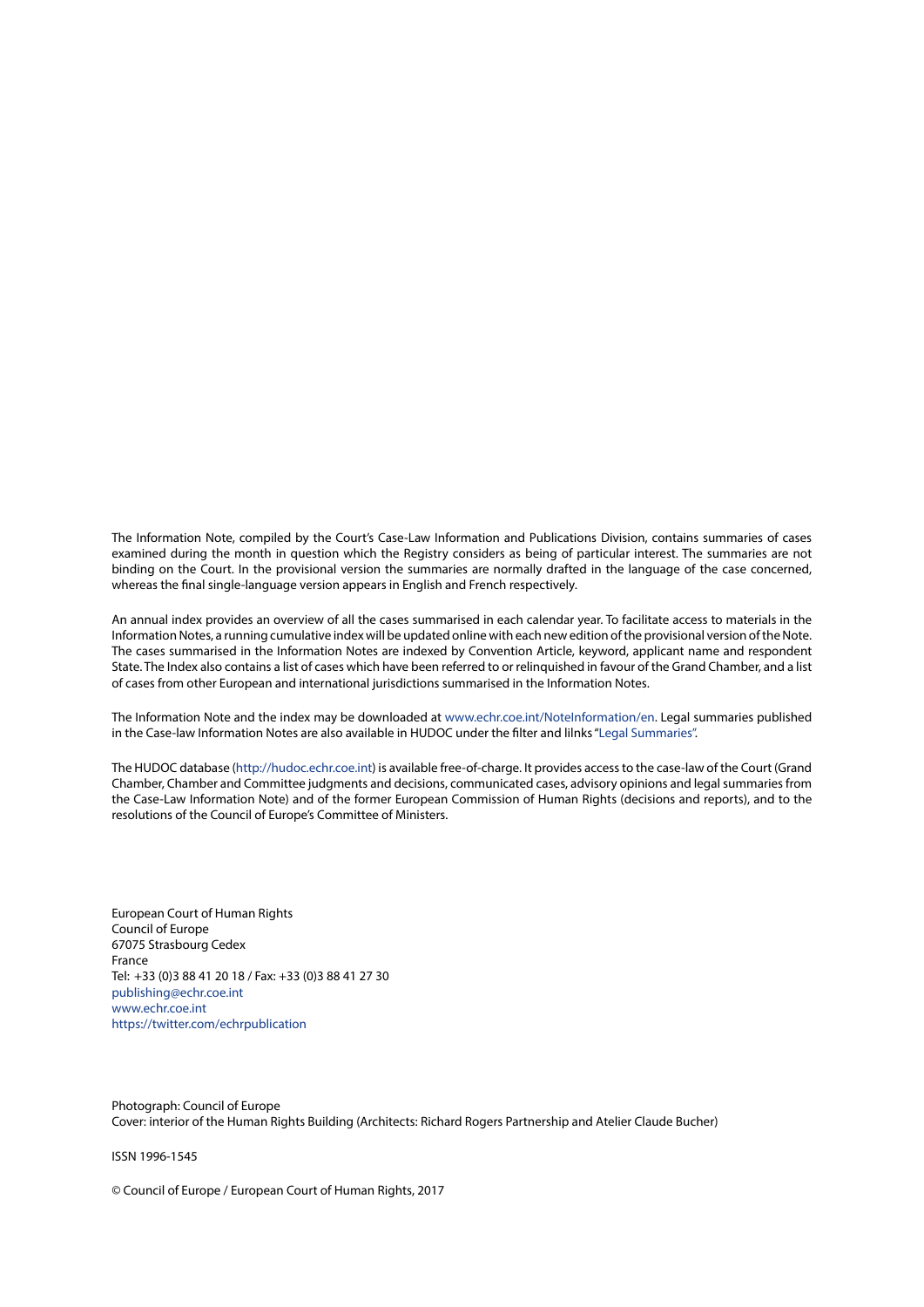The Information Note, compiled by the Court's Case-Law Information and Publications Division, contains summaries of cases examined during the month in question which the Registry considers as being of particular interest. The summaries are not binding on the Court. In the provisional version the summaries are normally drafted in the language of the case concerned, whereas the final single-language version appears in English and French respectively.

An annual index provides an overview of all the cases summarised in each calendar year. To facilitate access to materials in the Information Notes, a running cumulative index will be updated online with each new edition of the provisional version of the Note. The cases summarised in the Information Notes are indexed by Convention Article, keyword, applicant name and respondent State. The Index also contains a list of cases which have been referred to or relinquished in favour of the Grand Chamber, and a list of cases from other European and international jurisdictions summarised in the Information Notes.

The Information Note and the index may be downloaded at www.echr.coe.int/NoteInformation/en. Legal summaries published in the Case-law Information Notes are also available in HUDOC under the filter and lilnks "Legal Summaries".

The HUDOC database (http://hudoc.echr.coe.int) is available free-of-charge. It provides access to the case-law of the Court (Grand Chamber, Chamber and Committee judgments and decisions, communicated cases, advisory opinions and legal summaries from the Case-Law Information Note) and of the former European Commission of Human Rights (decisions and reports), and to the resolutions of the Council of Europe's Committee of Ministers.

European Court of Human Rights
Council of Europe
67075 Strasbourg Cedex
France
Tel: +33 (0)3 88 41 20 18 / Fax: +33 (0)3 88 41 27 30
publishing@echr.coe.int
www.echr.coe.int
https://twitter.com/echrpublication

Photograph: Council of Europe
Cover: interior of the Human Rights Building (Architects: Richard Rogers Partnership and Atelier Claude Bucher)

ISSN 1996-1545

© Council of Europe / European Court of Human Rights, 2017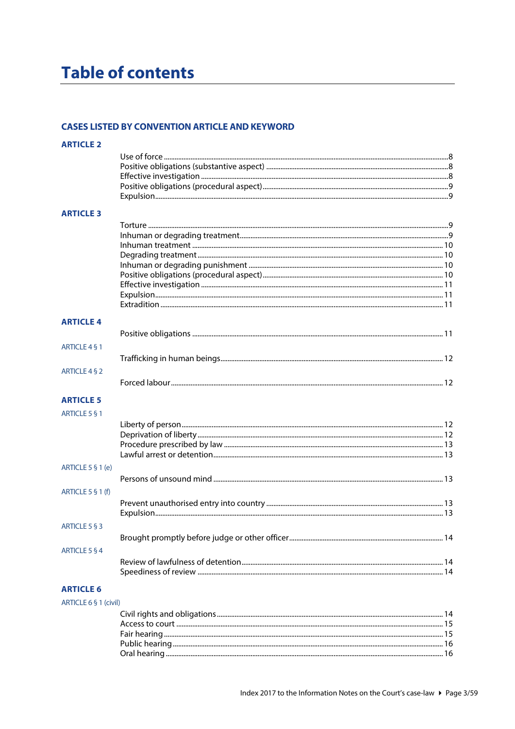# Table of contents

## CASES LISTED BY CONVENTION ARTICLE AND KEYWORD

### ARTICLE 2

Use of force ....................................................................................................................8
Positive obligations (substantive aspect) ....................................................................8
Effective investigation ..................................................................................................8
Positive obligations (procedural aspect) .......................................................................9
Expulsion ........................................................................................................................9

### ARTICLE 3

Torture ............................................................................................................................9
Inhuman or degrading treatment ..................................................................................9
Inhuman treatment .......................................................................................................10
Degrading treatment ....................................................................................................10
Inhuman or degrading punishment ............................................................................10
Positive obligations (procedural aspect) .....................................................................10
Effective investigation ..................................................................................................11
Expulsion ......................................................................................................................11
Extradition ....................................................................................................................11

### ARTICLE 4

Positive obligations .......................................................................................................11

ARTICLE 4 § 1

Trafficking in human beings .........................................................................................12

ARTICLE 4 § 2

Forced labour ................................................................................................................12

### ARTICLE 5

ARTICLE 5 § 1

Liberty of person ...........................................................................................................12
Deprivation of liberty ....................................................................................................12
Procedure prescribed by law .......................................................................................13
Lawful arrest or detention ............................................................................................13

ARTICLE 5 § 1 (e)

Persons of unsound mind .............................................................................................13

ARTICLE 5 § 1 (f)

Prevent unauthorised entry into country ....................................................................13
Expulsion ......................................................................................................................13

ARTICLE 5 § 3

Brought promptly before judge or other officer ..........................................................14

ARTICLE 5 § 4

Review of lawfulness of detention ...............................................................................14
Speediness of review ....................................................................................................14

### ARTICLE 6

ARTICLE 6 § 1 (civil)

Civil rights and obligations ..........................................................................................14
Access to court .............................................................................................................15
Fair hearing ..................................................................................................................15
Public hearing ...............................................................................................................16
Oral hearing ..................................................................................................................16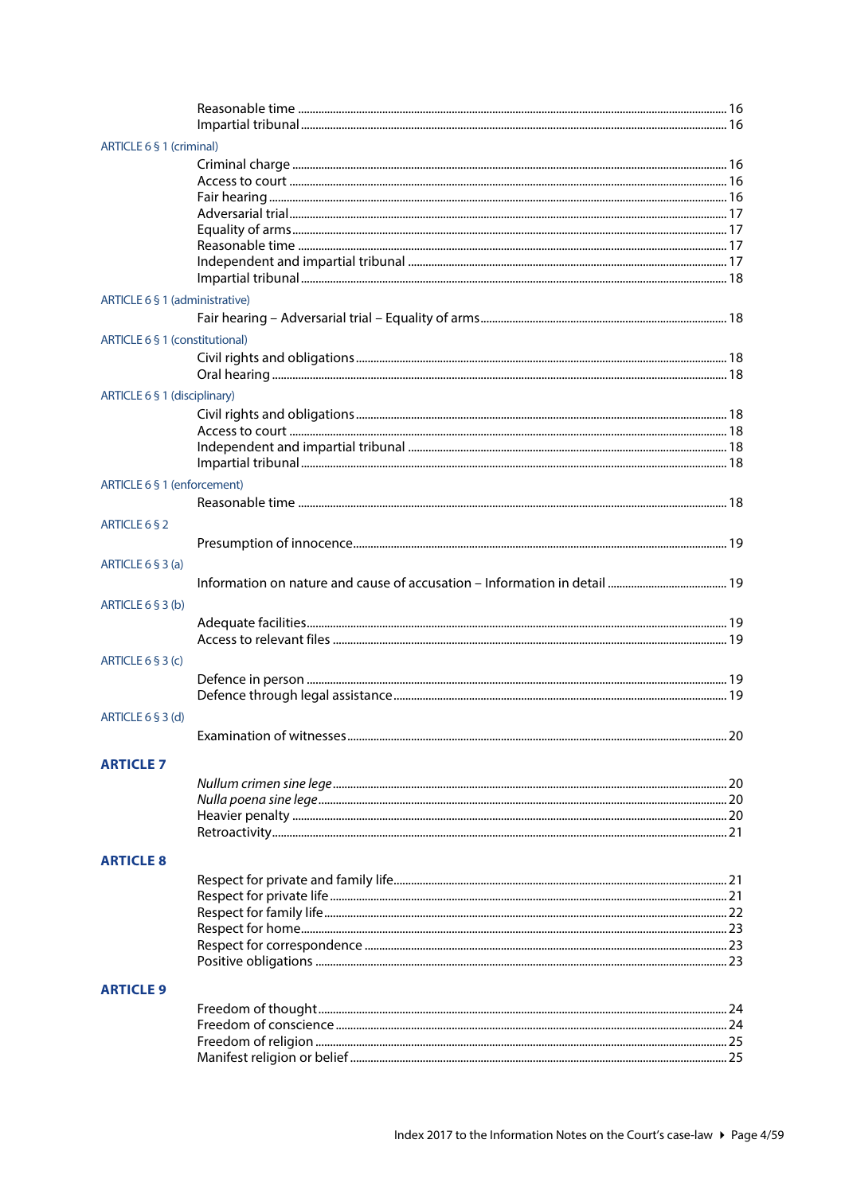Reasonable time ........ 16
Impartial tribunal ........ 16

ARTICLE 6 § 1 (criminal)

Criminal charge ........ 16
Access to court ........ 16
Fair hearing ........ 16
Adversarial trial ........ 17
Equality of arms ........ 17
Reasonable time ........ 17
Independent and impartial tribunal ........ 17
Impartial tribunal ........ 18

ARTICLE 6 § 1 (administrative)

Fair hearing – Adversarial trial – Equality of arms ........ 18

ARTICLE 6 § 1 (constitutional)

Civil rights and obligations ........ 18
Oral hearing ........ 18

ARTICLE 6 § 1 (disciplinary)

Civil rights and obligations ........ 18
Access to court ........ 18
Independent and impartial tribunal ........ 18
Impartial tribunal ........ 18

ARTICLE 6 § 1 (enforcement)

Reasonable time ........ 18

ARTICLE 6 § 2

Presumption of innocence ........ 19

ARTICLE 6 § 3 (a)

Information on nature and cause of accusation – Information in detail ........ 19

ARTICLE 6 § 3 (b)

Adequate facilities ........ 19
Access to relevant files ........ 19

ARTICLE 6 § 3 (c)

Defence in person ........ 19
Defence through legal assistance ........ 19

ARTICLE 6 § 3 (d)

Examination of witnesses ........ 20

## ARTICLE 7

*Nullum crimen sine lege* ........ 20
*Nulla poena sine lege* ........ 20
Heavier penalty ........ 20
Retroactivity ........ 21

## ARTICLE 8

Respect for private and family life ........ 21
Respect for private life ........ 21
Respect for family life ........ 22
Respect for home ........ 23
Respect for correspondence ........ 23
Positive obligations ........ 23

## ARTICLE 9

Freedom of thought ........ 24
Freedom of conscience ........ 24
Freedom of religion ........ 25
Manifest religion or belief ........ 25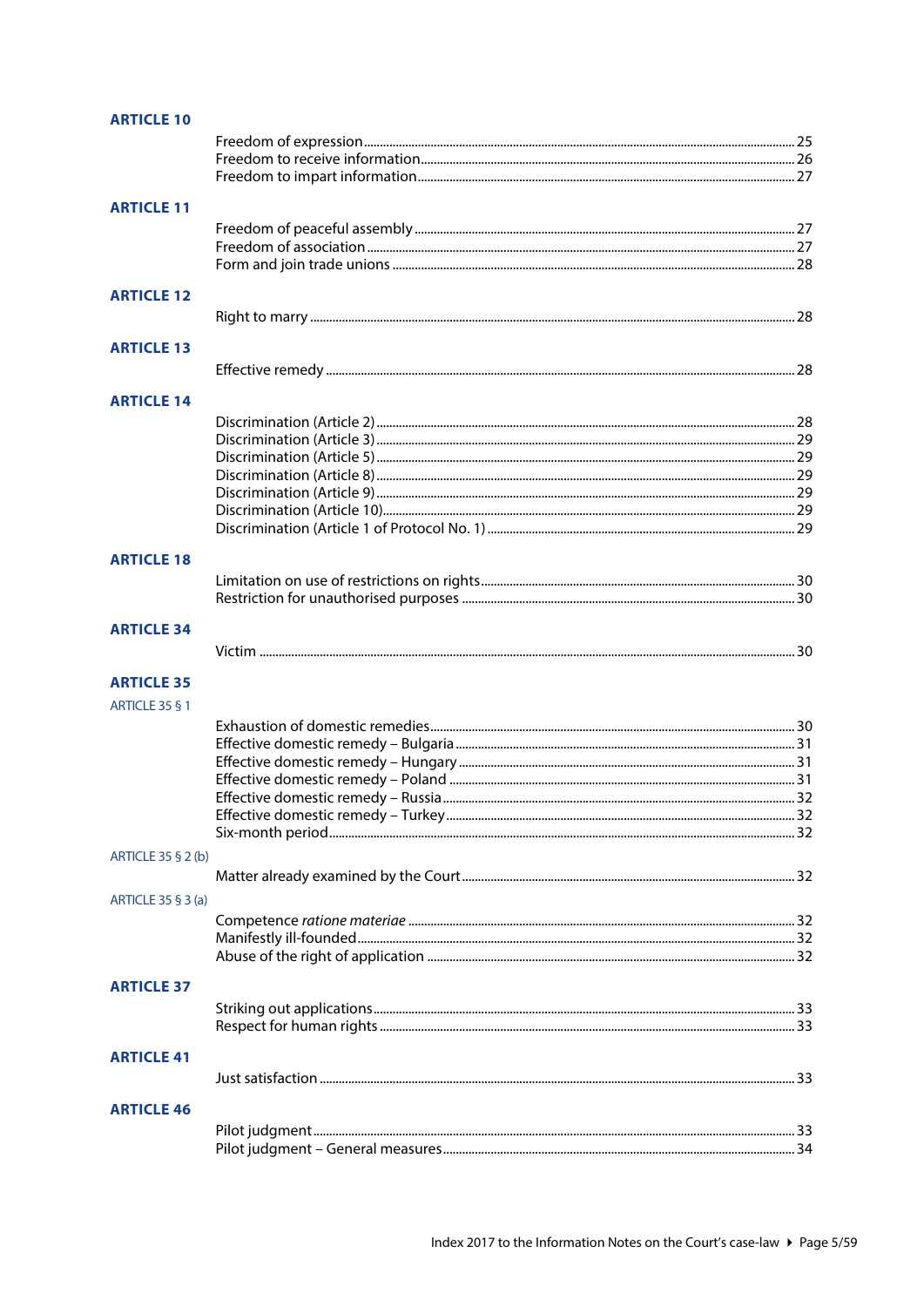## ARTICLE 10

Freedom of expression ..... 25
Freedom to receive information ..... 26
Freedom to impart information ..... 27

## ARTICLE 11

Freedom of peaceful assembly ..... 27
Freedom of association ..... 27
Form and join trade unions ..... 28

## ARTICLE 12

Right to marry ..... 28

## ARTICLE 13

Effective remedy ..... 28

## ARTICLE 14

Discrimination (Article 2) ..... 28
Discrimination (Article 3) ..... 29
Discrimination (Article 5) ..... 29
Discrimination (Article 8) ..... 29
Discrimination (Article 9) ..... 29
Discrimination (Article 10) ..... 29
Discrimination (Article 1 of Protocol No. 1) ..... 29

## ARTICLE 18

Limitation on use of restrictions on rights ..... 30
Restriction for unauthorised purposes ..... 30

## ARTICLE 34

Victim ..... 30

## ARTICLE 35

### ARTICLE 35 § 1

Exhaustion of domestic remedies ..... 30
Effective domestic remedy – Bulgaria ..... 31
Effective domestic remedy – Hungary ..... 31
Effective domestic remedy – Poland ..... 31
Effective domestic remedy – Russia ..... 32
Effective domestic remedy – Turkey ..... 32
Six-month period ..... 32

### ARTICLE 35 § 2 (b)

Matter already examined by the Court ..... 32

### ARTICLE 35 § 3 (a)

Competence *ratione materiae* ..... 32
Manifestly ill-founded ..... 32
Abuse of the right of application ..... 32

## ARTICLE 37

Striking out applications ..... 33
Respect for human rights ..... 33

## ARTICLE 41

Just satisfaction ..... 33

## ARTICLE 46

Pilot judgment ..... 33
Pilot judgment – General measures ..... 34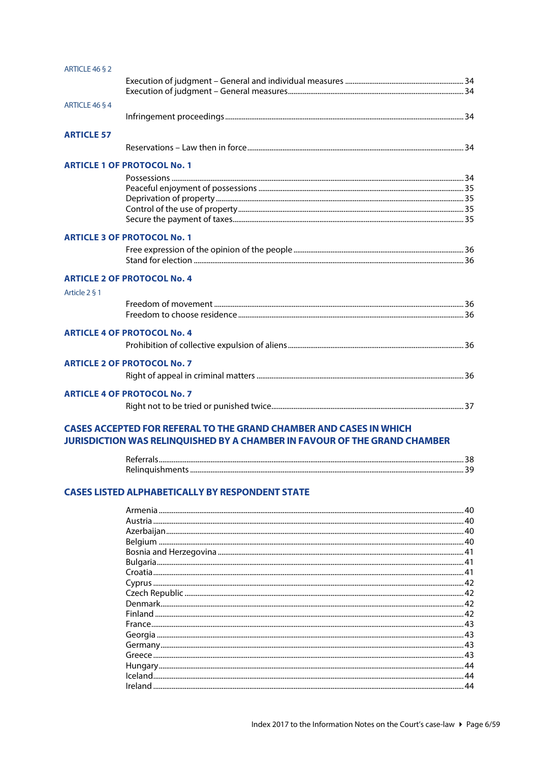ARTICLE 46 § 2

Execution of judgment – General and individual measures ........ 34
Execution of judgment – General measures ........ 34

ARTICLE 46 § 4

Infringement proceedings ........ 34

## ARTICLE 57

Reservations – Law then in force ........ 34

## ARTICLE 1 OF PROTOCOL No. 1

Possessions ........ 34
Peaceful enjoyment of possessions ........ 35
Deprivation of property ........ 35
Control of the use of property ........ 35
Secure the payment of taxes ........ 35

## ARTICLE 3 OF PROTOCOL No. 1

Free expression of the opinion of the people ........ 36
Stand for election ........ 36

## ARTICLE 2 OF PROTOCOL No. 4

Article 2 § 1

Freedom of movement ........ 36
Freedom to choose residence ........ 36

## ARTICLE 4 OF PROTOCOL No. 4

Prohibition of collective expulsion of aliens ........ 36

## ARTICLE 2 OF PROTOCOL No. 7

Right of appeal in criminal matters ........ 36

## ARTICLE 4 OF PROTOCOL No. 7

Right not to be tried or punished twice ........ 37

## CASES ACCEPTED FOR REFERAL TO THE GRAND CHAMBER AND CASES IN WHICH JURISDICTION WAS RELINQUISHED BY A CHAMBER IN FAVOUR OF THE GRAND CHAMBER

Referrals ........ 38
Relinquishments ........ 39

## CASES LISTED ALPHABETICALLY BY RESPONDENT STATE

Armenia ........ 40
Austria ........ 40
Azerbaijan ........ 40
Belgium ........ 40
Bosnia and Herzegovina ........ 41
Bulgaria ........ 41
Croatia ........ 41
Cyprus ........ 42
Czech Republic ........ 42
Denmark ........ 42
Finland ........ 42
France ........ 43
Georgia ........ 43
Germany ........ 43
Greece ........ 43
Hungary ........ 44
Iceland ........ 44
Ireland ........ 44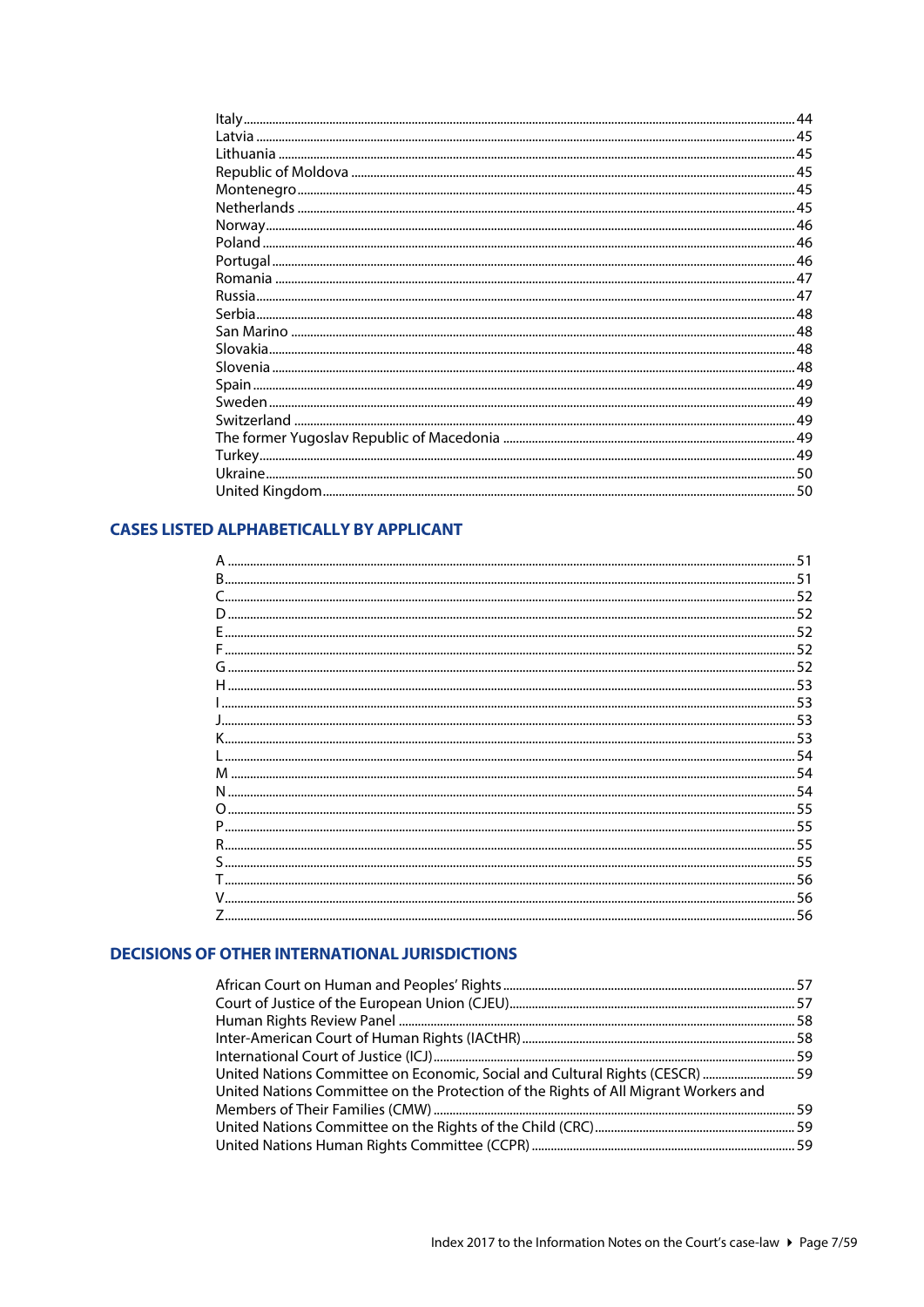Italy ..... 44
Latvia ..... 45
Lithuania ..... 45
Republic of Moldova ..... 45
Montenegro ..... 45
Netherlands ..... 45
Norway ..... 46
Poland ..... 46
Portugal ..... 46
Romania ..... 47
Russia ..... 47
Serbia ..... 48
San Marino ..... 48
Slovakia ..... 48
Slovenia ..... 48
Spain ..... 49
Sweden ..... 49
Switzerland ..... 49
The former Yugoslav Republic of Macedonia ..... 49
Turkey ..... 49
Ukraine ..... 50
United Kingdom ..... 50

## CASES LISTED ALPHABETICALLY BY APPLICANT

A ..... 51
B ..... 51
C ..... 52
D ..... 52
E ..... 52
F ..... 52
G ..... 52
H ..... 53
I ..... 53
J ..... 53
K ..... 53
L ..... 54
M ..... 54
N ..... 54
O ..... 55
P ..... 55
R ..... 55
S ..... 55
T ..... 56
V ..... 56
Z ..... 56

## DECISIONS OF OTHER INTERNATIONAL JURISDICTIONS

African Court on Human and Peoples' Rights ..... 57
Court of Justice of the European Union (CJEU) ..... 57
Human Rights Review Panel ..... 58
Inter-American Court of Human Rights (IACtHR) ..... 58
International Court of Justice (ICJ) ..... 59
United Nations Committee on Economic, Social and Cultural Rights (CESCR) ..... 59
United Nations Committee on the Protection of the Rights of All Migrant Workers and Members of Their Families (CMW) ..... 59
United Nations Committee on the Rights of the Child (CRC) ..... 59
United Nations Human Rights Committee (CCPR) ..... 59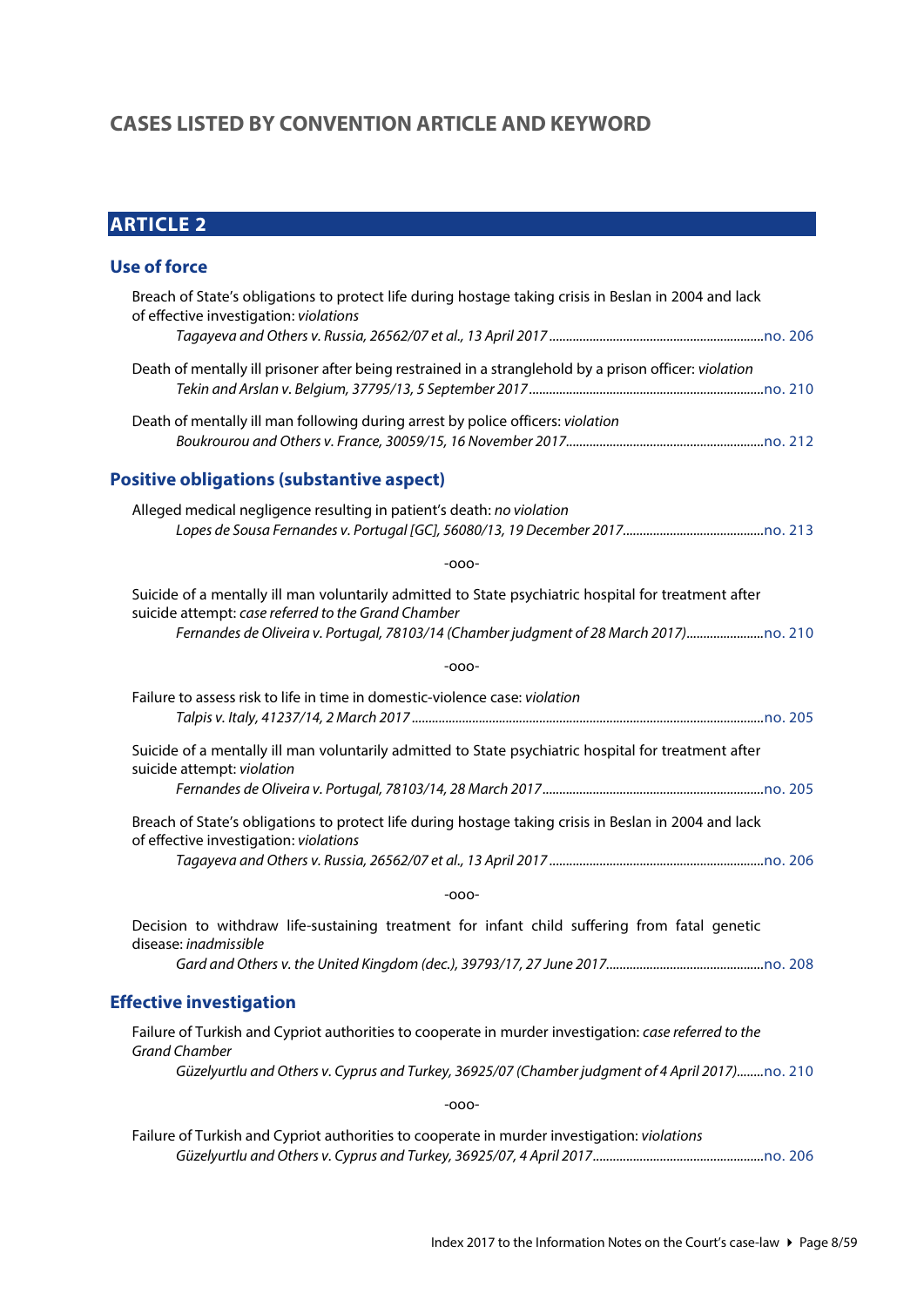# CASES LISTED BY CONVENTION ARTICLE AND KEYWORD

## ARTICLE 2

### Use of force

Breach of State's obligations to protect life during hostage taking crisis in Beslan in 2004 and lack of effective investigation: *violations*

*Tagayeva and Others v. Russia, 26562/07 et al., 13 April 2017* ................................................................no. 206

Death of mentally ill prisoner after being restrained in a stranglehold by a prison officer: *violation*

*Tekin and Arslan v. Belgium, 37795/13, 5 September 2017* ....................................................................no. 210

Death of mentally ill man following during arrest by police officers: *violation*

*Boukrourou and Others v. France, 30059/15, 16 November 2017*..........................................................no. 212

### Positive obligations (substantive aspect)

Alleged medical negligence resulting in patient's death: *no violation*

*Lopes de Sousa Fernandes v. Portugal [GC], 56080/13, 19 December 2017*..........................................no. 213

-ooo-

Suicide of a mentally ill man voluntarily admitted to State psychiatric hospital for treatment after suicide attempt: *case referred to the Grand Chamber*

*Fernandes de Oliveira v. Portugal, 78103/14 (Chamber judgment of 28 March 2017)*.......................no. 210

-ooo-

Failure to assess risk to life in time in domestic-violence case: *violation*

*Talpis v. Italy, 41237/14, 2 March 2017* .......................................................................................................no. 205

Suicide of a mentally ill man voluntarily admitted to State psychiatric hospital for treatment after suicide attempt: *violation*

*Fernandes de Oliveira v. Portugal, 78103/14, 28 March 2017*.................................................................no. 205

Breach of State's obligations to protect life during hostage taking crisis in Beslan in 2004 and lack of effective investigation: *violations*

*Tagayeva and Others v. Russia, 26562/07 et al., 13 April 2017* ................................................................no. 206

-ooo-

Decision to withdraw life-sustaining treatment for infant child suffering from fatal genetic disease: *inadmissible*

*Gard and Others v. the United Kingdom (dec.), 39793/17, 27 June 2017*..............................................no. 208

### Effective investigation

Failure of Turkish and Cypriot authorities to cooperate in murder investigation: *case referred to the Grand Chamber*

*Güzelyurtlu and Others v. Cyprus and Turkey, 36925/07 (Chamber judgment of 4 April 2017)*........no. 210

-ooo-

Failure of Turkish and Cypriot authorities to cooperate in murder investigation: *violations*

*Güzelyurtlu and Others v. Cyprus and Turkey, 36925/07, 4 April 2017*..................................................no. 206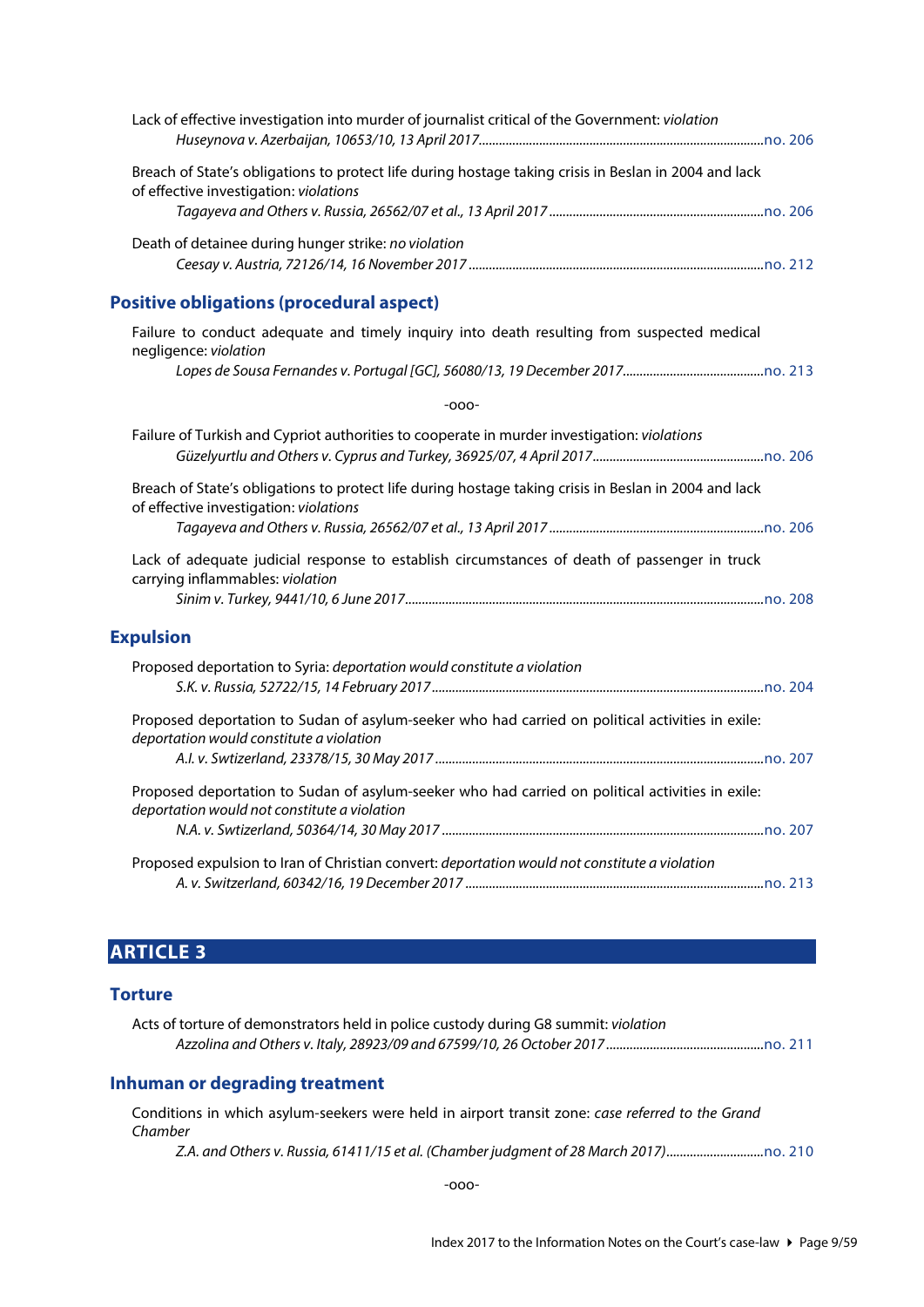Lack of effective investigation into murder of journalist critical of the Government: *violation*
*Huseynova v. Azerbaijan, 10653/10, 13 April 2017*.....no. 206

Breach of State's obligations to protect life during hostage taking crisis in Beslan in 2004 and lack of effective investigation: *violations*
*Tagayeva and Others v. Russia, 26562/07 et al., 13 April 2017*.....no. 206

Death of detainee during hunger strike: *no violation*
*Ceesay v. Austria, 72126/14, 16 November 2017*.....no. 212

## Positive obligations (procedural aspect)

Failure to conduct adequate and timely inquiry into death resulting from suspected medical negligence: *violation*
*Lopes de Sousa Fernandes v. Portugal [GC], 56080/13, 19 December 2017*.....no. 213

-ooo-

Failure of Turkish and Cypriot authorities to cooperate in murder investigation: *violations*
*Güzelyurtlu and Others v. Cyprus and Turkey, 36925/07, 4 April 2017*.....no. 206

Breach of State's obligations to protect life during hostage taking crisis in Beslan in 2004 and lack of effective investigation: *violations*
*Tagayeva and Others v. Russia, 26562/07 et al., 13 April 2017*.....no. 206

Lack of adequate judicial response to establish circumstances of death of passenger in truck carrying inflammables: *violation*
*Sinim v. Turkey, 9441/10, 6 June 2017*.....no. 208

## Expulsion

Proposed deportation to Syria: *deportation would constitute a violation*
*S.K. v. Russia, 52722/15, 14 February 2017*.....no. 204

Proposed deportation to Sudan of asylum-seeker who had carried on political activities in exile: *deportation would constitute a violation*
*A.I. v. Swtizerland, 23378/15, 30 May 2017*.....no. 207

Proposed deportation to Sudan of asylum-seeker who had carried on political activities in exile: *deportation would not constitute a violation*
*N.A. v. Swtizerland, 50364/14, 30 May 2017*.....no. 207

Proposed expulsion to Iran of Christian convert: *deportation would not constitute a violation*
*A. v. Switzerland, 60342/16, 19 December 2017*.....no. 213

# ARTICLE 3

## Torture

Acts of torture of demonstrators held in police custody during G8 summit: *violation*
*Azzolina and Others v. Italy, 28923/09 and 67599/10, 26 October 2017*.....no. 211

## Inhuman or degrading treatment

Conditions in which asylum-seekers were held in airport transit zone: *case referred to the Grand Chamber*
*Z.A. and Others v. Russia, 61411/15 et al. (Chamber judgment of 28 March 2017)*.....no. 210

-ooo-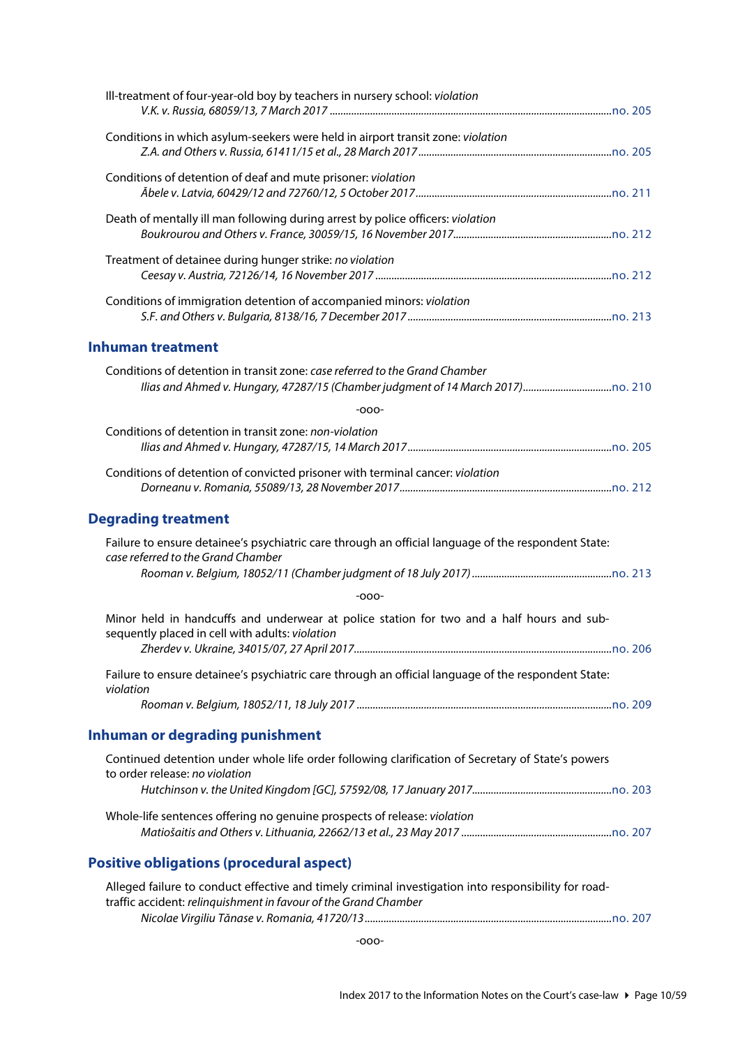Ill-treatment of four-year-old boy by teachers in nursery school: *violation*
*V.K. v. Russia, 68059/13, 7 March 2017* ........................................................................................................no. 205

Conditions in which asylum-seekers were held in airport transit zone: *violation*
*Z.A. and Others v. Russia, 61411/15 et al., 28 March 2017* ........................................................................no. 205

Conditions of detention of deaf and mute prisoner: *violation*
*Ābele v. Latvia, 60429/12 and 72760/12, 5 October 2017* .........................................................................no. 211

Death of mentally ill man following during arrest by police officers: *violation*
*Boukrourou and Others v. France, 30059/15, 16 November 2017* ...........................................................no. 212

Treatment of detainee during hunger strike: *no violation*
*Ceesay v. Austria, 72126/14, 16 November 2017* .......................................................................................no. 212

Conditions of immigration detention of accompanied minors: *violation*
*S.F. and Others v. Bulgaria, 8138/16, 7 December 2017* ...........................................................................no. 213

## Inhuman treatment

Conditions of detention in transit zone: *case referred to the Grand Chamber*
*Ilias and Ahmed v. Hungary, 47287/15 (Chamber judgment of 14 March 2017)* .................................no. 210

-ooo-

Conditions of detention in transit zone: *non-violation*
*Ilias and Ahmed v. Hungary, 47287/15, 14 March 2017* ............................................................................no. 205

Conditions of detention of convicted prisoner with terminal cancer: *violation*
*Dorneanu v. Romania, 55089/13, 28 November 2017* ...............................................................................no. 212

## Degrading treatment

Failure to ensure detainee's psychiatric care through an official language of the respondent State: *case referred to the Grand Chamber*
*Rooman v. Belgium, 18052/11 (Chamber judgment of 18 July 2017)* .....................................................no. 213

-ooo-

Minor held in handcuffs and underwear at police station for two and a half hours and subsequently placed in cell with adults: *violation*
*Zherdev v. Ukraine, 34015/07, 27 April 2017* ...............................................................................................no. 206

Failure to ensure detainee's psychiatric care through an official language of the respondent State: *violation*
*Rooman v. Belgium, 18052/11, 18 July 2017* ...............................................................................................no. 209

## Inhuman or degrading punishment

Continued detention under whole life order following clarification of Secretary of State's powers to order release: *no violation*
*Hutchinson v. the United Kingdom [GC], 57592/08, 17 January 2017* .....................................................no. 203

Whole-life sentences offering no genuine prospects of release: *violation*
*Matiošaitis and Others v. Lithuania, 22662/13 et al., 23 May 2017* .........................................................no. 207

## Positive obligations (procedural aspect)

Alleged failure to conduct effective and timely criminal investigation into responsibility for road-traffic accident: *relinquishment in favour of the Grand Chamber*
*Nicolae Virgiliu Tănase v. Romania, 41720/13* ...........................................................................................no. 207

-ooo-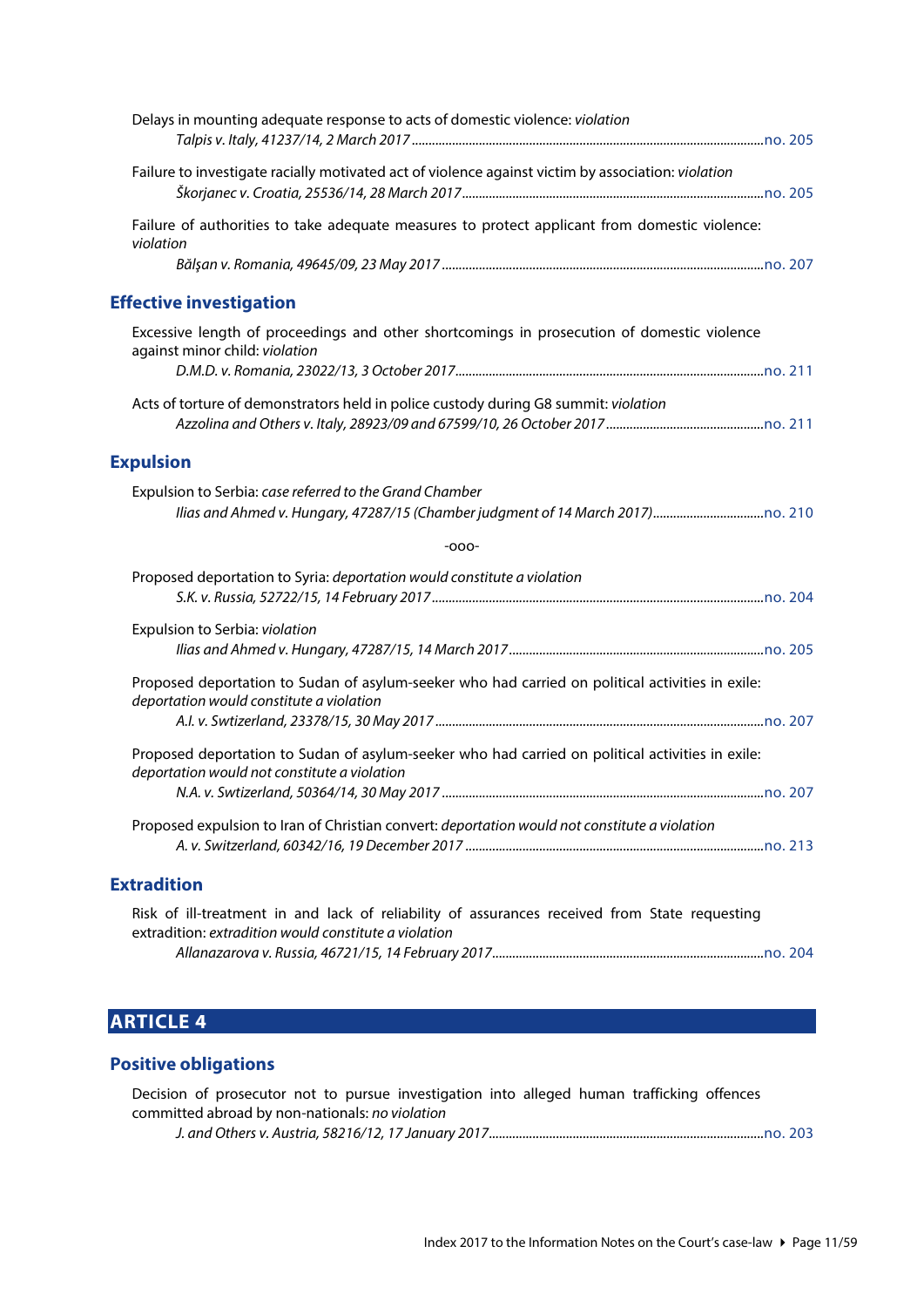Delays in mounting adequate response to acts of domestic violence: *violation*
*Talpis v. Italy, 41237/14, 2 March 2017* ........................................................................................................no. 205

Failure to investigate racially motivated act of violence against victim by association: *violation*
*Škorjanec v. Croatia, 25536/14, 28 March 2017*.........................................................................................no. 205

Failure of authorities to take adequate measures to protect applicant from domestic violence: *violation*
*Bălşan v. Romania, 49645/09, 23 May 2017* ...............................................................................................no. 207

## Effective investigation

Excessive length of proceedings and other shortcomings in prosecution of domestic violence against minor child: *violation*
*D.M.D. v. Romania, 23022/13, 3 October 2017*...........................................................................................no. 211

Acts of torture of demonstrators held in police custody during G8 summit: *violation*
*Azzolina and Others v. Italy, 28923/09 and 67599/10, 26 October 2017* ...............................................no. 211

## Expulsion

Expulsion to Serbia: *case referred to the Grand Chamber*
*Ilias and Ahmed v. Hungary, 47287/15 (Chamber judgment of 14 March 2017)*.................................no. 210

-ooo-

Proposed deportation to Syria: *deportation would constitute a violation*
*S.K. v. Russia, 52722/15, 14 February 2017*..................................................................................................no. 204

Expulsion to Serbia: *violation*
*Ilias and Ahmed v. Hungary, 47287/15, 14 March 2017*...........................................................................no. 205

Proposed deportation to Sudan of asylum-seeker who had carried on political activities in exile: *deportation would constitute a violation*
*A.I. v. Swtizerland, 23378/15, 30 May 2017*.................................................................................................no. 207

Proposed deportation to Sudan of asylum-seeker who had carried on political activities in exile: *deportation would not constitute a violation*
*N.A. v. Swtizerland, 50364/14, 30 May 2017* ...............................................................................................no. 207

Proposed expulsion to Iran of Christian convert: *deportation would not constitute a violation*
*A. v. Switzerland, 60342/16, 19 December 2017* ........................................................................................no. 213

## Extradition

Risk of ill-treatment in and lack of reliability of assurances received from State requesting extradition: *extradition would constitute a violation*
*Allanazarova v. Russia, 46721/15, 14 February 2017*.................................................................................no. 204

# ARTICLE 4

## Positive obligations

Decision of prosecutor not to pursue investigation into alleged human trafficking offences committed abroad by non-nationals: *no violation*
*J. and Others v. Austria, 58216/12, 17 January 2017*.................................................................................no. 203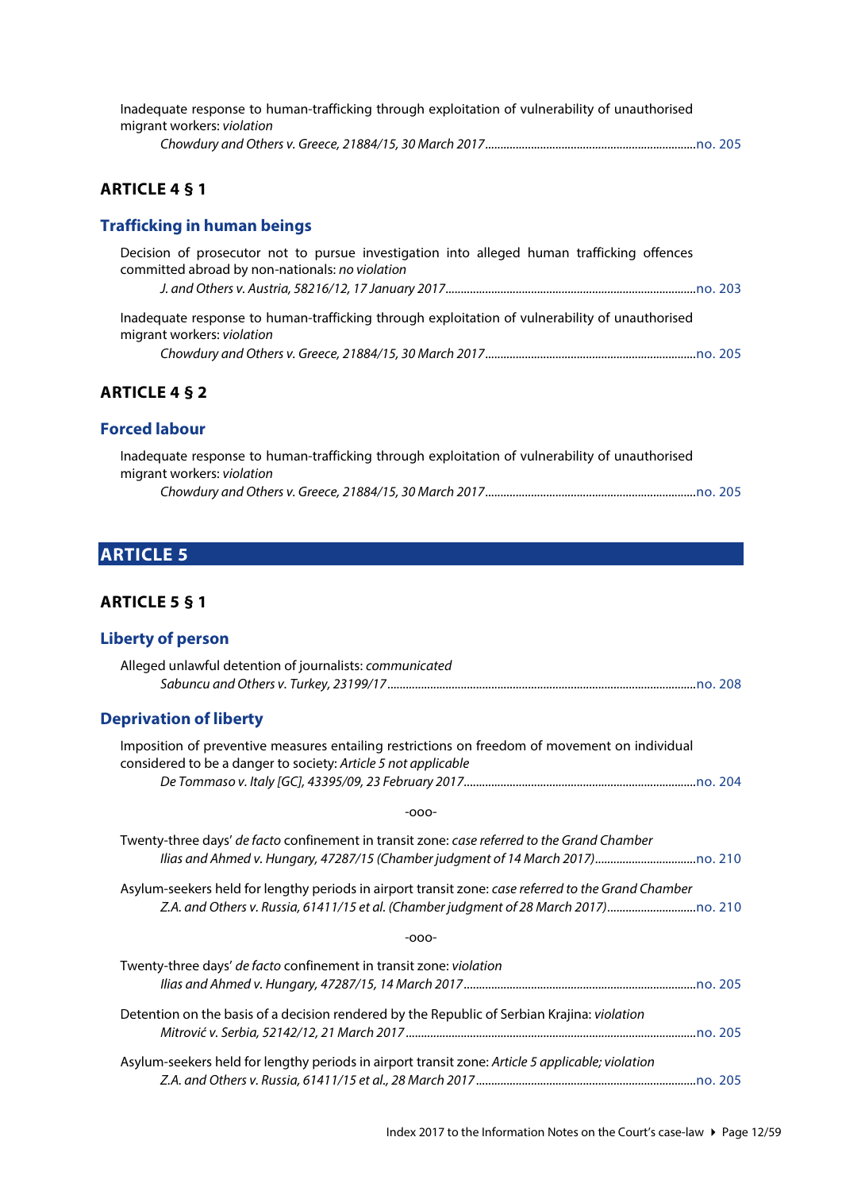Inadequate response to human-trafficking through exploitation of vulnerability of unauthorised migrant workers: *violation*

*Chowdury and Others v. Greece, 21884/15, 30 March 2017*......no. 205

### ARTICLE 4 § 1

#### Trafficking in human beings

Decision of prosecutor not to pursue investigation into alleged human trafficking offences committed abroad by non-nationals: *no violation*

*J. and Others v. Austria, 58216/12, 17 January 2017*......no. 203

Inadequate response to human-trafficking through exploitation of vulnerability of unauthorised migrant workers: *violation*

*Chowdury and Others v. Greece, 21884/15, 30 March 2017*......no. 205

### ARTICLE 4 § 2

#### Forced labour

Inadequate response to human-trafficking through exploitation of vulnerability of unauthorised migrant workers: *violation*

*Chowdury and Others v. Greece, 21884/15, 30 March 2017*......no. 205

## ARTICLE 5

### ARTICLE 5 § 1

#### Liberty of person

Alleged unlawful detention of journalists: *communicated*

*Sabuncu and Others v. Turkey, 23199/17*......no. 208

#### Deprivation of liberty

Imposition of preventive measures entailing restrictions on freedom of movement on individual considered to be a danger to society: *Article 5 not applicable*

*De Tommaso v. Italy [GC], 43395/09, 23 February 2017*......no. 204

-ooo-

Twenty-three days' *de facto* confinement in transit zone: *case referred to the Grand Chamber*

*Ilias and Ahmed v. Hungary, 47287/15 (Chamber judgment of 14 March 2017)*......no. 210

Asylum-seekers held for lengthy periods in airport transit zone: *case referred to the Grand Chamber*

*Z.A. and Others v. Russia, 61411/15 et al. (Chamber judgment of 28 March 2017)*......no. 210

-ooo-

Twenty-three days' *de facto* confinement in transit zone: *violation*

*Ilias and Ahmed v. Hungary, 47287/15, 14 March 2017*......no. 205

Detention on the basis of a decision rendered by the Republic of Serbian Krajina: *violation*

*Mitrović v. Serbia, 52142/12, 21 March 2017*......no. 205

Asylum-seekers held for lengthy periods in airport transit zone: *Article 5 applicable; violation*

*Z.A. and Others v. Russia, 61411/15 et al., 28 March 2017*......no. 205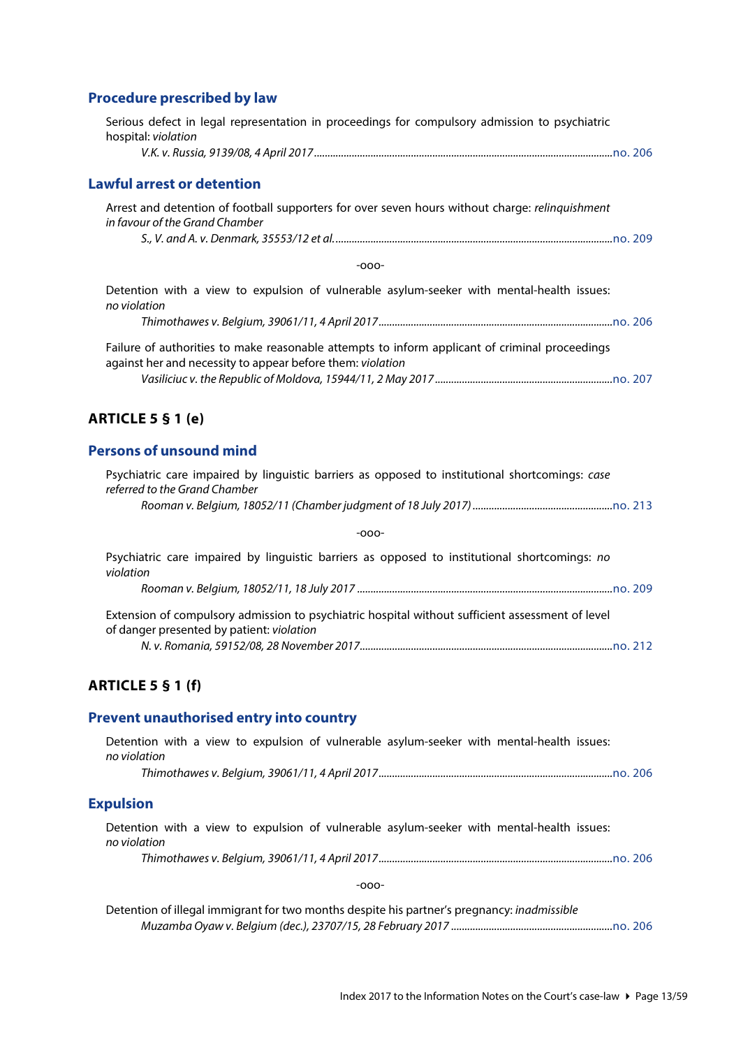### Procedure prescribed by law

Serious defect in legal representation in proceedings for compulsory admission to psychiatric hospital: *violation*
*V.K. v. Russia, 9139/08, 4 April 2017* ............ no. 206

### Lawful arrest or detention

Arrest and detention of football supporters for over seven hours without charge: *relinquishment in favour of the Grand Chamber*
*S., V. and A. v. Denmark, 35553/12 et al.* ............ no. 209

-ooo-

Detention with a view to expulsion of vulnerable asylum-seeker with mental-health issues: *no violation*
*Thimothawes v. Belgium, 39061/11, 4 April 2017* ............ no. 206

Failure of authorities to make reasonable attempts to inform applicant of criminal proceedings against her and necessity to appear before them: *violation*
*Vasiliciuc v. the Republic of Moldova, 15944/11, 2 May 2017* ............ no. 207

## ARTICLE 5 § 1 (e)

### Persons of unsound mind

Psychiatric care impaired by linguistic barriers as opposed to institutional shortcomings: *case referred to the Grand Chamber*
*Rooman v. Belgium, 18052/11 (Chamber judgment of 18 July 2017)* ............ no. 213

-ooo-

Psychiatric care impaired by linguistic barriers as opposed to institutional shortcomings: *no violation*
*Rooman v. Belgium, 18052/11, 18 July 2017* ............ no. 209

Extension of compulsory admission to psychiatric hospital without sufficient assessment of level of danger presented by patient: *violation*
*N. v. Romania, 59152/08, 28 November 2017* ............ no. 212

## ARTICLE 5 § 1 (f)

### Prevent unauthorised entry into country

Detention with a view to expulsion of vulnerable asylum-seeker with mental-health issues: *no violation*
*Thimothawes v. Belgium, 39061/11, 4 April 2017* ............ no. 206

### Expulsion

Detention with a view to expulsion of vulnerable asylum-seeker with mental-health issues: *no violation*
*Thimothawes v. Belgium, 39061/11, 4 April 2017* ............ no. 206

-ooo-

Detention of illegal immigrant for two months despite his partner's pregnancy: *inadmissible*
*Muzamba Oyaw v. Belgium (dec.), 23707/15, 28 February 2017* ............ no. 206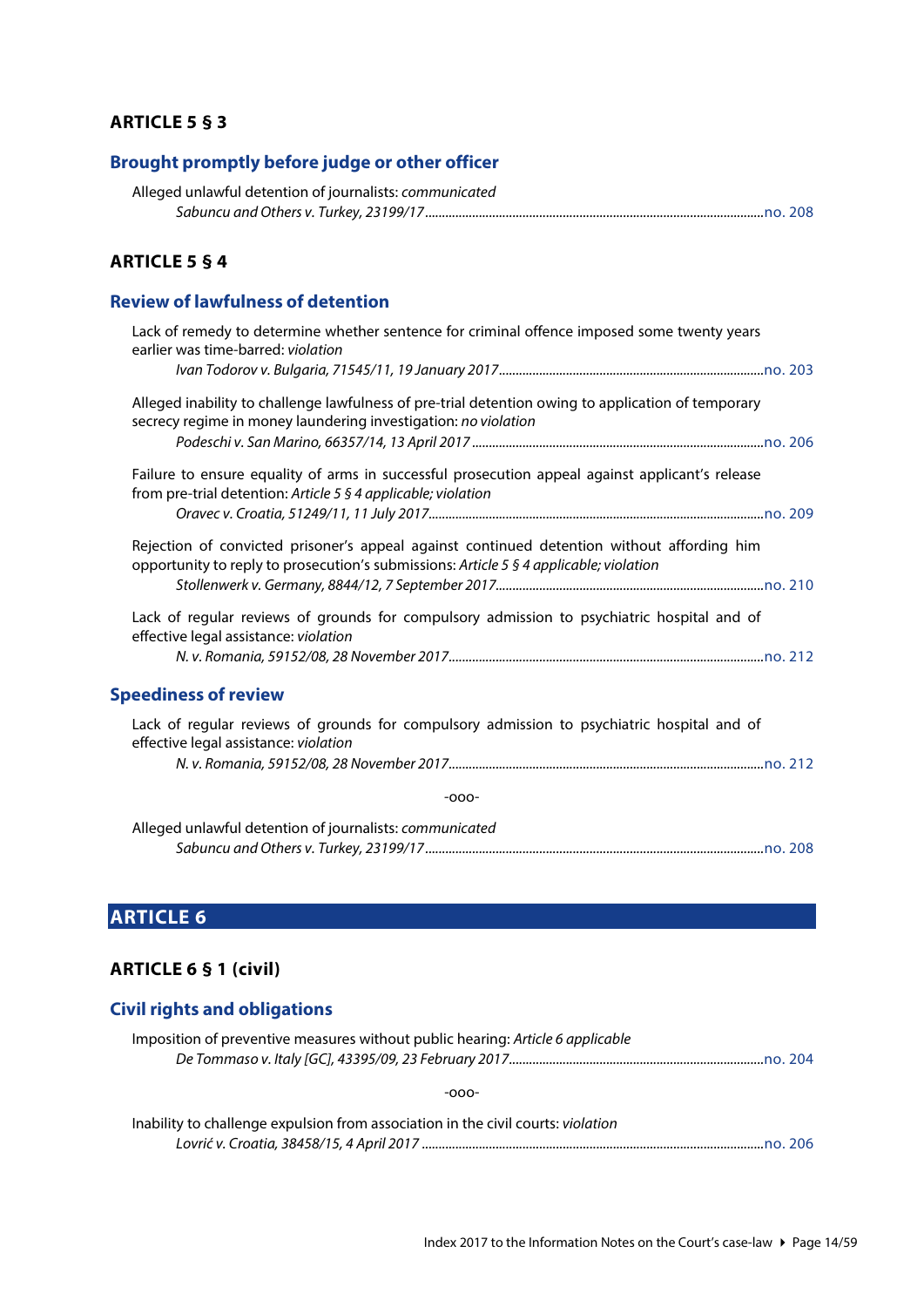## ARTICLE 5 § 3

### Brought promptly before judge or other officer

Alleged unlawful detention of journalists: *communicated*
*Sabuncu and Others v. Turkey, 23199/17* .................... no. 208

## ARTICLE 5 § 4

### Review of lawfulness of detention

Lack of remedy to determine whether sentence for criminal offence imposed some twenty years earlier was time-barred: *violation*
*Ivan Todorov v. Bulgaria, 71545/11, 19 January 2017* .................... no. 203

Alleged inability to challenge lawfulness of pre-trial detention owing to application of temporary secrecy regime in money laundering investigation: *no violation*
*Podeschi v. San Marino, 66357/14, 13 April 2017* .................... no. 206

Failure to ensure equality of arms in successful prosecution appeal against applicant's release from pre-trial detention: *Article 5 § 4 applicable; violation*
*Oravec v. Croatia, 51249/11, 11 July 2017* .................... no. 209

Rejection of convicted prisoner's appeal against continued detention without affording him opportunity to reply to prosecution's submissions: *Article 5 § 4 applicable; violation*
*Stollenwerk v. Germany, 8844/12, 7 September 2017* .................... no. 210

Lack of regular reviews of grounds for compulsory admission to psychiatric hospital and of effective legal assistance: *violation*
*N. v. Romania, 59152/08, 28 November 2017* .................... no. 212

### Speediness of review

Lack of regular reviews of grounds for compulsory admission to psychiatric hospital and of effective legal assistance: *violation*
*N. v. Romania, 59152/08, 28 November 2017* .................... no. 212

-ooo-

Alleged unlawful detention of journalists: *communicated*
*Sabuncu and Others v. Turkey, 23199/17* .................... no. 208

# ARTICLE 6

## ARTICLE 6 § 1 (civil)

### Civil rights and obligations

Imposition of preventive measures without public hearing: *Article 6 applicable*
*De Tommaso v. Italy [GC], 43395/09, 23 February 2017* .................... no. 204

-ooo-

Inability to challenge expulsion from association in the civil courts: *violation*
*Lovrić v. Croatia, 38458/15, 4 April 2017* .................... no. 206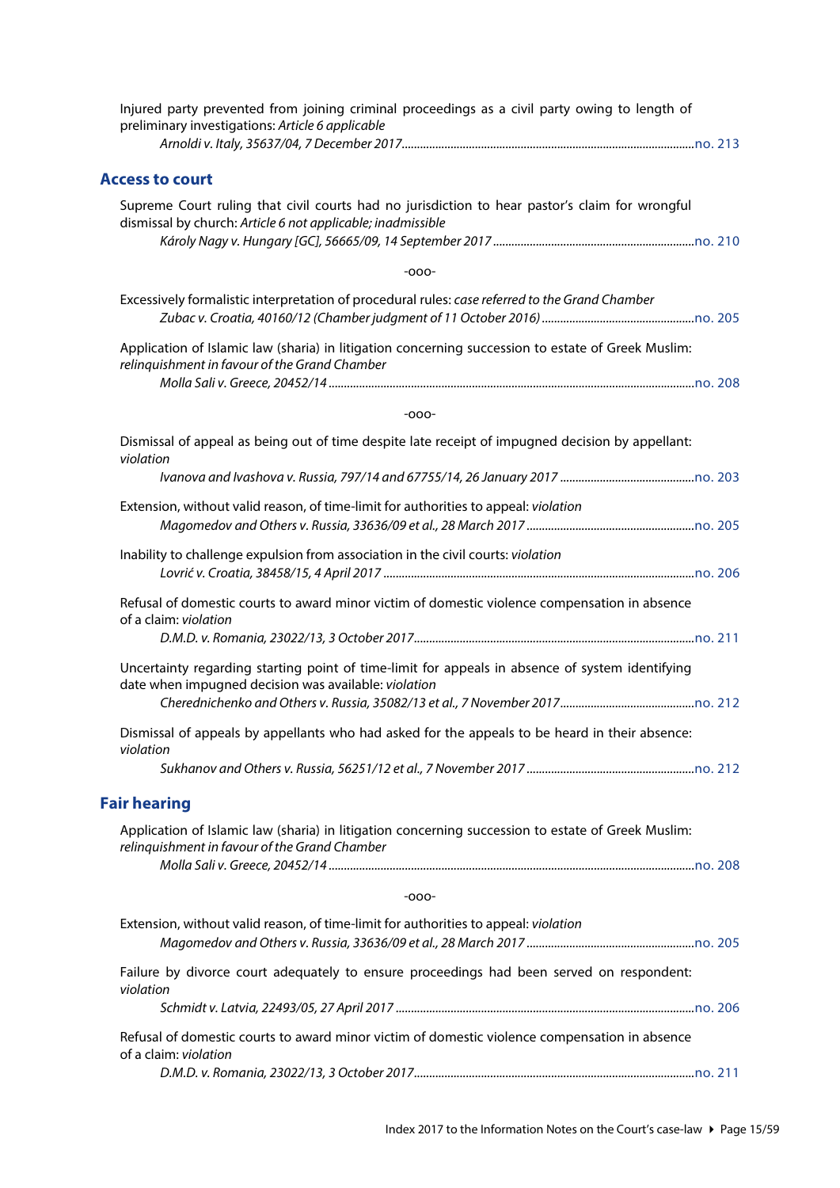Injured party prevented from joining criminal proceedings as a civil party owing to length of preliminary investigations: *Article 6 applicable*

*Arnoldi v. Italy, 35637/04, 7 December 2017*....................no. 213

## Access to court

Supreme Court ruling that civil courts had no jurisdiction to hear pastor's claim for wrongful dismissal by church: *Article 6 not applicable; inadmissible*

*Károly Nagy v. Hungary [GC], 56665/09, 14 September 2017*....................no. 210

-ooo-

Excessively formalistic interpretation of procedural rules: *case referred to the Grand Chamber*

*Zubac v. Croatia, 40160/12 (Chamber judgment of 11 October 2016)*....................no. 205

Application of Islamic law (sharia) in litigation concerning succession to estate of Greek Muslim: *relinquishment in favour of the Grand Chamber*

*Molla Sali v. Greece, 20452/14*....................no. 208

-ooo-

Dismissal of appeal as being out of time despite late receipt of impugned decision by appellant: *violation*

*Ivanova and Ivashova v. Russia, 797/14 and 67755/14, 26 January 2017*....................no. 203

Extension, without valid reason, of time-limit for authorities to appeal: *violation*

*Magomedov and Others v. Russia, 33636/09 et al., 28 March 2017*....................no. 205

Inability to challenge expulsion from association in the civil courts: *violation*

*Lovrić v. Croatia, 38458/15, 4 April 2017*....................no. 206

Refusal of domestic courts to award minor victim of domestic violence compensation in absence of a claim: *violation*

*D.M.D. v. Romania, 23022/13, 3 October 2017*....................no. 211

Uncertainty regarding starting point of time-limit for appeals in absence of system identifying date when impugned decision was available: *violation*

*Cherednichenko and Others v. Russia, 35082/13 et al., 7 November 2017*....................no. 212

Dismissal of appeals by appellants who had asked for the appeals to be heard in their absence: *violation*

*Sukhanov and Others v. Russia, 56251/12 et al., 7 November 2017*....................no. 212

## Fair hearing

Application of Islamic law (sharia) in litigation concerning succession to estate of Greek Muslim: *relinquishment in favour of the Grand Chamber*

*Molla Sali v. Greece, 20452/14*....................no. 208

-ooo-

Extension, without valid reason, of time-limit for authorities to appeal: *violation*

*Magomedov and Others v. Russia, 33636/09 et al., 28 March 2017*....................no. 205

Failure by divorce court adequately to ensure proceedings had been served on respondent: *violation*

*Schmidt v. Latvia, 22493/05, 27 April 2017*....................no. 206

Refusal of domestic courts to award minor victim of domestic violence compensation in absence of a claim: *violation*

*D.M.D. v. Romania, 23022/13, 3 October 2017*....................no. 211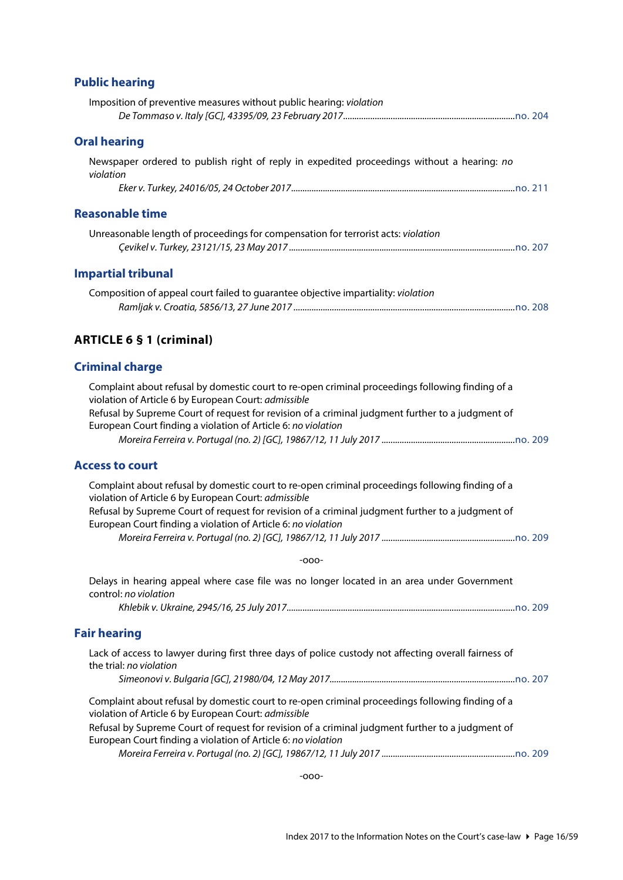## Public hearing

Imposition of preventive measures without public hearing: *violation*

*De Tommaso v. Italy [GC], 43395/09, 23 February 2017*......no. 204

## Oral hearing

Newspaper ordered to publish right of reply in expedited proceedings without a hearing: *no violation*

*Eker v. Turkey, 24016/05, 24 October 2017*......no. 211

## Reasonable time

Unreasonable length of proceedings for compensation for terrorist acts: *violation*

*Çevikel v. Turkey, 23121/15, 23 May 2017*......no. 207

## Impartial tribunal

Composition of appeal court failed to guarantee objective impartiality: *violation*

*Ramljak v. Croatia, 5856/13, 27 June 2017*......no. 208

# ARTICLE 6 § 1 (criminal)

## Criminal charge

Complaint about refusal by domestic court to re-open criminal proceedings following finding of a violation of Article 6 by European Court: *admissible*

Refusal by Supreme Court of request for revision of a criminal judgment further to a judgment of European Court finding a violation of Article 6: *no violation*

*Moreira Ferreira v. Portugal (no. 2) [GC], 19867/12, 11 July 2017*......no. 209

## Access to court

Complaint about refusal by domestic court to re-open criminal proceedings following finding of a violation of Article 6 by European Court: *admissible*

Refusal by Supreme Court of request for revision of a criminal judgment further to a judgment of European Court finding a violation of Article 6: *no violation*

*Moreira Ferreira v. Portugal (no. 2) [GC], 19867/12, 11 July 2017*......no. 209

-ooo-

Delays in hearing appeal where case file was no longer located in an area under Government control: *no violation*

*Khlebik v. Ukraine, 2945/16, 25 July 2017*......no. 209

## Fair hearing

Lack of access to lawyer during first three days of police custody not affecting overall fairness of the trial: *no violation*

*Simeonovi v. Bulgaria [GC], 21980/04, 12 May 2017*......no. 207

Complaint about refusal by domestic court to re-open criminal proceedings following finding of a violation of Article 6 by European Court: *admissible*

Refusal by Supreme Court of request for revision of a criminal judgment further to a judgment of European Court finding a violation of Article 6: *no violation*

*Moreira Ferreira v. Portugal (no. 2) [GC], 19867/12, 11 July 2017*......no. 209

-ooo-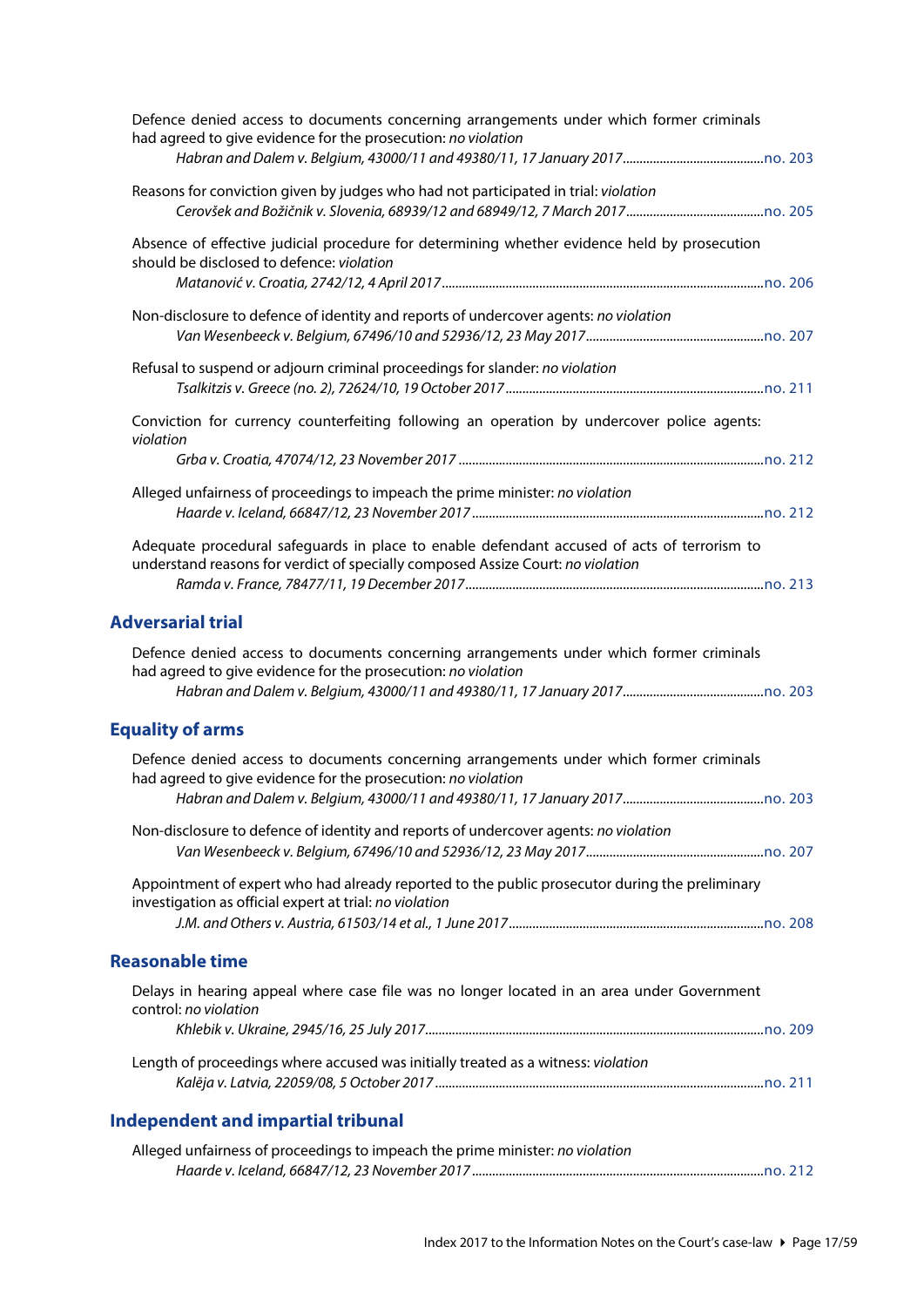Defence denied access to documents concerning arrangements under which former criminals had agreed to give evidence for the prosecution: *no violation*
*Habran and Dalem v. Belgium, 43000/11 and 49380/11, 17 January 2017*..........no. 203

Reasons for conviction given by judges who had not participated in trial: *violation*
*Cerovšek and Božičnik v. Slovenia, 68939/12 and 68949/12, 7 March 2017*..........no. 205

Absence of effective judicial procedure for determining whether evidence held by prosecution should be disclosed to defence: *violation*
*Matanović v. Croatia, 2742/12, 4 April 2017*..........no. 206

Non-disclosure to defence of identity and reports of undercover agents: *no violation*
*Van Wesenbeeck v. Belgium, 67496/10 and 52936/12, 23 May 2017*..........no. 207

Refusal to suspend or adjourn criminal proceedings for slander: *no violation*
*Tsalkitzis v. Greece (no. 2), 72624/10, 19 October 2017*..........no. 211

Conviction for currency counterfeiting following an operation by undercover police agents: *violation*
*Grba v. Croatia, 47074/12, 23 November 2017*..........no. 212

Alleged unfairness of proceedings to impeach the prime minister: *no violation*
*Haarde v. Iceland, 66847/12, 23 November 2017*..........no. 212

Adequate procedural safeguards in place to enable defendant accused of acts of terrorism to understand reasons for verdict of specially composed Assize Court: *no violation*
*Ramda v. France, 78477/11, 19 December 2017*..........no. 213

## Adversarial trial

Defence denied access to documents concerning arrangements under which former criminals had agreed to give evidence for the prosecution: *no violation*
*Habran and Dalem v. Belgium, 43000/11 and 49380/11, 17 January 2017*..........no. 203

## Equality of arms

Defence denied access to documents concerning arrangements under which former criminals had agreed to give evidence for the prosecution: *no violation*
*Habran and Dalem v. Belgium, 43000/11 and 49380/11, 17 January 2017*..........no. 203

Non-disclosure to defence of identity and reports of undercover agents: *no violation*
*Van Wesenbeeck v. Belgium, 67496/10 and 52936/12, 23 May 2017*..........no. 207

Appointment of expert who had already reported to the public prosecutor during the preliminary investigation as official expert at trial: *no violation*
*J.M. and Others v. Austria, 61503/14 et al., 1 June 2017*..........no. 208

## Reasonable time

Delays in hearing appeal where case file was no longer located in an area under Government control: *no violation*
*Khlebik v. Ukraine, 2945/16, 25 July 2017*..........no. 209

Length of proceedings where accused was initially treated as a witness: *violation*
*Kalēja v. Latvia, 22059/08, 5 October 2017*..........no. 211

## Independent and impartial tribunal

Alleged unfairness of proceedings to impeach the prime minister: *no violation*
*Haarde v. Iceland, 66847/12, 23 November 2017*..........no. 212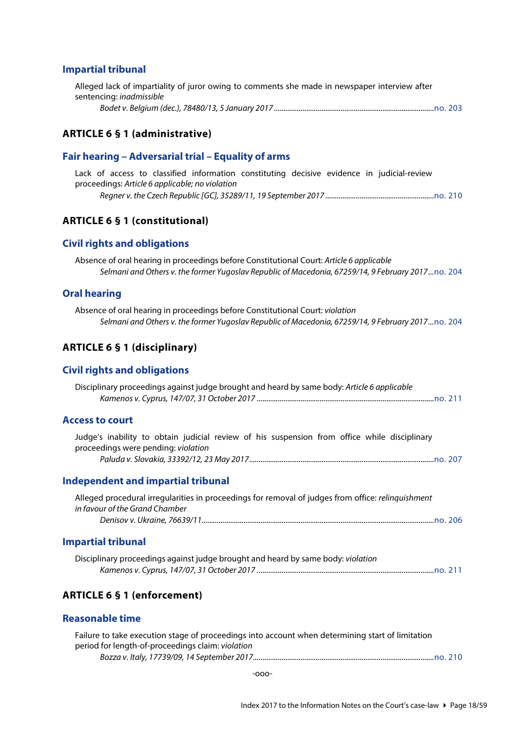### Impartial tribunal

Alleged lack of impartiality of juror owing to comments she made in newspaper interview after sentencing: *inadmissible*

*Bodet v. Belgium (dec.), 78480/13, 5 January 2017* .......... no. 203

## ARTICLE 6 § 1 (administrative)

### Fair hearing – Adversarial trial – Equality of arms

Lack of access to classified information constituting decisive evidence in judicial-review proceedings: *Article 6 applicable; no violation*

*Regner v. the Czech Republic [GC], 35289/11, 19 September 2017* .......... no. 210

## ARTICLE 6 § 1 (constitutional)

### Civil rights and obligations

Absence of oral hearing in proceedings before Constitutional Court: *Article 6 applicable*

*Selmani and Others v. the former Yugoslav Republic of Macedonia, 67259/14, 9 February 2017* ... no. 204

### Oral hearing

Absence of oral hearing in proceedings before Constitutional Court: *violation*

*Selmani and Others v. the former Yugoslav Republic of Macedonia, 67259/14, 9 February 2017* ... no. 204

## ARTICLE 6 § 1 (disciplinary)

### Civil rights and obligations

Disciplinary proceedings against judge brought and heard by same body: *Article 6 applicable*

*Kamenos v. Cyprus, 147/07, 31 October 2017* .......... no. 211

### Access to court

Judge's inability to obtain judicial review of his suspension from office while disciplinary proceedings were pending: *violation*

*Paluda v. Slovakia, 33392/12, 23 May 2017* .......... no. 207

### Independent and impartial tribunal

Alleged procedural irregularities in proceedings for removal of judges from office: *relinquishment in favour of the Grand Chamber*

*Denisov v. Ukraine, 76639/11* .......... no. 206

### Impartial tribunal

Disciplinary proceedings against judge brought and heard by same body: *violation*

*Kamenos v. Cyprus, 147/07, 31 October 2017* .......... no. 211

## ARTICLE 6 § 1 (enforcement)

### Reasonable time

Failure to take execution stage of proceedings into account when determining start of limitation period for length-of-proceedings claim: *violation*

*Bozza v. Italy, 17739/09, 14 September 2017* .......... no. 210

-ooo-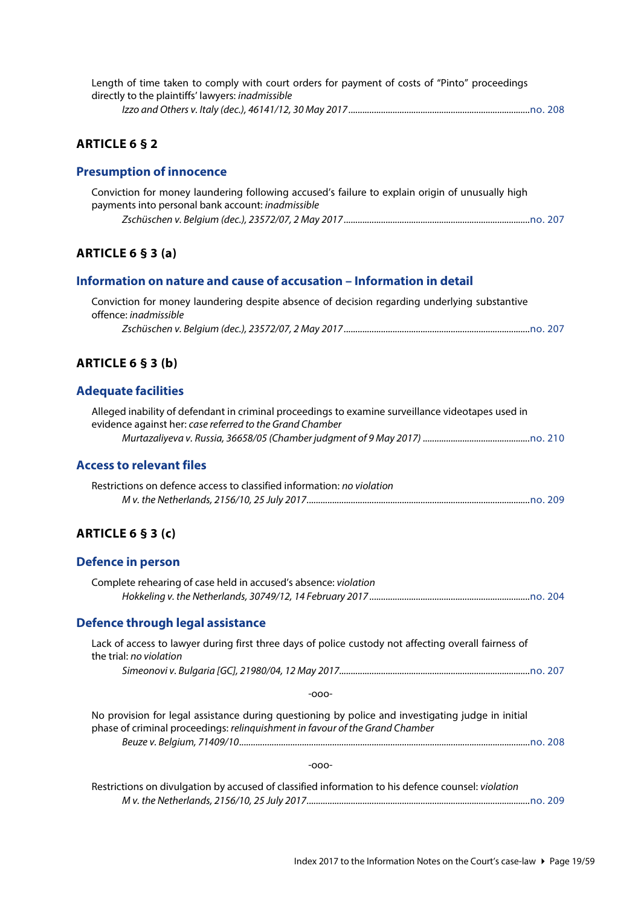Length of time taken to comply with court orders for payment of costs of "Pinto" proceedings directly to the plaintiffs' lawyers: *inadmissible*

*Izzo and Others v. Italy (dec.), 46141/12, 30 May 2017* ............................................................................. no. 208

## ARTICLE 6 § 2

### Presumption of innocence

Conviction for money laundering following accused's failure to explain origin of unusually high payments into personal bank account: *inadmissible*

*Zschüschen v. Belgium (dec.), 23572/07, 2 May 2017* ............................................................................. no. 207

## ARTICLE 6 § 3 (a)

### Information on nature and cause of accusation – Information in detail

Conviction for money laundering despite absence of decision regarding underlying substantive offence: *inadmissible*

*Zschüschen v. Belgium (dec.), 23572/07, 2 May 2017* ............................................................................. no. 207

## ARTICLE 6 § 3 (b)

### Adequate facilities

Alleged inability of defendant in criminal proceedings to examine surveillance videotapes used in evidence against her: *case referred to the Grand Chamber*

*Murtazaliyeva v. Russia, 36658/05 (Chamber judgment of 9 May 2017)* ............................................. no. 210

### Access to relevant files

Restrictions on defence access to classified information: *no violation*

*M v. the Netherlands, 2156/10, 25 July 2017* ............................................................................................. no. 209

## ARTICLE 6 § 3 (c)

### Defence in person

Complete rehearing of case held in accused's absence: *violation*

*Hokkeling v. the Netherlands, 30749/12, 14 February 2017* .................................................................... no. 204

### Defence through legal assistance

Lack of access to lawyer during first three days of police custody not affecting overall fairness of the trial: *no violation*

*Simeonovi v. Bulgaria [GC], 21980/04, 12 May 2017* ................................................................................. no. 207

-ooo-

No provision for legal assistance during questioning by police and investigating judge in initial phase of criminal proceedings: *relinquishment in favour of the Grand Chamber*

*Beuze v. Belgium, 71409/10* ........................................................................................................................... no. 208

-ooo-

Restrictions on divulgation by accused of classified information to his defence counsel: *violation*

*M v. the Netherlands, 2156/10, 25 July 2017* ............................................................................................. no. 209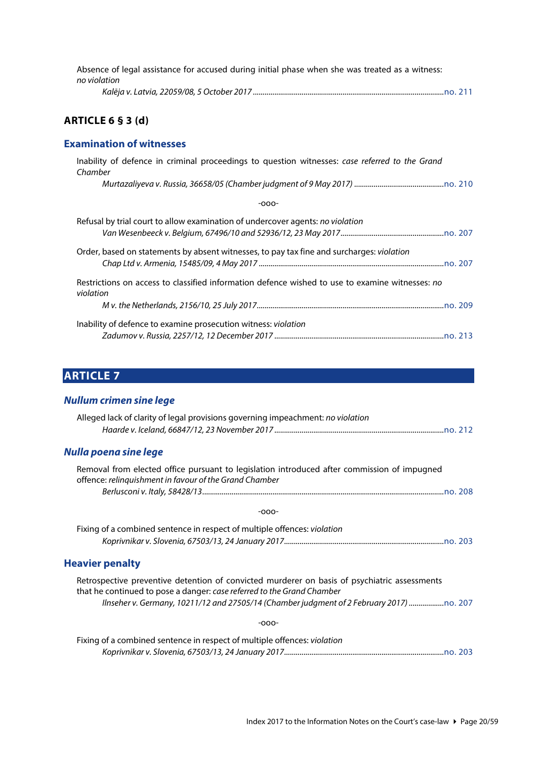Absence of legal assistance for accused during initial phase when she was treated as a witness: *no violation*

*Kalēja v. Latvia, 22059/08, 5 October 2017* ................................................................................. no. 211

## ARTICLE 6 § 3 (d)

### Examination of witnesses

Inability of defence in criminal proceedings to question witnesses: *case referred to the Grand Chamber*

*Murtazaliyeva v. Russia, 36658/05 (Chamber judgment of 9 May 2017)* ............................................. no. 210

-ooo-

Refusal by trial court to allow examination of undercover agents: *no violation*

*Van Wesenbeeck v. Belgium, 67496/10 and 52936/12, 23 May 2017* ..................................................... no. 207

Order, based on statements by absent witnesses, to pay tax fine and surcharges: *violation*

*Chap Ltd v. Armenia, 15485/09, 4 May 2017* ............................................................................................. no. 207

Restrictions on access to classified information defence wished to use to examine witnesses: *no violation*

*M v. the Netherlands, 2156/10, 25 July 2017* ............................................................................................. no. 209

Inability of defence to examine prosecution witness: *violation*

*Zadumov v. Russia, 2257/12, 12 December 2017* ...................................................................................... no. 213

# ARTICLE 7

### *Nullum crimen sine lege*

Alleged lack of clarity of legal provisions governing impeachment: *no violation*

*Haarde v. Iceland, 66847/12, 23 November 2017* ...................................................................................... no. 212

### *Nulla poena sine lege*

Removal from elected office pursuant to legislation introduced after commission of impugned offence: *relinquishment in favour of the Grand Chamber*

*Berlusconi v. Italy, 58428/13* ......................................................................................................................... no. 208

-ooo-

Fixing of a combined sentence in respect of multiple offences: *violation*

*Koprivnikar v. Slovenia, 67503/13, 24 January 2017* ................................................................................. no. 203

### Heavier penalty

Retrospective preventive detention of convicted murderer on basis of psychiatric assessments that he continued to pose a danger: *case referred to the Grand Chamber*

*Ilnseher v. Germany, 10211/12 and 27505/14 (Chamber judgment of 2 February 2017)* .................. no. 207

-ooo-

Fixing of a combined sentence in respect of multiple offences: *violation*

*Koprivnikar v. Slovenia, 67503/13, 24 January 2017* ................................................................................. no. 203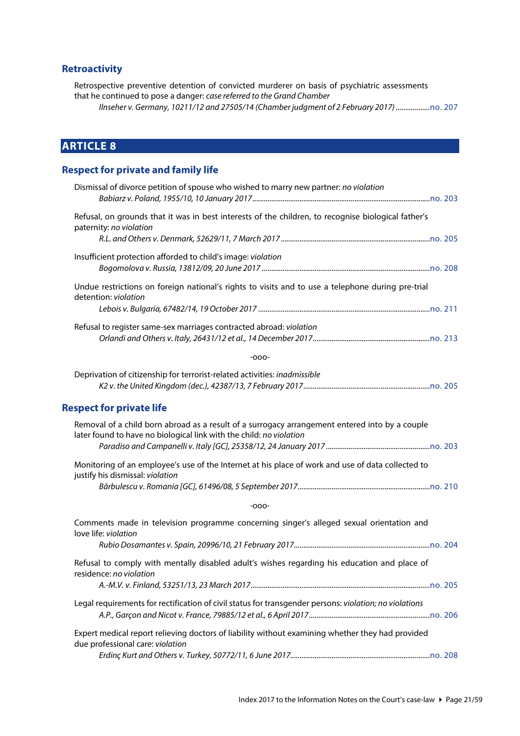### Retroactivity

Retrospective preventive detention of convicted murderer on basis of psychiatric assessments that he continued to pose a danger: *case referred to the Grand Chamber*

*Ilnseher v. Germany, 10211/12 and 27505/14 (Chamber judgment of 2 February 2017)* .................. no. 207

## ARTICLE 8

### Respect for private and family life

Dismissal of divorce petition of spouse who wished to marry new partner: *no violation*

*Babiarz v. Poland, 1955/10, 10 January 2017*............................................................................................ no. 203

Refusal, on grounds that it was in best interests of the children, to recognise biological father's paternity: *no violation*

*R.L. and Others v. Denmark, 52629/11, 7 March 2017* .............................................................................. no. 205

Insufficient protection afforded to child's image: *violation*

*Bogomolova v. Russia, 13812/09, 20 June 2017* ........................................................................................ no. 208

Undue restrictions on foreign national's rights to visits and to use a telephone during pre-trial detention: *violation*

*Lebois v. Bulgaria, 67482/14, 19 October 2017* ......................................................................................... no. 211

Refusal to register same-sex marriages contracted abroad: *violation*

*Orlandi and Others v. Italy, 26431/12 et al., 14 December 2017*............................................................. no. 213

-ooo-

Deprivation of citizenship for terrorist-related activities: *inadmissible*

*K2 v. the United Kingdom (dec.), 42387/13, 7 February 2017*.................................................................. no. 205

### Respect for private life

Removal of a child born abroad as a result of a surrogacy arrangement entered into by a couple later found to have no biological link with the child: *no violation*

*Paradiso and Campanelli v. Italy [GC], 25358/12, 24 January 2017* ...................................................... no. 203

Monitoring of an employee's use of the Internet at his place of work and use of data collected to justify his dismissal: *violation*

*Bărbulescu v. Romania [GC], 61496/08, 5 September 2017*..................................................................... no. 210

-ooo-

Comments made in television programme concerning singer's alleged sexual orientation and love life: *violation*

*Rubio Dosamantes v. Spain, 20996/10, 21 February 2017*....................................................................... no. 204

Refusal to comply with mentally disabled adult's wishes regarding his education and place of residence: *no violation*

*A.-M.V. v. Finland, 53251/13, 23 March 2017*.............................................................................................. no. 205

Legal requirements for rectification of civil status for transgender persons: *violation; no violations*

*A.P., Garçon and Nicot v. France, 79885/12 et al., 6 April 2017*............................................................... no. 206

Expert medical report relieving doctors of liability without examining whether they had provided due professional care: *violation*

*Erdinç Kurt and Others v. Turkey, 50772/11, 6 June 2017*......................................................................... no. 208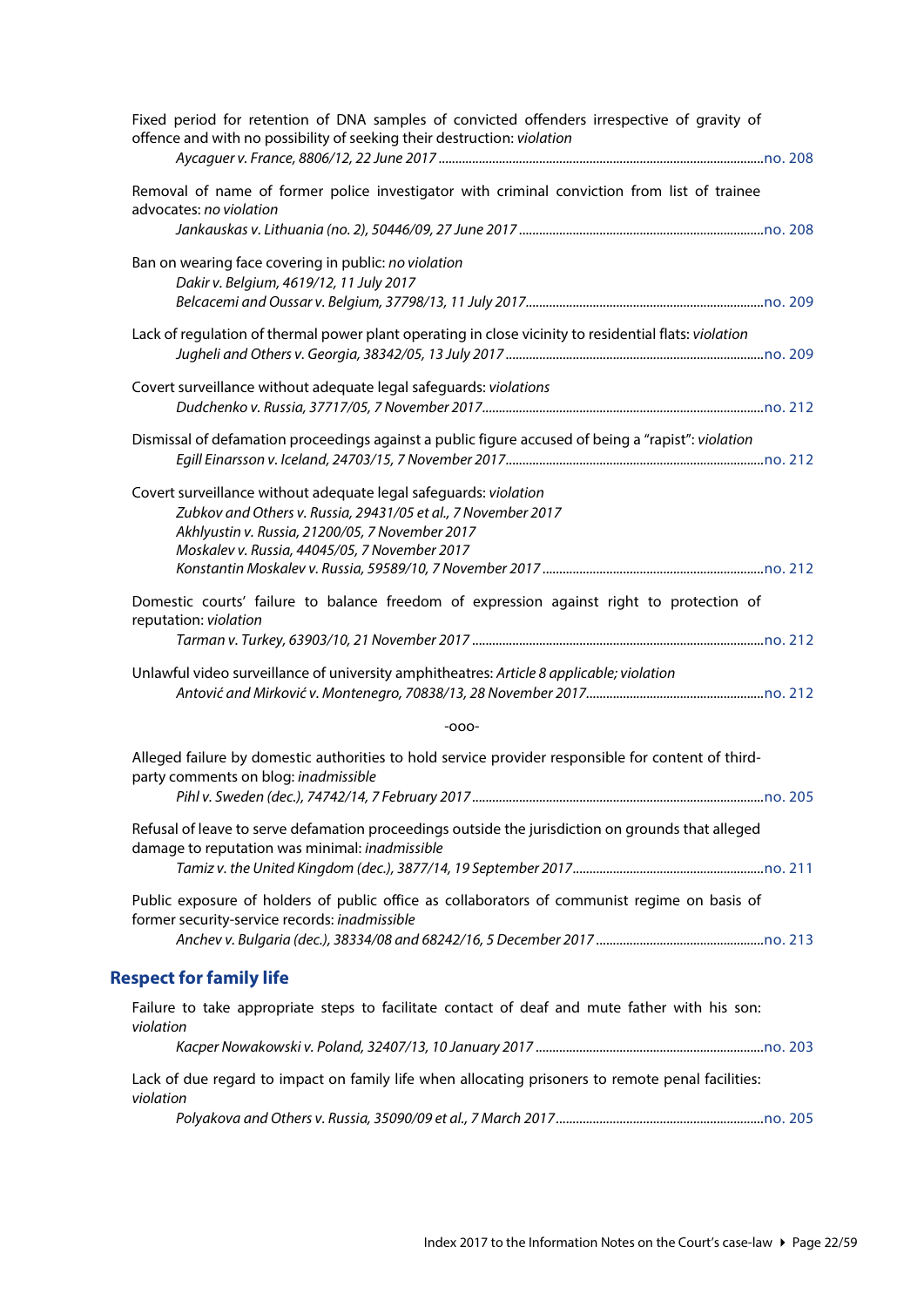Fixed period for retention of DNA samples of convicted offenders irrespective of gravity of offence and with no possibility of seeking their destruction: *violation*

*Aycaguer v. France, 8806/12, 22 June 2017* ..... no. 208

Removal of name of former police investigator with criminal conviction from list of trainee advocates: *no violation*

*Jankauskas v. Lithuania (no. 2), 50446/09, 27 June 2017* ..... no. 208

Ban on wearing face covering in public: *no violation*

*Dakir v. Belgium, 4619/12, 11 July 2017*
*Belcacemi and Oussar v. Belgium, 37798/13, 11 July 2017* ..... no. 209

Lack of regulation of thermal power plant operating in close vicinity to residential flats: *violation*

*Jugheli and Others v. Georgia, 38342/05, 13 July 2017* ..... no. 209

Covert surveillance without adequate legal safeguards: *violations*

*Dudchenko v. Russia, 37717/05, 7 November 2017* ..... no. 212

Dismissal of defamation proceedings against a public figure accused of being a "rapist": *violation*

*Egill Einarsson v. Iceland, 24703/15, 7 November 2017* ..... no. 212

Covert surveillance without adequate legal safeguards: *violation*

*Zubkov and Others v. Russia, 29431/05 et al., 7 November 2017*
*Akhlyustin v. Russia, 21200/05, 7 November 2017*
*Moskalev v. Russia, 44045/05, 7 November 2017*
*Konstantin Moskalev v. Russia, 59589/10, 7 November 2017* ..... no. 212

Domestic courts' failure to balance freedom of expression against right to protection of reputation: *violation*

*Tarman v. Turkey, 63903/10, 21 November 2017* ..... no. 212

Unlawful video surveillance of university amphitheatres: *Article 8 applicable; violation*

*Antović and Mirković v. Montenegro, 70838/13, 28 November 2017* ..... no. 212

-ooo-

Alleged failure by domestic authorities to hold service provider responsible for content of third-party comments on blog: *inadmissible*

*Pihl v. Sweden (dec.), 74742/14, 7 February 2017* ..... no. 205

Refusal of leave to serve defamation proceedings outside the jurisdiction on grounds that alleged damage to reputation was minimal: *inadmissible*

*Tamiz v. the United Kingdom (dec.), 3877/14, 19 September 2017* ..... no. 211

Public exposure of holders of public office as collaborators of communist regime on basis of former security-service records: *inadmissible*

*Anchev v. Bulgaria (dec.), 38334/08 and 68242/16, 5 December 2017* ..... no. 213

## Respect for family life

Failure to take appropriate steps to facilitate contact of deaf and mute father with his son: *violation*

*Kacper Nowakowski v. Poland, 32407/13, 10 January 2017* ..... no. 203

Lack of due regard to impact on family life when allocating prisoners to remote penal facilities: *violation*

*Polyakova and Others v. Russia, 35090/09 et al., 7 March 2017* ..... no. 205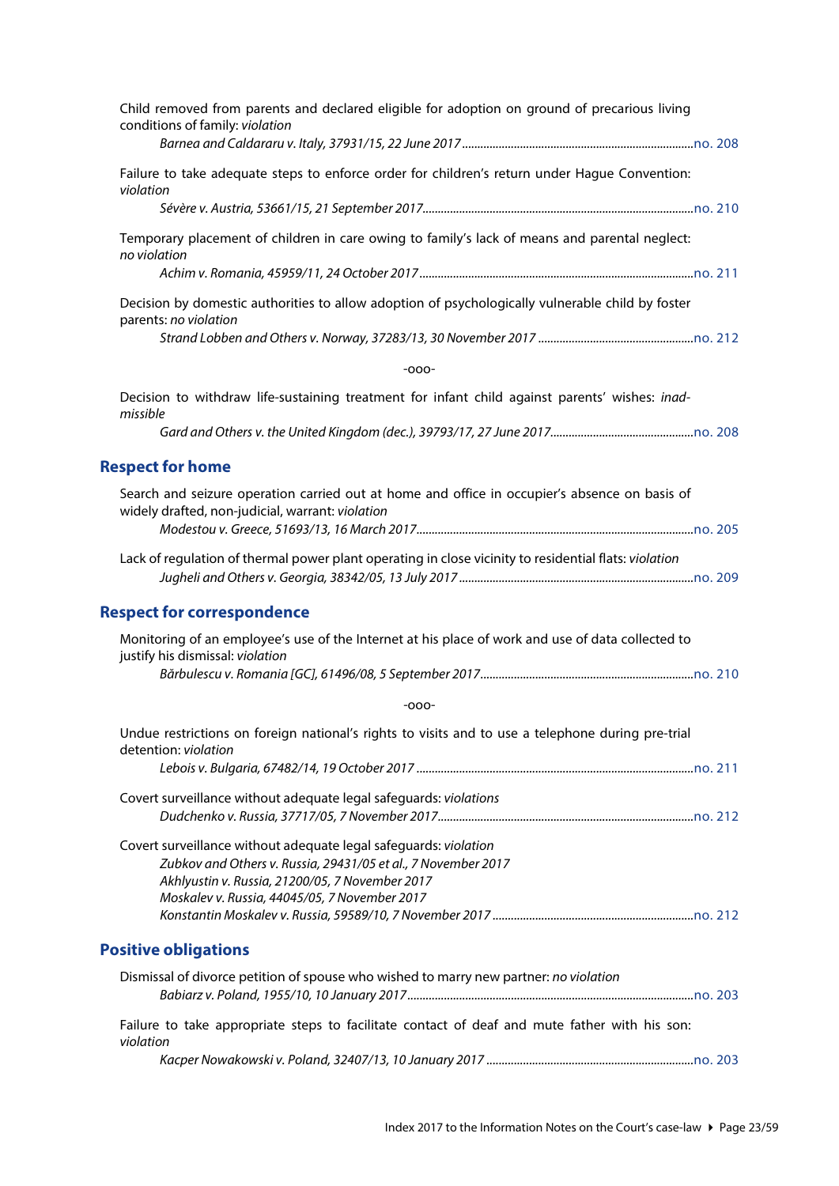Child removed from parents and declared eligible for adoption on ground of precarious living conditions of family: *violation*

*Barnea and Caldararu v. Italy, 37931/15, 22 June 2017*...........................................................................no. 208

Failure to take adequate steps to enforce order for children's return under Hague Convention: *violation*

*Sévère v. Austria, 53661/15, 21 September 2017*.........................................................................................no. 210

Temporary placement of children in care owing to family's lack of means and parental neglect: *no violation*

*Achim v. Romania, 45959/11, 24 October 2017*..........................................................................................no. 211

Decision by domestic authorities to allow adoption of psychologically vulnerable child by foster parents: *no violation*

*Strand Lobben and Others v. Norway, 37283/13, 30 November 2017* ...................................................no. 212

-ooo-

Decision to withdraw life-sustaining treatment for infant child against parents' wishes: *inadmissible*

*Gard and Others v. the United Kingdom (dec.), 39793/17, 27 June 2017*...............................................no. 208

## Respect for home

Search and seizure operation carried out at home and office in occupier's absence on basis of widely drafted, non-judicial, warrant: *violation*

*Modestou v. Greece, 51693/13, 16 March 2017*...........................................................................................no. 205

Lack of regulation of thermal power plant operating in close vicinity to residential flats: *violation*

*Jugheli and Others v. Georgia, 38342/05, 13 July 2017*.............................................................................no. 209

## Respect for correspondence

Monitoring of an employee's use of the Internet at his place of work and use of data collected to justify his dismissal: *violation*

*Bărbulescu v. Romania [GC], 61496/08, 5 September 2017*......................................................................no. 210

-ooo-

Undue restrictions on foreign national's rights to visits and to use a telephone during pre-trial detention: *violation*

*Lebois v. Bulgaria, 67482/14, 19 October 2017* ...........................................................................................no. 211

Covert surveillance without adequate legal safeguards: *violations*

*Dudchenko v. Russia, 37717/05, 7 November 2017*....................................................................................no. 212

Covert surveillance without adequate legal safeguards: *violation*

*Zubkov and Others v. Russia, 29431/05 et al., 7 November 2017*
*Akhlyustin v. Russia, 21200/05, 7 November 2017*
*Moskalev v. Russia, 44045/05, 7 November 2017*
*Konstantin Moskalev v. Russia, 59589/10, 7 November 2017* ..................................................................no. 212

## Positive obligations

Dismissal of divorce petition of spouse who wished to marry new partner: *no violation*

*Babiarz v. Poland, 1955/10, 10 January 2017*.............................................................................................no. 203

Failure to take appropriate steps to facilitate contact of deaf and mute father with his son: *violation*

*Kacper Nowakowski v. Poland, 32407/13, 10 January 2017* ....................................................................no. 203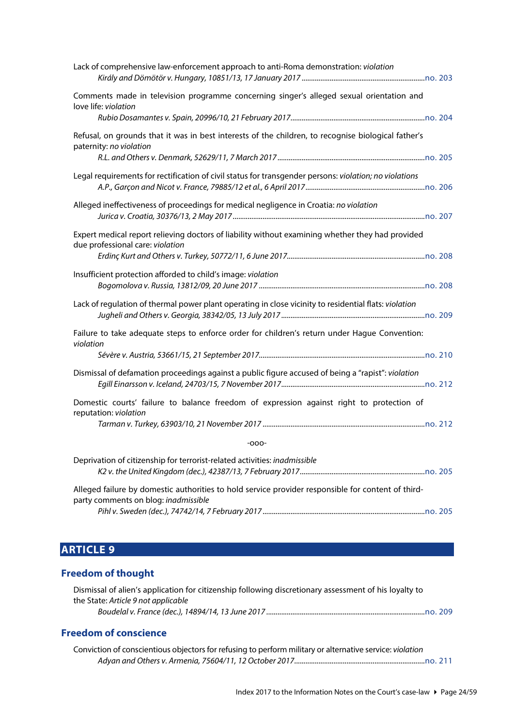Lack of comprehensive law-enforcement approach to anti-Roma demonstration: *violation*
*Király and Dömötör v. Hungary, 10851/13, 17 January 2017* ........ no. 203

Comments made in television programme concerning singer's alleged sexual orientation and love life: *violation*
*Rubio Dosamantes v. Spain, 20996/10, 21 February 2017* ........ no. 204

Refusal, on grounds that it was in best interests of the children, to recognise biological father's paternity: *no violation*
*R.L. and Others v. Denmark, 52629/11, 7 March 2017* ........ no. 205

Legal requirements for rectification of civil status for transgender persons: *violation; no violations*
*A.P., Garçon and Nicot v. France, 79885/12 et al., 6 April 2017* ........ no. 206

Alleged ineffectiveness of proceedings for medical negligence in Croatia: *no violation*
*Jurica v. Croatia, 30376/13, 2 May 2017* ........ no. 207

Expert medical report relieving doctors of liability without examining whether they had provided due professional care: *violation*
*Erdinç Kurt and Others v. Turkey, 50772/11, 6 June 2017* ........ no. 208

Insufficient protection afforded to child's image: *violation*
*Bogomolova v. Russia, 13812/09, 20 June 2017* ........ no. 208

Lack of regulation of thermal power plant operating in close vicinity to residential flats: *violation*
*Jugheli and Others v. Georgia, 38342/05, 13 July 2017* ........ no. 209

Failure to take adequate steps to enforce order for children's return under Hague Convention: *violation*
*Sévère v. Austria, 53661/15, 21 September 2017* ........ no. 210

Dismissal of defamation proceedings against a public figure accused of being a "rapist": *violation*
*Egill Einarsson v. Iceland, 24703/15, 7 November 2017* ........ no. 212

Domestic courts' failure to balance freedom of expression against right to protection of reputation: *violation*
*Tarman v. Turkey, 63903/10, 21 November 2017* ........ no. 212

-ooo-

Deprivation of citizenship for terrorist-related activities: *inadmissible*
*K2 v. the United Kingdom (dec.), 42387/13, 7 February 2017* ........ no. 205

Alleged failure by domestic authorities to hold service provider responsible for content of third-party comments on blog: *inadmissible*
*Pihl v. Sweden (dec.), 74742/14, 7 February 2017* ........ no. 205

## ARTICLE 9

### Freedom of thought

Dismissal of alien's application for citizenship following discretionary assessment of his loyalty to the State: *Article 9 not applicable*
*Boudelal v. France (dec.), 14894/14, 13 June 2017* ........ no. 209

### Freedom of conscience

Conviction of conscientious objectors for refusing to perform military or alternative service: *violation*
*Adyan and Others v. Armenia, 75604/11, 12 October 2017* ........ no. 211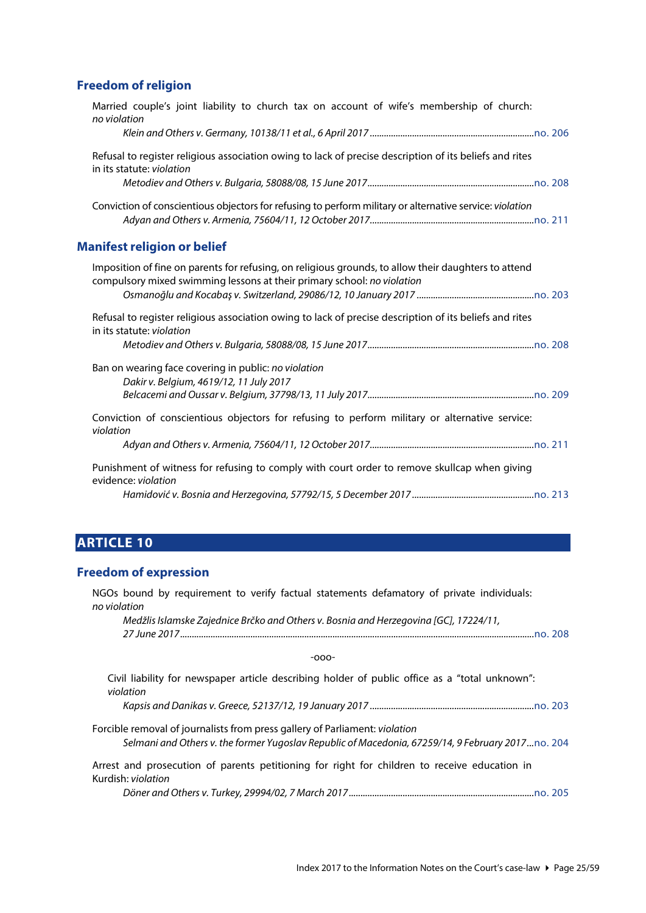## Freedom of religion

Married couple's joint liability to church tax on account of wife's membership of church: *no violation*

*Klein and Others v. Germany, 10138/11 et al., 6 April 2017* ..................... no. 206

Refusal to register religious association owing to lack of precise description of its beliefs and rites in its statute: *violation*

*Metodiev and Others v. Bulgaria, 58088/08, 15 June 2017* ..................... no. 208

Conviction of conscientious objectors for refusing to perform military or alternative service: *violation*

*Adyan and Others v. Armenia, 75604/11, 12 October 2017* ..................... no. 211

## Manifest religion or belief

Imposition of fine on parents for refusing, on religious grounds, to allow their daughters to attend compulsory mixed swimming lessons at their primary school: *no violation*

*Osmanoğlu and Kocabaş v. Switzerland, 29086/12, 10 January 2017* ..................... no. 203

Refusal to register religious association owing to lack of precise description of its beliefs and rites in its statute: *violation*

*Metodiev and Others v. Bulgaria, 58088/08, 15 June 2017* ..................... no. 208

Ban on wearing face covering in public: *no violation*

*Dakir v. Belgium, 4619/12, 11 July 2017*
*Belcacemi and Oussar v. Belgium, 37798/13, 11 July 2017* ..................... no. 209

Conviction of conscientious objectors for refusing to perform military or alternative service: *violation*

*Adyan and Others v. Armenia, 75604/11, 12 October 2017* ..................... no. 211

Punishment of witness for refusing to comply with court order to remove skullcap when giving evidence: *violation*

*Hamidović v. Bosnia and Herzegovina, 57792/15, 5 December 2017* ..................... no. 213

# ARTICLE 10

## Freedom of expression

NGOs bound by requirement to verify factual statements defamatory of private individuals: *no violation*

*Medžlis Islamske Zajednice Brčko and Others v. Bosnia and Herzegovina [GC], 17224/11, 27 June 2017* ..................... no. 208

-ooo-

Civil liability for newspaper article describing holder of public office as a "total unknown": *violation*

*Kapsis and Danikas v. Greece, 52137/12, 19 January 2017* ..................... no. 203

Forcible removal of journalists from press gallery of Parliament: *violation*

*Selmani and Others v. the former Yugoslav Republic of Macedonia, 67259/14, 9 February 2017* ... no. 204

Arrest and prosecution of parents petitioning for right for children to receive education in Kurdish: *violation*

*Döner and Others v. Turkey, 29994/02, 7 March 2017* ..................... no. 205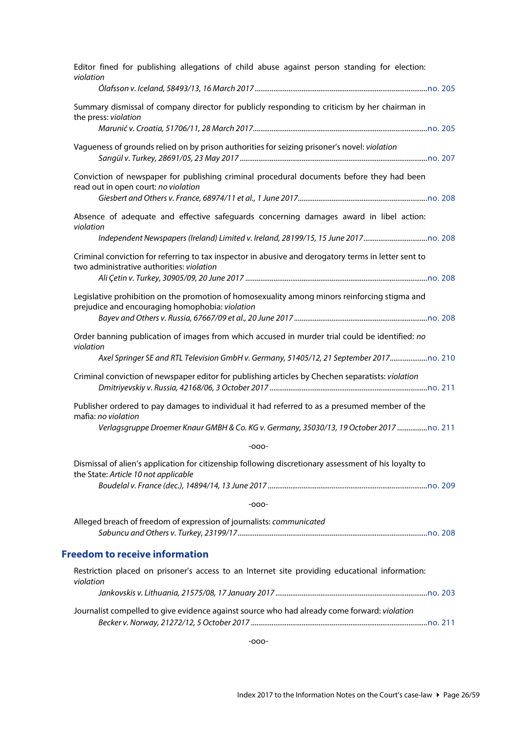Editor fined for publishing allegations of child abuse against person standing for election: *violation*

*Ólafsson v. Iceland, 58493/13, 16 March 2017*..........no. 205

Summary dismissal of company director for publicly responding to criticism by her chairman in the press: *violation*

*Marunić v. Croatia, 51706/11, 28 March 2017*..........no. 205

Vagueness of grounds relied on by prison authorities for seizing prisoner's novel: *violation*

*Sarıgül v. Turkey, 28691/05, 23 May 2017*..........no. 207

Conviction of newspaper for publishing criminal procedural documents before they had been read out in open court: *no violation*

*Giesbert and Others v. France, 68974/11 et al., 1 June 2017*..........no. 208

Absence of adequate and effective safeguards concerning damages award in libel action: *violation*

*Independent Newspapers (Ireland) Limited v. Ireland, 28199/15, 15 June 2017*..........no. 208

Criminal conviction for referring to tax inspector in abusive and derogatory terms in letter sent to two administrative authorities: *violation*

*Ali Çetin v. Turkey, 30905/09, 20 June 2017*..........no. 208

Legislative prohibition on the promotion of homosexuality among minors reinforcing stigma and prejudice and encouraging homophobia: *violation*

*Bayev and Others v. Russia, 67667/09 et al., 20 June 2017*..........no. 208

Order banning publication of images from which accused in murder trial could be identified: *no violation*

*Axel Springer SE and RTL Television GmbH v. Germany, 51405/12, 21 September 2017*..........no. 210

Criminal conviction of newspaper editor for publishing articles by Chechen separatists: *violation*

*Dmitriyevskiy v. Russia, 42168/06, 3 October 2017*..........no. 211

Publisher ordered to pay damages to individual it had referred to as a presumed member of the mafia: *no violation*

*Verlagsgruppe Droemer Knaur GMBH & Co. KG v. Germany, 35030/13, 19 October 2017*..........no. 211

-ooo-

Dismissal of alien's application for citizenship following discretionary assessment of his loyalty to the State: *Article 10 not applicable*

*Boudelal v. France (dec.), 14894/14, 13 June 2017*..........no. 209

-ooo-

Alleged breach of freedom of expression of journalists: *communicated*

*Sabuncu and Others v. Turkey, 23199/17*..........no. 208

## Freedom to receive information

Restriction placed on prisoner's access to an Internet site providing educational information: *violation*

*Jankovskis v. Lithuania, 21575/08, 17 January 2017*..........no. 203

Journalist compelled to give evidence against source who had already come forward: *violation*

*Becker v. Norway, 21272/12, 5 October 2017*..........no. 211

-ooo-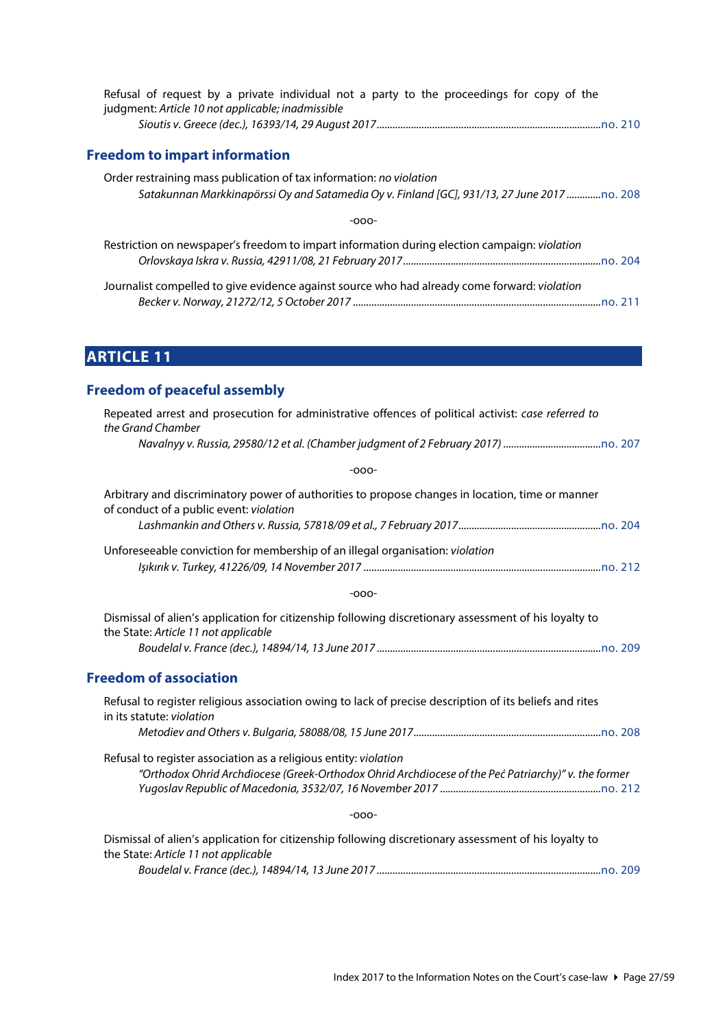Refusal of request by a private individual not a party to the proceedings for copy of the judgment: *Article 10 not applicable; inadmissible*

*Sioutis v. Greece (dec.), 16393/14, 29 August 2017* ........................ no. 210

## Freedom to impart information

Order restraining mass publication of tax information: *no violation*

*Satakunnan Markkinapörssi Oy and Satamedia Oy v. Finland [GC], 931/13, 27 June 2017* ........................ no. 208

-ooo-

Restriction on newspaper's freedom to impart information during election campaign: *violation*

*Orlovskaya Iskra v. Russia, 42911/08, 21 February 2017* ........................ no. 204

Journalist compelled to give evidence against source who had already come forward: *violation*

*Becker v. Norway, 21272/12, 5 October 2017* ........................ no. 211

# ARTICLE 11

## Freedom of peaceful assembly

Repeated arrest and prosecution for administrative offences of political activist: *case referred to the Grand Chamber*

*Navalnyy v. Russia, 29580/12 et al. (Chamber judgment of 2 February 2017)* ........................ no. 207

-ooo-

Arbitrary and discriminatory power of authorities to propose changes in location, time or manner of conduct of a public event: *violation*

*Lashmankin and Others v. Russia, 57818/09 et al., 7 February 2017* ........................ no. 204

Unforeseeable conviction for membership of an illegal organisation: *violation*

*Işıkırık v. Turkey, 41226/09, 14 November 2017* ........................ no. 212

-ooo-

Dismissal of alien's application for citizenship following discretionary assessment of his loyalty to the State: *Article 11 not applicable*

*Boudelal v. France (dec.), 14894/14, 13 June 2017* ........................ no. 209

## Freedom of association

Refusal to register religious association owing to lack of precise description of its beliefs and rites in its statute: *violation*

*Metodiev and Others v. Bulgaria, 58088/08, 15 June 2017* ........................ no. 208

Refusal to register association as a religious entity: *violation*

*"Orthodox Ohrid Archdiocese (Greek-Orthodox Ohrid Archdiocese of the Peć Patriarchy)" v. the former Yugoslav Republic of Macedonia, 3532/07, 16 November 2017* ........................ no. 212

-ooo-

Dismissal of alien's application for citizenship following discretionary assessment of his loyalty to the State: *Article 11 not applicable*

*Boudelal v. France (dec.), 14894/14, 13 June 2017* ........................ no. 209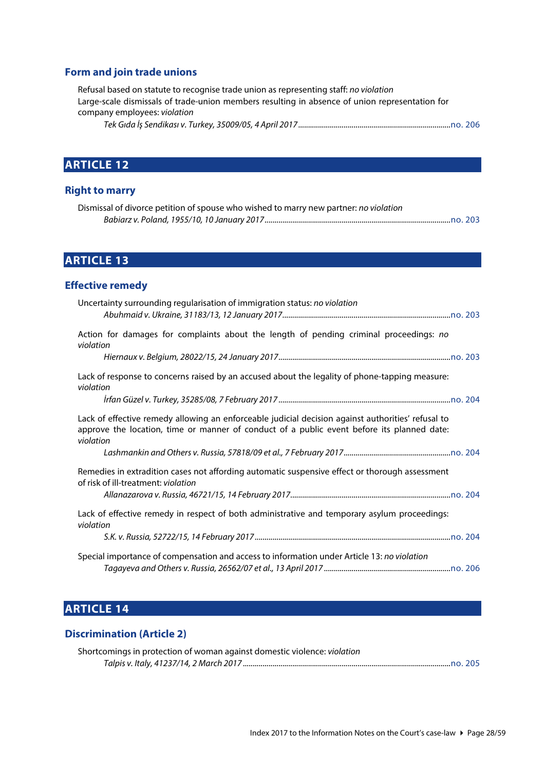### Form and join trade unions

Refusal based on statute to recognise trade union as representing staff: *no violation*
Large-scale dismissals of trade-union members resulting in absence of union representation for company employees: *violation*

*Tek Gıda İş Sendikası v. Turkey, 35009/05, 4 April 2017* ............................................................................no. 206

## ARTICLE 12

### Right to marry

Dismissal of divorce petition of spouse who wished to marry new partner: *no violation*

*Babiarz v. Poland, 1955/10, 10 January 2017* ............................................................................no. 203

## ARTICLE 13

### Effective remedy

Uncertainty surrounding regularisation of immigration status: *no violation*

*Abuhmaid v. Ukraine, 31183/13, 12 January 2017* ............................................................................no. 203

Action for damages for complaints about the length of pending criminal proceedings: *no violation*

*Hiernaux v. Belgium, 28022/15, 24 January 2017* ............................................................................no. 203

Lack of response to concerns raised by an accused about the legality of phone-tapping measure: *violation*

*İrfan Güzel v. Turkey, 35285/08, 7 February 2017* ............................................................................no. 204

Lack of effective remedy allowing an enforceable judicial decision against authorities' refusal to approve the location, time or manner of conduct of a public event before its planned date: *violation*

*Lashmankin and Others v. Russia, 57818/09 et al., 7 February 2017* ............................................................................no. 204

Remedies in extradition cases not affording automatic suspensive effect or thorough assessment of risk of ill-treatment: *violation*

*Allanazarova v. Russia, 46721/15, 14 February 2017* ............................................................................no. 204

Lack of effective remedy in respect of both administrative and temporary asylum proceedings: *violation*

*S.K. v. Russia, 52722/15, 14 February 2017* ............................................................................no. 204

Special importance of compensation and access to information under Article 13: *no violation*

*Tagayeva and Others v. Russia, 26562/07 et al., 13 April 2017* ............................................................................no. 206

## ARTICLE 14

### Discrimination (Article 2)

Shortcomings in protection of woman against domestic violence: *violation*

*Talpis v. Italy, 41237/14, 2 March 2017* ............................................................................no. 205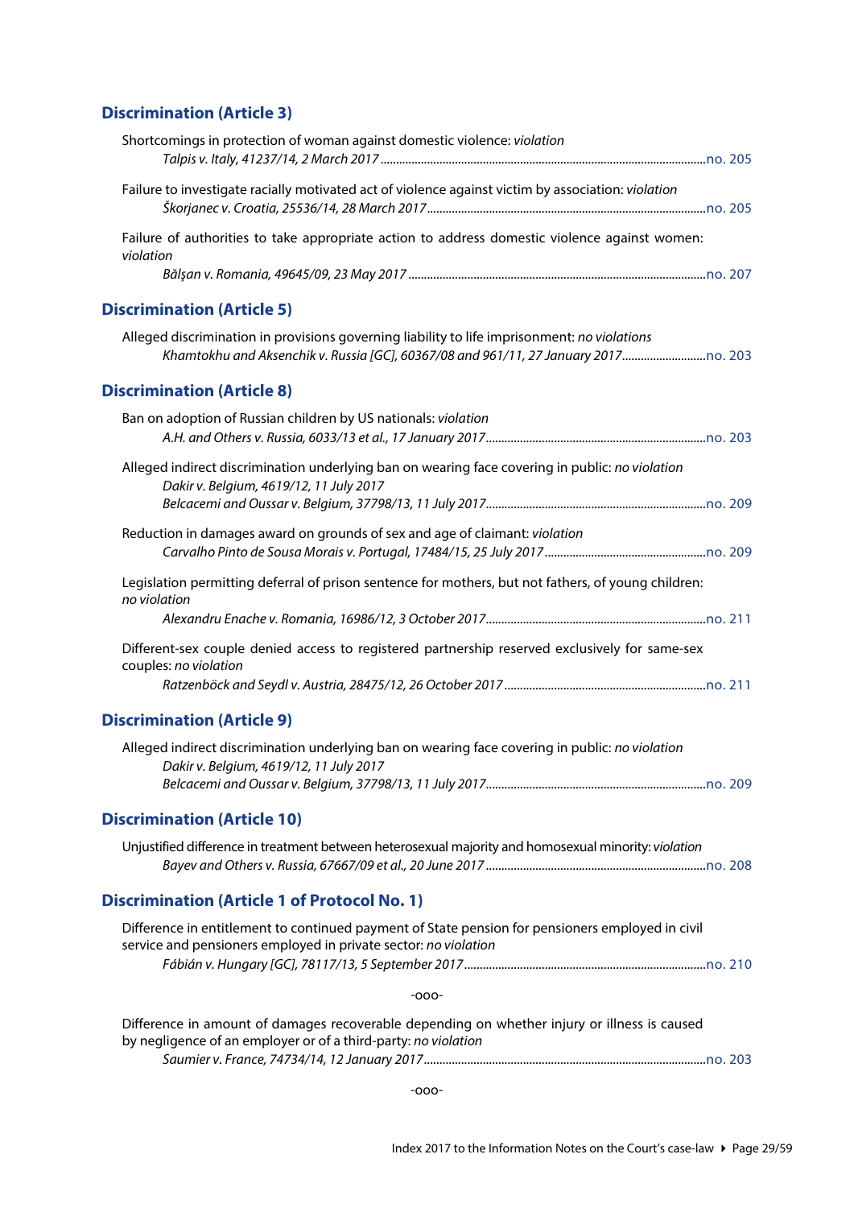## Discrimination (Article 3)

Shortcomings in protection of woman against domestic violence: *violation*
*Talpis v. Italy, 41237/14, 2 March 2017* .......... no. 205

Failure to investigate racially motivated act of violence against victim by association: *violation*
*Škorjanec v. Croatia, 25536/14, 28 March 2017* .......... no. 205

Failure of authorities to take appropriate action to address domestic violence against women: *violation*
*Bălşan v. Romania, 49645/09, 23 May 2017* .......... no. 207

## Discrimination (Article 5)

Alleged discrimination in provisions governing liability to life imprisonment: *no violations*
*Khamtokhu and Aksenchik v. Russia [GC], 60367/08 and 961/11, 27 January 2017* .......... no. 203

## Discrimination (Article 8)

Ban on adoption of Russian children by US nationals: *violation*
*A.H. and Others v. Russia, 6033/13 et al., 17 January 2017* .......... no. 203

Alleged indirect discrimination underlying ban on wearing face covering in public: *no violation*
*Dakir v. Belgium, 4619/12, 11 July 2017*
*Belcacemi and Oussar v. Belgium, 37798/13, 11 July 2017* .......... no. 209

Reduction in damages award on grounds of sex and age of claimant: *violation*
*Carvalho Pinto de Sousa Morais v. Portugal, 17484/15, 25 July 2017* .......... no. 209

Legislation permitting deferral of prison sentence for mothers, but not fathers, of young children: *no violation*
*Alexandru Enache v. Romania, 16986/12, 3 October 2017* .......... no. 211

Different-sex couple denied access to registered partnership reserved exclusively for same-sex couples: *no violation*
*Ratzenböck and Seydl v. Austria, 28475/12, 26 October 2017* .......... no. 211

## Discrimination (Article 9)

Alleged indirect discrimination underlying ban on wearing face covering in public: *no violation*
*Dakir v. Belgium, 4619/12, 11 July 2017*
*Belcacemi and Oussar v. Belgium, 37798/13, 11 July 2017* .......... no. 209

## Discrimination (Article 10)

Unjustified difference in treatment between heterosexual majority and homosexual minority: *violation*
*Bayev and Others v. Russia, 67667/09 et al., 20 June 2017* .......... no. 208

## Discrimination (Article 1 of Protocol No. 1)

Difference in entitlement to continued payment of State pension for pensioners employed in civil service and pensioners employed in private sector: *no violation*
*Fábián v. Hungary [GC], 78117/13, 5 September 2017* .......... no. 210

-ooo-

Difference in amount of damages recoverable depending on whether injury or illness is caused by negligence of an employer or of a third-party: *no violation*
*Saumier v. France, 74734/14, 12 January 2017* .......... no. 203

-ooo-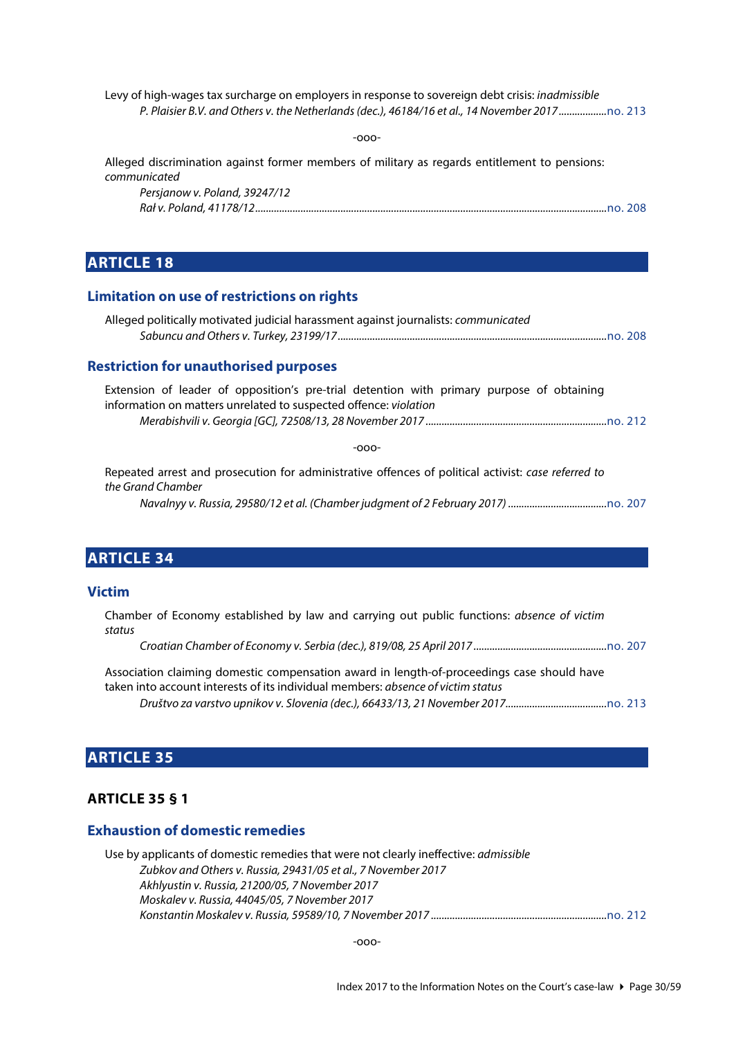Levy of high-wages tax surcharge on employers in response to sovereign debt crisis: *inadmissible*

*P. Plaisier B.V. and Others v. the Netherlands (dec.), 46184/16 et al., 14 November 2017*..................no. 213

-ooo-

Alleged discrimination against former members of military as regards entitlement to pensions: *communicated*

*Persjanow v. Poland, 39247/12*
*Rał v. Poland, 41178/12*..................no. 208

## ARTICLE 18

### Limitation on use of restrictions on rights

Alleged politically motivated judicial harassment against journalists: *communicated*

*Sabuncu and Others v. Turkey, 23199/17*..................no. 208

### Restriction for unauthorised purposes

Extension of leader of opposition's pre-trial detention with primary purpose of obtaining information on matters unrelated to suspected offence: *violation*

*Merabishvili v. Georgia [GC], 72508/13, 28 November 2017*..................no. 212

-ooo-

Repeated arrest and prosecution for administrative offences of political activist: *case referred to the Grand Chamber*

*Navalnyy v. Russia, 29580/12 et al. (Chamber judgment of 2 February 2017)*..................no. 207

## ARTICLE 34

### Victim

Chamber of Economy established by law and carrying out public functions: *absence of victim status*

*Croatian Chamber of Economy v. Serbia (dec.), 819/08, 25 April 2017*..................no. 207

Association claiming domestic compensation award in length-of-proceedings case should have taken into account interests of its individual members: *absence of victim status*

*Društvo za varstvo upnikov v. Slovenia (dec.), 66433/13, 21 November 2017*..................no. 213

## ARTICLE 35

### ARTICLE 35 § 1

### Exhaustion of domestic remedies

Use by applicants of domestic remedies that were not clearly ineffective: *admissible*

*Zubkov and Others v. Russia, 29431/05 et al., 7 November 2017*
*Akhlyustin v. Russia, 21200/05, 7 November 2017*
*Moskalev v. Russia, 44045/05, 7 November 2017*
*Konstantin Moskalev v. Russia, 59589/10, 7 November 2017*..................no. 212

-ooo-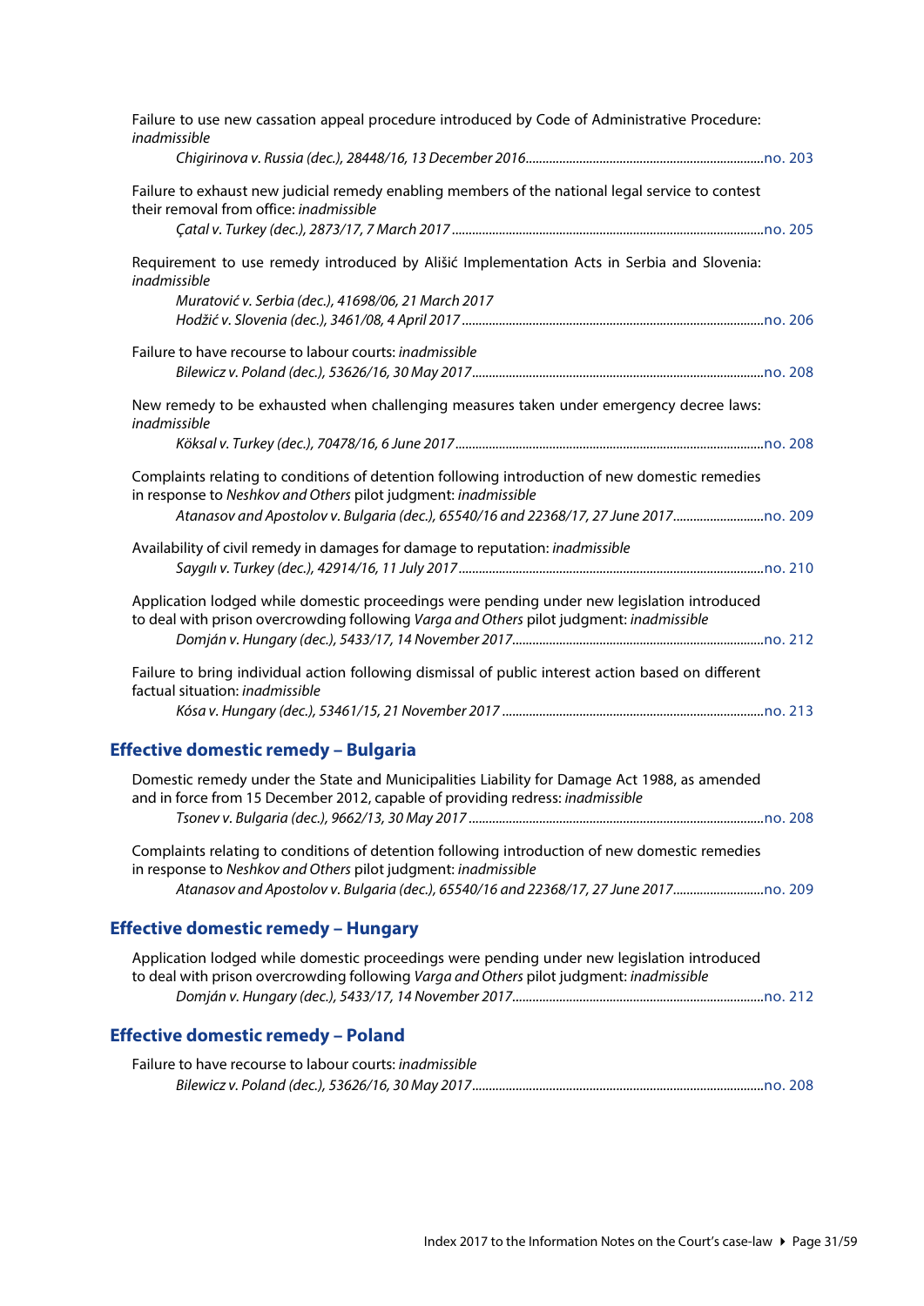Failure to use new cassation appeal procedure introduced by Code of Administrative Procedure: *inadmissible*

*Chigirinova v. Russia (dec.), 28448/16, 13 December 2016*......no. 203

Failure to exhaust new judicial remedy enabling members of the national legal service to contest their removal from office: *inadmissible*

*Çatal v. Turkey (dec.), 2873/17, 7 March 2017*......no. 205

Requirement to use remedy introduced by Ališić Implementation Acts in Serbia and Slovenia: *inadmissible*

*Muratović v. Serbia (dec.), 41698/06, 21 March 2017*
*Hodžić v. Slovenia (dec.), 3461/08, 4 April 2017*......no. 206

Failure to have recourse to labour courts: *inadmissible*

*Bilewicz v. Poland (dec.), 53626/16, 30 May 2017*......no. 208

New remedy to be exhausted when challenging measures taken under emergency decree laws: *inadmissible*

*Köksal v. Turkey (dec.), 70478/16, 6 June 2017*......no. 208

Complaints relating to conditions of detention following introduction of new domestic remedies in response to *Neshkov and Others* pilot judgment: *inadmissible*

*Atanasov and Apostolov v. Bulgaria (dec.), 65540/16 and 22368/17, 27 June 2017*......no. 209

Availability of civil remedy in damages for damage to reputation: *inadmissible*

*Saygılı v. Turkey (dec.), 42914/16, 11 July 2017*......no. 210

Application lodged while domestic proceedings were pending under new legislation introduced to deal with prison overcrowding following *Varga and Others* pilot judgment: *inadmissible*

*Domján v. Hungary (dec.), 5433/17, 14 November 2017*......no. 212

Failure to bring individual action following dismissal of public interest action based on different factual situation: *inadmissible*

*Kósa v. Hungary (dec.), 53461/15, 21 November 2017*......no. 213

## Effective domestic remedy – Bulgaria

Domestic remedy under the State and Municipalities Liability for Damage Act 1988, as amended and in force from 15 December 2012, capable of providing redress: *inadmissible*

*Tsonev v. Bulgaria (dec.), 9662/13, 30 May 2017*......no. 208

Complaints relating to conditions of detention following introduction of new domestic remedies in response to *Neshkov and Others* pilot judgment: *inadmissible*

*Atanasov and Apostolov v. Bulgaria (dec.), 65540/16 and 22368/17, 27 June 2017*......no. 209

## Effective domestic remedy – Hungary

Application lodged while domestic proceedings were pending under new legislation introduced to deal with prison overcrowding following *Varga and Others* pilot judgment: *inadmissible*

*Domján v. Hungary (dec.), 5433/17, 14 November 2017*......no. 212

## Effective domestic remedy – Poland

Failure to have recourse to labour courts: *inadmissible*

*Bilewicz v. Poland (dec.), 53626/16, 30 May 2017*......no. 208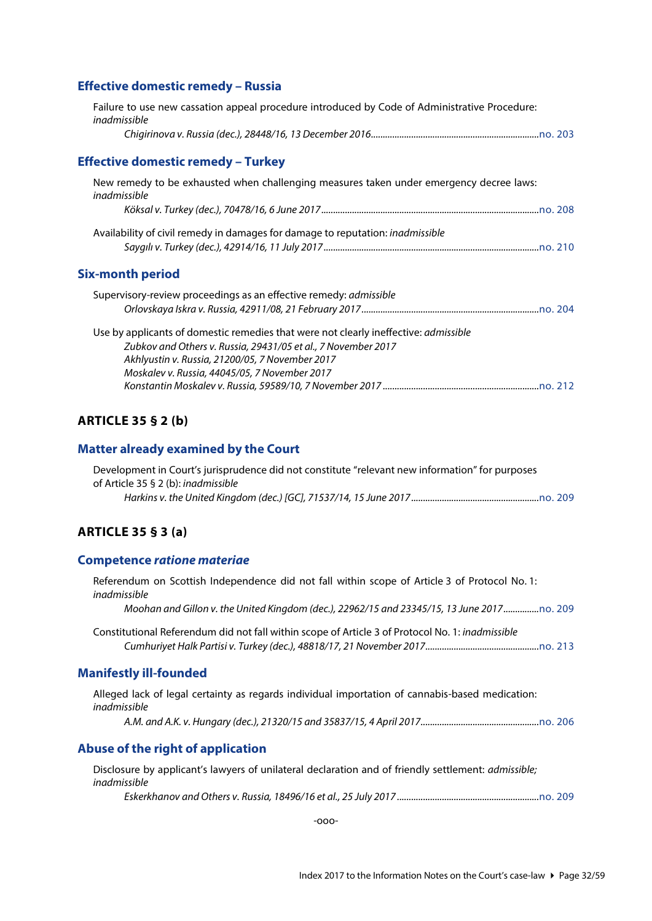### Effective domestic remedy – Russia

Failure to use new cassation appeal procedure introduced by Code of Administrative Procedure: *inadmissible*

*Chigirinova v. Russia (dec.), 28448/16, 13 December 2016*......no. 203

### Effective domestic remedy – Turkey

New remedy to be exhausted when challenging measures taken under emergency decree laws: *inadmissible*

*Köksal v. Turkey (dec.), 70478/16, 6 June 2017*......no. 208

Availability of civil remedy in damages for damage to reputation: *inadmissible*

*Saygılı v. Turkey (dec.), 42914/16, 11 July 2017*......no. 210

### Six-month period

Supervisory-review proceedings as an effective remedy: *admissible*

*Orlovskaya Iskra v. Russia, 42911/08, 21 February 2017*......no. 204

Use by applicants of domestic remedies that were not clearly ineffective: *admissible*

*Zubkov and Others v. Russia, 29431/05 et al., 7 November 2017*
*Akhlyustin v. Russia, 21200/05, 7 November 2017*
*Moskalev v. Russia, 44045/05, 7 November 2017*
*Konstantin Moskalev v. Russia, 59589/10, 7 November 2017*......no. 212

## ARTICLE 35 § 2 (b)

### Matter already examined by the Court

Development in Court's jurisprudence did not constitute "relevant new information" for purposes of Article 35 § 2 (b): *inadmissible*

*Harkins v. the United Kingdom (dec.) [GC], 71537/14, 15 June 2017*......no. 209

## ARTICLE 35 § 3 (a)

### Competence *ratione materiae*

Referendum on Scottish Independence did not fall within scope of Article 3 of Protocol No. 1: *inadmissible*

*Moohan and Gillon v. the United Kingdom (dec.), 22962/15 and 23345/15, 13 June 2017*......no. 209

Constitutional Referendum did not fall within scope of Article 3 of Protocol No. 1: *inadmissible*

*Cumhuriyet Halk Partisi v. Turkey (dec.), 48818/17, 21 November 2017*......no. 213

### Manifestly ill-founded

Alleged lack of legal certainty as regards individual importation of cannabis-based medication: *inadmissible*

*A.M. and A.K. v. Hungary (dec.), 21320/15 and 35837/15, 4 April 2017*......no. 206

### Abuse of the right of application

Disclosure by applicant's lawyers of unilateral declaration and of friendly settlement: *admissible; inadmissible*

*Eskerkhanov and Others v. Russia, 18496/16 et al., 25 July 2017*......no. 209

-ooo-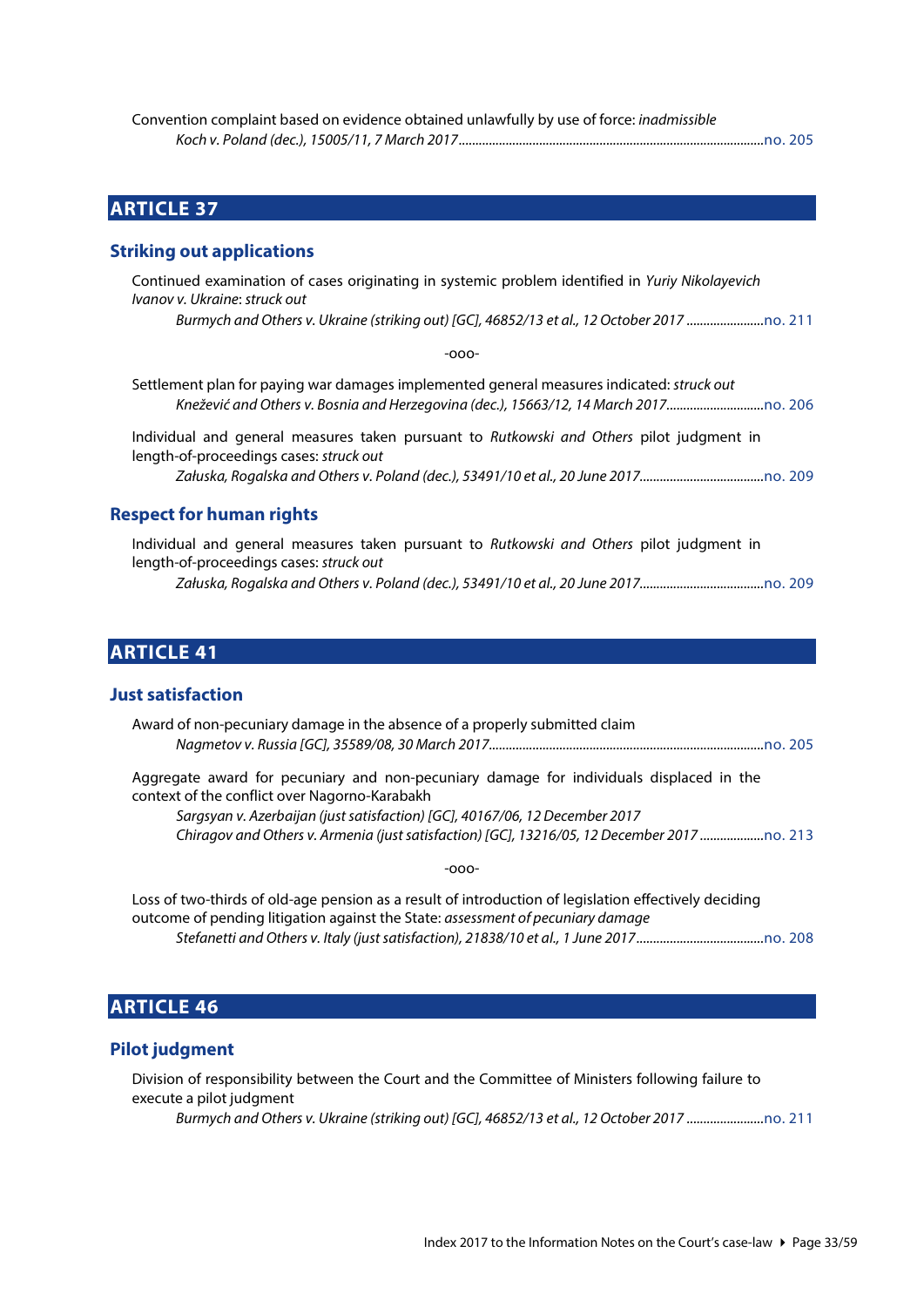Convention complaint based on evidence obtained unlawfully by use of force: *inadmissible*

*Koch v. Poland (dec.), 15005/11, 7 March 2017*......................................................................................no. 205

## ARTICLE 37

### Striking out applications

Continued examination of cases originating in systemic problem identified in *Yuriy Nikolayevich Ivanov v. Ukraine*: *struck out*

*Burmych and Others v. Ukraine (striking out) [GC], 46852/13 et al., 12 October 2017* .......................no. 211

-ooo-

Settlement plan for paying war damages implemented general measures indicated: *struck out*

*Knežević and Others v. Bosnia and Herzegovina (dec.), 15663/12, 14 March 2017*.............................no. 206

Individual and general measures taken pursuant to *Rutkowski and Others* pilot judgment in length-of-proceedings cases: *struck out*

*Załuska, Rogalska and Others v. Poland (dec.), 53491/10 et al., 20 June 2017*.....................................no. 209

### Respect for human rights

Individual and general measures taken pursuant to *Rutkowski and Others* pilot judgment in length-of-proceedings cases: *struck out*

*Załuska, Rogalska and Others v. Poland (dec.), 53491/10 et al., 20 June 2017*.....................................no. 209

## ARTICLE 41

### Just satisfaction

Award of non-pecuniary damage in the absence of a properly submitted claim

*Nagmetov v. Russia [GC], 35589/08, 30 March 2017*.................................................................................no. 205

Aggregate award for pecuniary and non-pecuniary damage for individuals displaced in the context of the conflict over Nagorno-Karabakh

*Sargsyan v. Azerbaijan (just satisfaction) [GC], 40167/06, 12 December 2017*
*Chiragov and Others v. Armenia (just satisfaction) [GC], 13216/05, 12 December 2017* ...................no. 213

-ooo-

Loss of two-thirds of old-age pension as a result of introduction of legislation effectively deciding outcome of pending litigation against the State: *assessment of pecuniary damage*

*Stefanetti and Others v. Italy (just satisfaction), 21838/10 et al., 1 June 2017*......................................no. 208

## ARTICLE 46

### Pilot judgment

Division of responsibility between the Court and the Committee of Ministers following failure to execute a pilot judgment

*Burmych and Others v. Ukraine (striking out) [GC], 46852/13 et al., 12 October 2017* .......................no. 211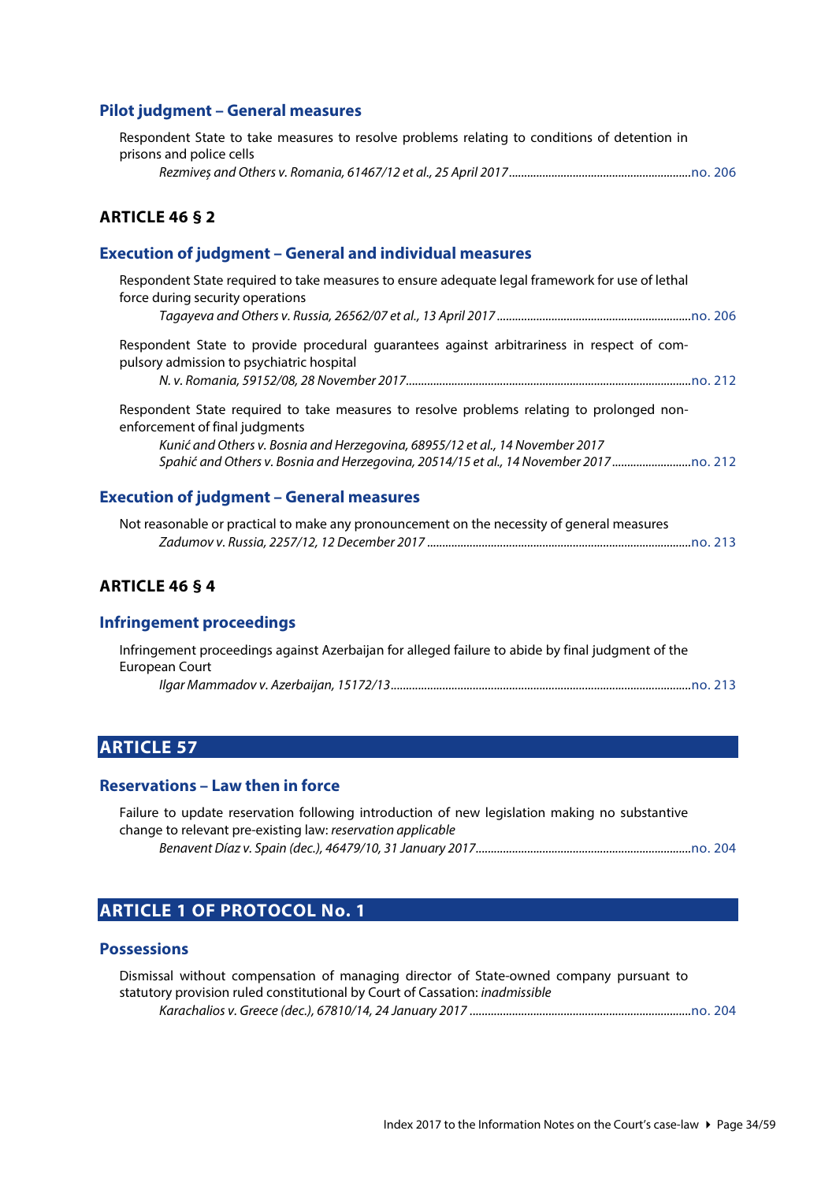### Pilot judgment – General measures

Respondent State to take measures to resolve problems relating to conditions of detention in prisons and police cells

*Rezmiveș and Others v. Romania, 61467/12 et al., 25 April 2017*..........no. 206

## ARTICLE 46 § 2

### Execution of judgment – General and individual measures

Respondent State required to take measures to ensure adequate legal framework for use of lethal force during security operations

*Tagayeva and Others v. Russia, 26562/07 et al., 13 April 2017*..........no. 206

Respondent State to provide procedural guarantees against arbitrariness in respect of compulsory admission to psychiatric hospital

*N. v. Romania, 59152/08, 28 November 2017*..........no. 212

Respondent State required to take measures to resolve problems relating to prolonged non-enforcement of final judgments

*Kunić and Others v. Bosnia and Herzegovina, 68955/12 et al., 14 November 2017*
*Spahić and Others v. Bosnia and Herzegovina, 20514/15 et al., 14 November 2017*..........no. 212

### Execution of judgment – General measures

Not reasonable or practical to make any pronouncement on the necessity of general measures

*Zadumov v. Russia, 2257/12, 12 December 2017*..........no. 213

## ARTICLE 46 § 4

### Infringement proceedings

Infringement proceedings against Azerbaijan for alleged failure to abide by final judgment of the European Court

*Ilgar Mammadov v. Azerbaijan, 15172/13*..........no. 213

# ARTICLE 57

### Reservations – Law then in force

Failure to update reservation following introduction of new legislation making no substantive change to relevant pre-existing law: *reservation applicable*

*Benavent Díaz v. Spain (dec.), 46479/10, 31 January 2017*..........no. 204

# ARTICLE 1 OF PROTOCOL No. 1

### Possessions

Dismissal without compensation of managing director of State-owned company pursuant to statutory provision ruled constitutional by Court of Cassation: *inadmissible*

*Karachalios v. Greece (dec.), 67810/14, 24 January 2017*..........no. 204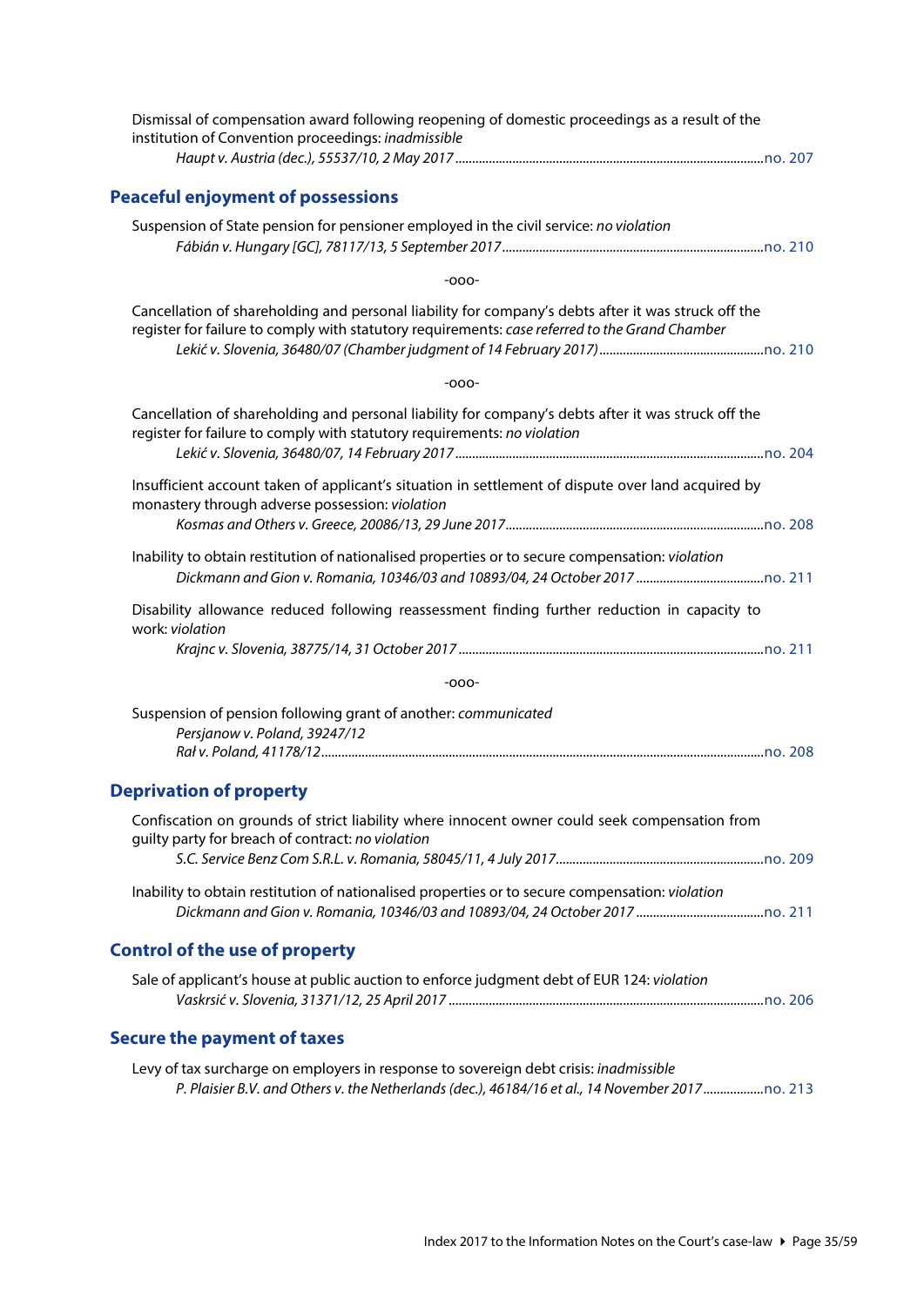Dismissal of compensation award following reopening of domestic proceedings as a result of the institution of Convention proceedings: *inadmissible*

*Haupt v. Austria (dec.), 55537/10, 2 May 2017* ........................................................................................... no. 207

## Peaceful enjoyment of possessions

Suspension of State pension for pensioner employed in the civil service: *no violation*

*Fábián v. Hungary [GC], 78117/13, 5 September 2017* ............................................................................. no. 210

-ooo-

Cancellation of shareholding and personal liability for company's debts after it was struck off the register for failure to comply with statutory requirements: *case referred to the Grand Chamber*

*Lekić v. Slovenia, 36480/07 (Chamber judgment of 14 February 2017)* ................................................ no. 210

-ooo-

Cancellation of shareholding and personal liability for company's debts after it was struck off the register for failure to comply with statutory requirements: *no violation*

*Lekić v. Slovenia, 36480/07, 14 February 2017* ........................................................................................... no. 204

Insufficient account taken of applicant's situation in settlement of dispute over land acquired by monastery through adverse possession: *violation*

*Kosmas and Others v. Greece, 20086/13, 29 June 2017* ............................................................................ no. 208

Inability to obtain restitution of nationalised properties or to secure compensation: *violation*

*Dickmann and Gion v. Romania, 10346/03 and 10893/04, 24 October 2017* ...................................... no. 211

Disability allowance reduced following reassessment finding further reduction in capacity to work: *violation*

*Krajnc v. Slovenia, 38775/14, 31 October 2017* ........................................................................................... no. 211

-ooo-

Suspension of pension following grant of another: *communicated*

*Persjanow v. Poland, 39247/12*
*Rał v. Poland, 41178/12* .................................................................................................................................... no. 208

## Deprivation of property

Confiscation on grounds of strict liability where innocent owner could seek compensation from guilty party for breach of contract: *no violation*

*S.C. Service Benz Com S.R.L. v. Romania, 58045/11, 4 July 2017* ............................................................. no. 209

Inability to obtain restitution of nationalised properties or to secure compensation: *violation*

*Dickmann and Gion v. Romania, 10346/03 and 10893/04, 24 October 2017* ...................................... no. 211

## Control of the use of property

Sale of applicant's house at public auction to enforce judgment debt of EUR 124: *violation*

*Vaskrsić v. Slovenia, 31371/12, 25 April 2017* ............................................................................................. no. 206

## Secure the payment of taxes

Levy of tax surcharge on employers in response to sovereign debt crisis: *inadmissible*

*P. Plaisier B.V. and Others v. the Netherlands (dec.), 46184/16 et al., 14 November 2017* .................. no. 213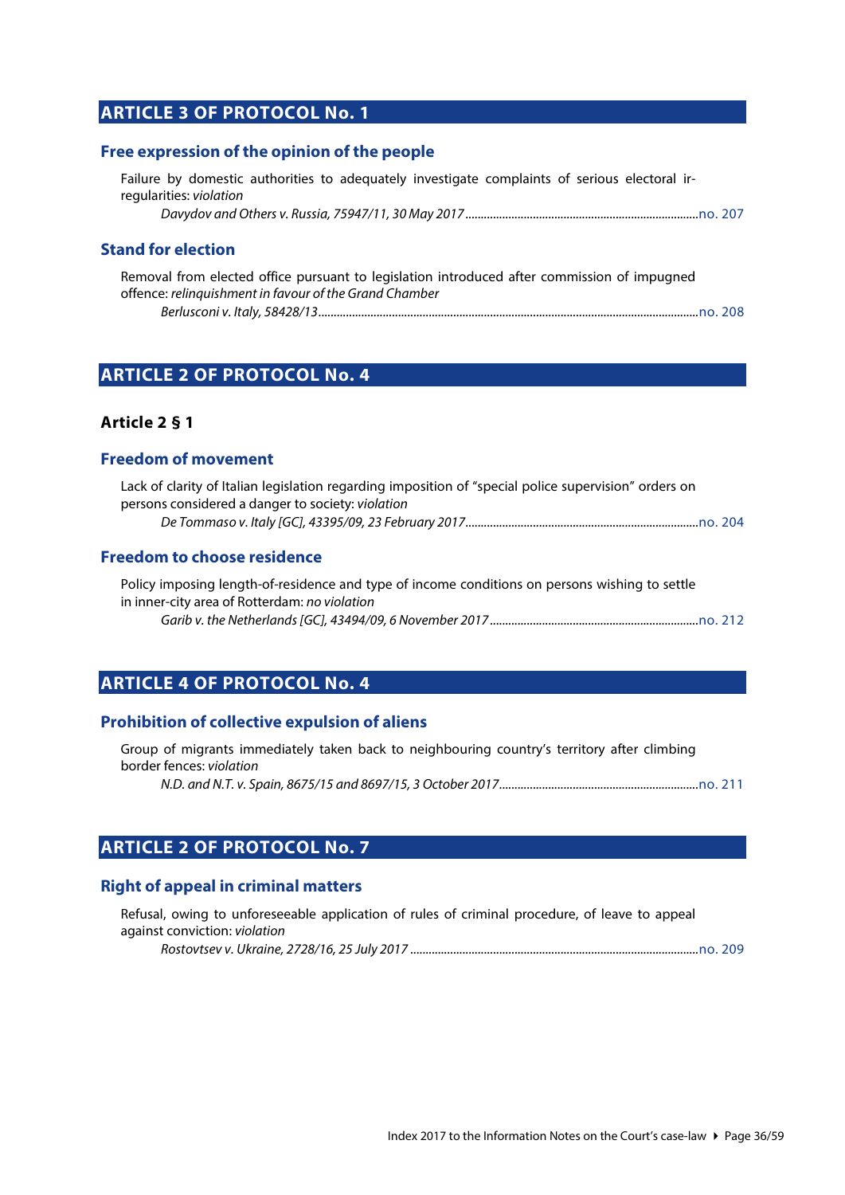## ARTICLE 3 OF PROTOCOL No. 1

### Free expression of the opinion of the people

Failure by domestic authorities to adequately investigate complaints of serious electoral irregularities: *violation*

*Davydov and Others v. Russia, 75947/11, 30 May 2017*.....no. 207

### Stand for election

Removal from elected office pursuant to legislation introduced after commission of impugned offence: *relinquishment in favour of the Grand Chamber*

*Berlusconi v. Italy, 58428/13*.....no. 208

## ARTICLE 2 OF PROTOCOL No. 4

**Article 2 § 1**

### Freedom of movement

Lack of clarity of Italian legislation regarding imposition of "special police supervision" orders on persons considered a danger to society: *violation*

*De Tommaso v. Italy [GC], 43395/09, 23 February 2017*.....no. 204

### Freedom to choose residence

Policy imposing length-of-residence and type of income conditions on persons wishing to settle in inner-city area of Rotterdam: *no violation*

*Garib v. the Netherlands [GC], 43494/09, 6 November 2017*.....no. 212

## ARTICLE 4 OF PROTOCOL No. 4

### Prohibition of collective expulsion of aliens

Group of migrants immediately taken back to neighbouring country's territory after climbing border fences: *violation*

*N.D. and N.T. v. Spain, 8675/15 and 8697/15, 3 October 2017*.....no. 211

## ARTICLE 2 OF PROTOCOL No. 7

### Right of appeal in criminal matters

Refusal, owing to unforeseeable application of rules of criminal procedure, of leave to appeal against conviction: *violation*

*Rostovtsev v. Ukraine, 2728/16, 25 July 2017*.....no. 209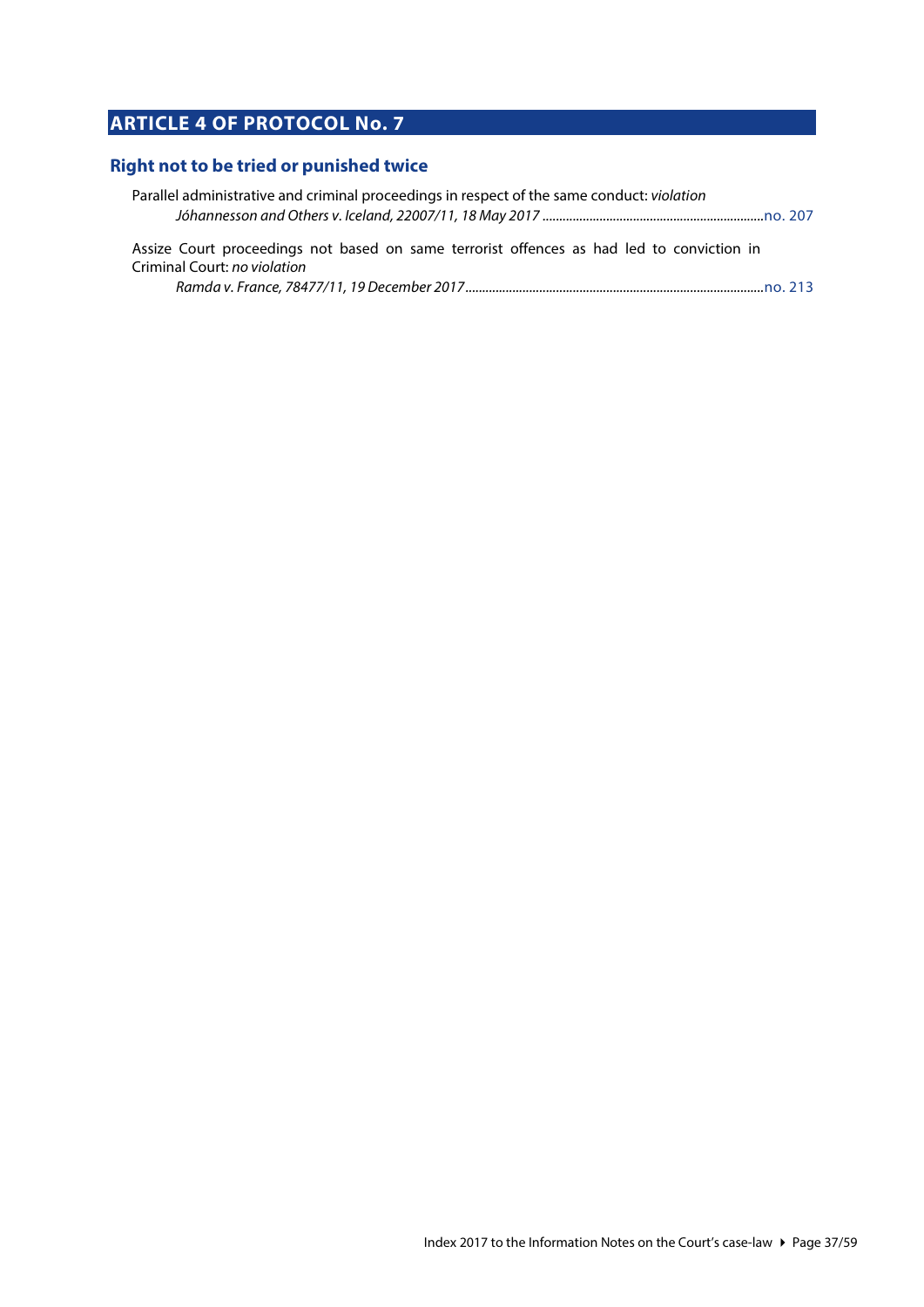# ARTICLE 4 OF PROTOCOL No. 7

## Right not to be tried or punished twice

Parallel administrative and criminal proceedings in respect of the same conduct: *violation*
*Jóhannesson and Others v. Iceland, 22007/11, 18 May 2017* ................................................................no. 207

Assize Court proceedings not based on same terrorist offences as had led to conviction in Criminal Court: *no violation*
*Ramda v. France, 78477/11, 19 December 2017*........................................................................................no. 213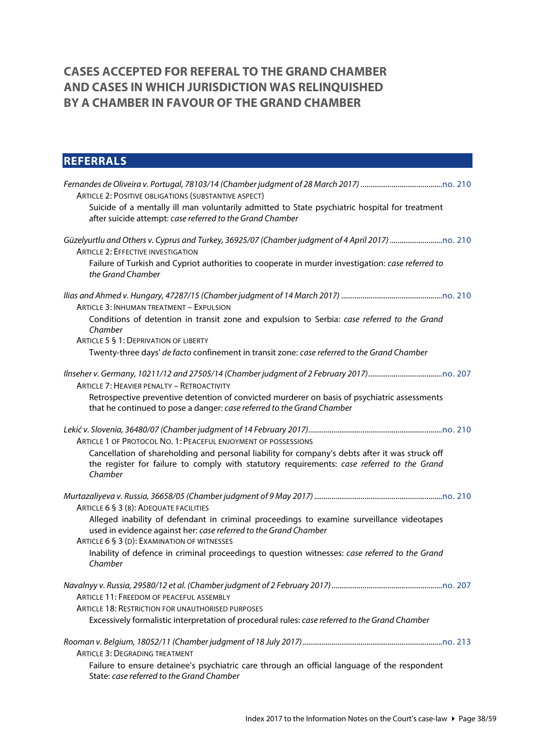# CASES ACCEPTED FOR REFERAL TO THE GRAND CHAMBER AND CASES IN WHICH JURISDICTION WAS RELINQUISHED BY A CHAMBER IN FAVOUR OF THE GRAND CHAMBER

## REFERRALS

*Fernandes de Oliveira v. Portugal, 78103/14 (Chamber judgment of 28 March 2017)* ........................................no. 210

ARTICLE 2: POSITIVE OBLIGATIONS (SUBSTANTIVE ASPECT)

Suicide of a mentally ill man voluntarily admitted to State psychiatric hospital for treatment after suicide attempt: *case referred to the Grand Chamber*

*Güzelyurtlu and Others v. Cyprus and Turkey, 36925/07 (Chamber judgment of 4 April 2017)* ..........................no. 210

ARTICLE 2: EFFECTIVE INVESTIGATION

Failure of Turkish and Cypriot authorities to cooperate in murder investigation: *case referred to the Grand Chamber*

*Ilias and Ahmed v. Hungary, 47287/15 (Chamber judgment of 14 March 2017)* ..................................................no. 210

ARTICLE 3: INHUMAN TREATMENT – EXPULSION

Conditions of detention in transit zone and expulsion to Serbia: *case referred to the Grand Chamber*

ARTICLE 5 § 1: DEPRIVATION OF LIBERTY

Twenty-three days' *de facto* confinement in transit zone: *case referred to the Grand Chamber*

*Ilnseher v. Germany, 10211/12 and 27505/14 (Chamber judgment of 2 February 2017)*.....................................no. 207

ARTICLE 7: HEAVIER PENALTY – RETROACTIVITY

Retrospective preventive detention of convicted murderer on basis of psychiatric assessments that he continued to pose a danger: *case referred to the Grand Chamber*

*Lekić v. Slovenia, 36480/07 (Chamber judgment of 14 February 2017)*...................................................................no. 210

ARTICLE 1 OF PROTOCOL NO. 1: PEACEFUL ENJOYMENT OF POSSESSIONS

Cancellation of shareholding and personal liability for company's debts after it was struck off the register for failure to comply with statutory requirements: *case referred to the Grand Chamber*

*Murtazaliyeva v. Russia, 36658/05 (Chamber judgment of 9 May 2017)* .................................................................no. 210

ARTICLE 6 § 3 (B): ADEQUATE FACILITIES

Alleged inability of defendant in criminal proceedings to examine surveillance videotapes used in evidence against her: *case referred to the Grand Chamber*

ARTICLE 6 § 3 (D): EXAMINATION OF WITNESSES

Inability of defence in criminal proceedings to question witnesses: *case referred to the Grand Chamber*

*Navalnyy v. Russia, 29580/12 et al. (Chamber judgment of 2 February 2017)*........................................................no. 207

ARTICLE 11: FREEDOM OF PEACEFUL ASSEMBLY

ARTICLE 18: RESTRICTION FOR UNAUTHORISED PURPOSES

Excessively formalistic interpretation of procedural rules: *case referred to the Grand Chamber*

*Rooman v. Belgium, 18052/11 (Chamber judgment of 18 July 2017)*.......................................................................no. 213

ARTICLE 3: DEGRADING TREATMENT

Failure to ensure detainee's psychiatric care through an official language of the respondent State: *case referred to the Grand Chamber*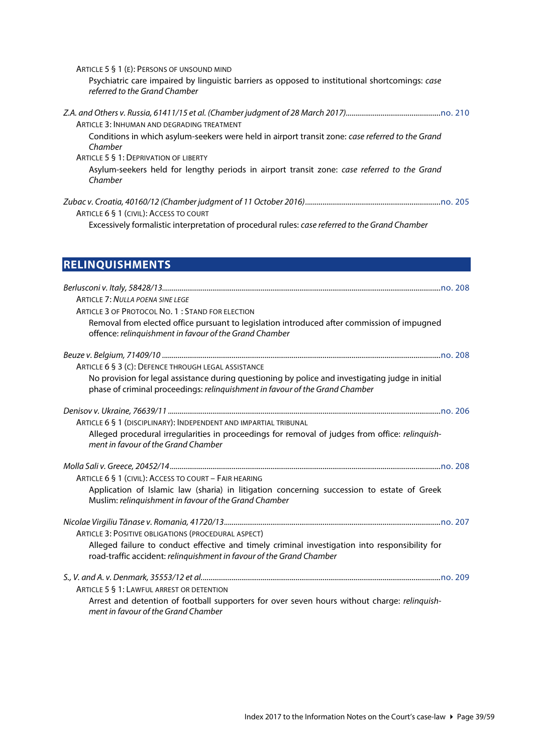ARTICLE 5 § 1 (E): PERSONS OF UNSOUND MIND

Psychiatric care impaired by linguistic barriers as opposed to institutional shortcomings: *case referred to the Grand Chamber*

*Z.A. and Others v. Russia, 61411/15 et al. (Chamber judgment of 28 March 2017)*....................no. 210

ARTICLE 3: INHUMAN AND DEGRADING TREATMENT

Conditions in which asylum-seekers were held in airport transit zone: *case referred to the Grand Chamber*

ARTICLE 5 § 1: DEPRIVATION OF LIBERTY

Asylum-seekers held for lengthy periods in airport transit zone: *case referred to the Grand Chamber*

*Zubac v. Croatia, 40160/12 (Chamber judgment of 11 October 2016)*....................no. 205

ARTICLE 6 § 1 (CIVIL): ACCESS TO COURT

Excessively formalistic interpretation of procedural rules: *case referred to the Grand Chamber*

## RELINQUISHMENTS

*Berlusconi v. Italy, 58428/13*....................no. 208

ARTICLE 7: *NULLA POENA SINE LEGE*

ARTICLE 3 OF PROTOCOL NO. 1 : STAND FOR ELECTION

Removal from elected office pursuant to legislation introduced after commission of impugned offence: *relinquishment in favour of the Grand Chamber*

*Beuze v. Belgium, 71409/10*....................no. 208

ARTICLE 6 § 3 (C): DEFENCE THROUGH LEGAL ASSISTANCE

No provision for legal assistance during questioning by police and investigating judge in initial phase of criminal proceedings: *relinquishment in favour of the Grand Chamber*

*Denisov v. Ukraine, 76639/11*....................no. 206

ARTICLE 6 § 1 (DISCIPLINARY): INDEPENDENT AND IMPARTIAL TRIBUNAL

Alleged procedural irregularities in proceedings for removal of judges from office: *relinquishment in favour of the Grand Chamber*

*Molla Sali v. Greece, 20452/14*....................no. 208

ARTICLE 6 § 1 (CIVIL): ACCESS TO COURT – FAIR HEARING

Application of Islamic law (sharia) in litigation concerning succession to estate of Greek Muslim: *relinquishment in favour of the Grand Chamber*

*Nicolae Virgiliu Tănase v. Romania, 41720/13*....................no. 207

ARTICLE 3: POSITIVE OBLIGATIONS (PROCEDURAL ASPECT)

Alleged failure to conduct effective and timely criminal investigation into responsibility for road-traffic accident: *relinquishment in favour of the Grand Chamber*

*S., V. and A. v. Denmark, 35553/12 et al.*....................no. 209

ARTICLE 5 § 1: LAWFUL ARREST OR DETENTION

Arrest and detention of football supporters for over seven hours without charge: *relinquishment in favour of the Grand Chamber*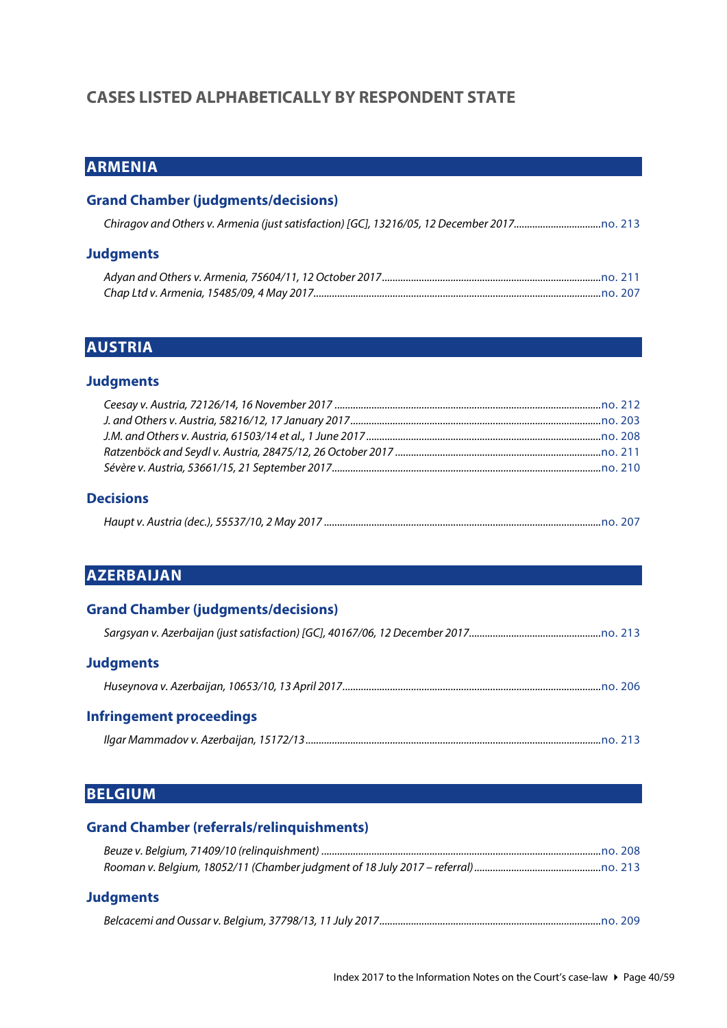# CASES LISTED ALPHABETICALLY BY RESPONDENT STATE

## ARMENIA

### Grand Chamber (judgments/decisions)

*Chiragov and Others v. Armenia (just satisfaction) [GC], 13216/05, 12 December 2017*.................................no. 213

### Judgments

*Adyan and Others v. Armenia, 75604/11, 12 October 2017*..................................................................................no. 211
*Chap Ltd v. Armenia, 15485/09, 4 May 2017*...........................................................................................................no. 207

## AUSTRIA

### Judgments

*Ceesay v. Austria, 72126/14, 16 November 2017* ....................................................................................................no. 212
*J. and Others v. Austria, 58216/12, 17 January 2017*..............................................................................................no. 203
*J.M. and Others v. Austria, 61503/14 et al., 1 June 2017*........................................................................................no. 208
*Ratzenböck and Seydl v. Austria, 28475/12, 26 October 2017* ..............................................................................no. 211
*Sévère v. Austria, 53661/15, 21 September 2017*......................................................................................................no. 210

### Decisions

*Haupt v. Austria (dec.), 55537/10, 2 May 2017* ........................................................................................................no. 207

## AZERBAIJAN

### Grand Chamber (judgments/decisions)

*Sargsyan v. Azerbaijan (just satisfaction) [GC], 40167/06, 12 December 2017*..................................................no. 213

### Judgments

*Huseynova v. Azerbaijan, 10653/10, 13 April 2017*..................................................................................................no. 206

### Infringement proceedings

*Ilgar Mammadov v. Azerbaijan, 15172/13*................................................................................................................no. 213

## BELGIUM

### Grand Chamber (referrals/relinquishments)

*Beuze v. Belgium, 71409/10 (relinquishment)* .........................................................................................................no. 208
*Rooman v. Belgium, 18052/11 (Chamber judgment of 18 July 2017 – referral)* ...............................................no. 213

### Judgments

*Belcacemi and Oussar v. Belgium, 37798/13, 11 July 2017*....................................................................................no. 209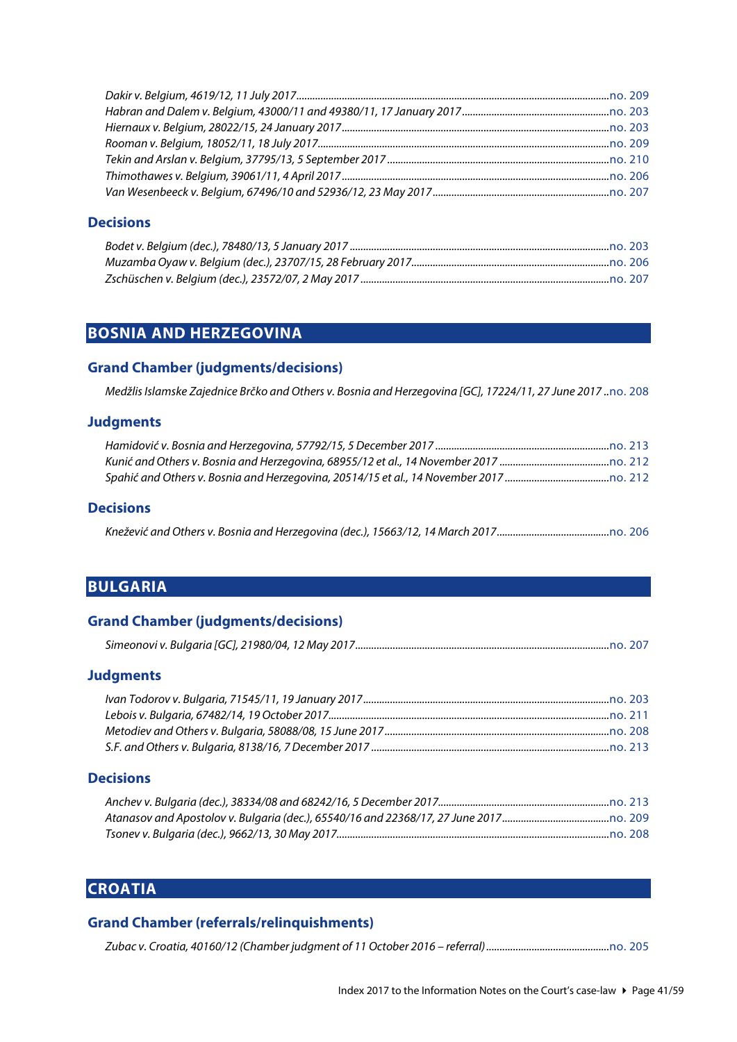*Dakir v. Belgium, 4619/12, 11 July 2017*......no. 209
*Habran and Dalem v. Belgium, 43000/11 and 49380/11, 17 January 2017*......no. 203
*Hiernaux v. Belgium, 28022/15, 24 January 2017*......no. 203
*Rooman v. Belgium, 18052/11, 18 July 2017*......no. 209
*Tekin and Arslan v. Belgium, 37795/13, 5 September 2017*......no. 210
*Thimothawes v. Belgium, 39061/11, 4 April 2017*......no. 206
*Van Wesenbeeck v. Belgium, 67496/10 and 52936/12, 23 May 2017*......no. 207

### Decisions

*Bodet v. Belgium (dec.), 78480/13, 5 January 2017*......no. 203
*Muzamba Oyaw v. Belgium (dec.), 23707/15, 28 February 2017*......no. 206
*Zschüschen v. Belgium (dec.), 23572/07, 2 May 2017*......no. 207

## BOSNIA AND HERZEGOVINA

### Grand Chamber (judgments/decisions)

*Medžlis Islamske Zajednice Brčko and Others v. Bosnia and Herzegovina [GC], 17224/11, 27 June 2017*......no. 208

### Judgments

*Hamidović v. Bosnia and Herzegovina, 57792/15, 5 December 2017*......no. 213
*Kunić and Others v. Bosnia and Herzegovina, 68955/12 et al., 14 November 2017*......no. 212
*Spahić and Others v. Bosnia and Herzegovina, 20514/15 et al., 14 November 2017*......no. 212

### Decisions

*Knežević and Others v. Bosnia and Herzegovina (dec.), 15663/12, 14 March 2017*......no. 206

## BULGARIA

### Grand Chamber (judgments/decisions)

*Simeonovi v. Bulgaria [GC], 21980/04, 12 May 2017*......no. 207

### Judgments

*Ivan Todorov v. Bulgaria, 71545/11, 19 January 2017*......no. 203
*Lebois v. Bulgaria, 67482/14, 19 October 2017*......no. 211
*Metodiev and Others v. Bulgaria, 58088/08, 15 June 2017*......no. 208
*S.F. and Others v. Bulgaria, 8138/16, 7 December 2017*......no. 213

### Decisions

*Anchev v. Bulgaria (dec.), 38334/08 and 68242/16, 5 December 2017*......no. 213
*Atanasov and Apostolov v. Bulgaria (dec.), 65540/16 and 22368/17, 27 June 2017*......no. 209
*Tsonev v. Bulgaria (dec.), 9662/13, 30 May 2017*......no. 208

## CROATIA

### Grand Chamber (referrals/relinquishments)

*Zubac v. Croatia, 40160/12 (Chamber judgment of 11 October 2016 – referral)*......no. 205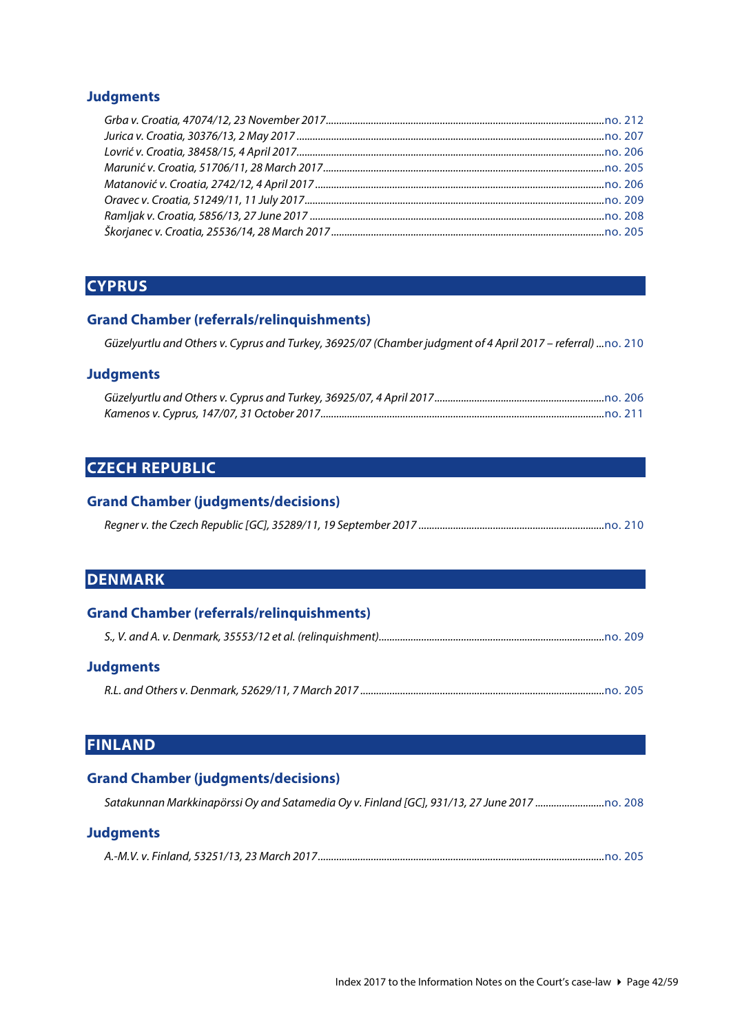### Judgments

*Grba v. Croatia, 47074/12, 23 November 2017*..........no. 212
*Jurica v. Croatia, 30376/13, 2 May 2017*..........no. 207
*Lovrić v. Croatia, 38458/15, 4 April 2017*..........no. 206
*Marunić v. Croatia, 51706/11, 28 March 2017*..........no. 205
*Matanović v. Croatia, 2742/12, 4 April 2017*..........no. 206
*Oravec v. Croatia, 51249/11, 11 July 2017*..........no. 209
*Ramljak v. Croatia, 5856/13, 27 June 2017*..........no. 208
*Škorjanec v. Croatia, 25536/14, 28 March 2017*..........no. 205

## CYPRUS

### Grand Chamber (referrals/relinquishments)

*Güzelyurtlu and Others v. Cyprus and Turkey, 36925/07 (Chamber judgment of 4 April 2017 – referral)*..........no. 210

### Judgments

*Güzelyurtlu and Others v. Cyprus and Turkey, 36925/07, 4 April 2017*..........no. 206
*Kamenos v. Cyprus, 147/07, 31 October 2017*..........no. 211

## CZECH REPUBLIC

### Grand Chamber (judgments/decisions)

*Regner v. the Czech Republic [GC], 35289/11, 19 September 2017*..........no. 210

## DENMARK

### Grand Chamber (referrals/relinquishments)

*S., V. and A. v. Denmark, 35553/12 et al. (relinquishment)*..........no. 209

### Judgments

*R.L. and Others v. Denmark, 52629/11, 7 March 2017*..........no. 205

## FINLAND

### Grand Chamber (judgments/decisions)

*Satakunnan Markkinapörssi Oy and Satamedia Oy v. Finland [GC], 931/13, 27 June 2017*..........no. 208

### Judgments

*A.-M.V. v. Finland, 53251/13, 23 March 2017*..........no. 205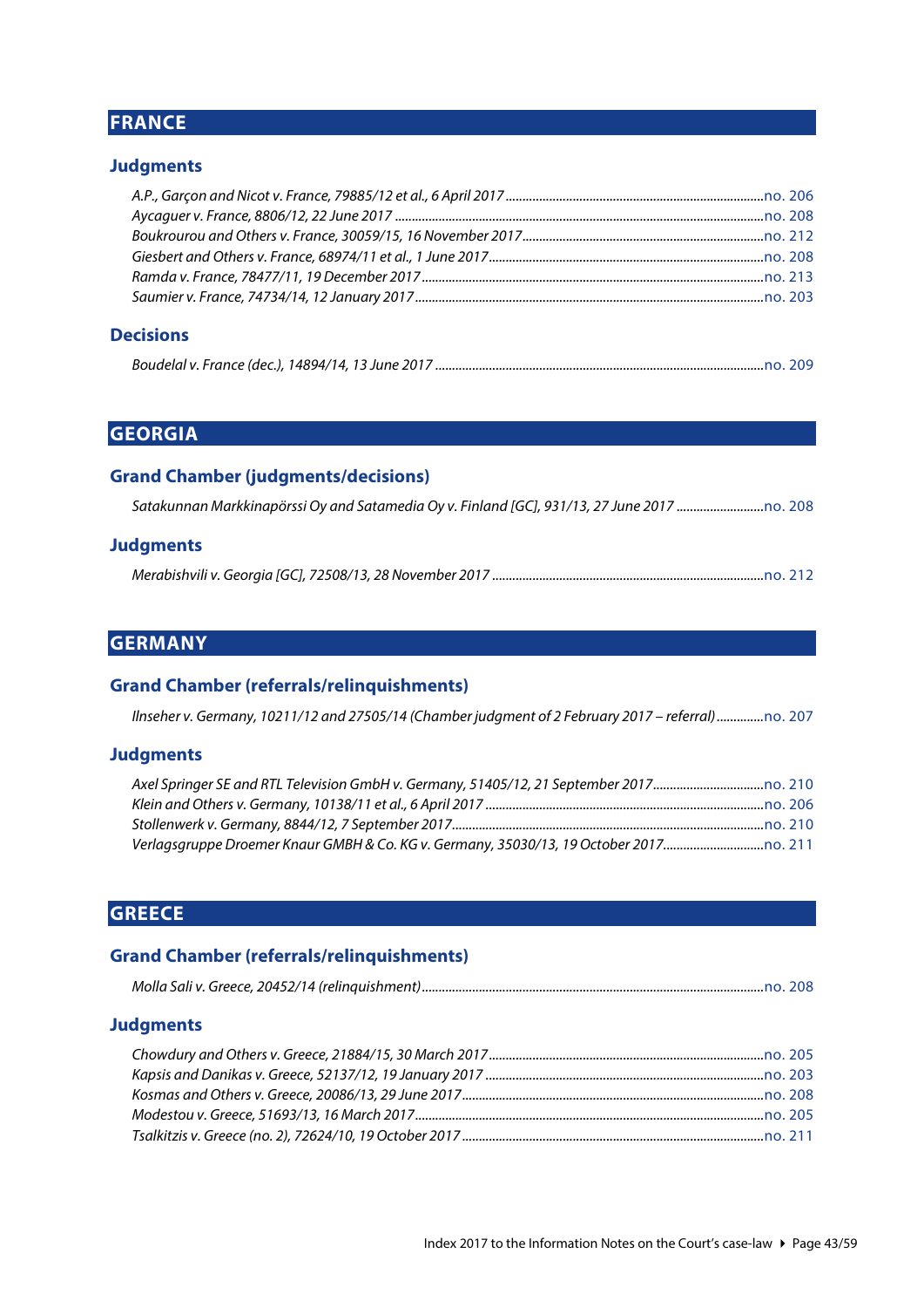## FRANCE

### Judgments

*A.P., Garçon and Nicot v. France, 79885/12 et al., 6 April 2017* ............ no. 206
*Aycaguer v. France, 8806/12, 22 June 2017* ............ no. 208
*Boukrourou and Others v. France, 30059/15, 16 November 2017* ............ no. 212
*Giesbert and Others v. France, 68974/11 et al., 1 June 2017* ............ no. 208
*Ramda v. France, 78477/11, 19 December 2017* ............ no. 213
*Saumier v. France, 74734/14, 12 January 2017* ............ no. 203

### Decisions

*Boudelal v. France (dec.), 14894/14, 13 June 2017* ............ no. 209

## GEORGIA

### Grand Chamber (judgments/decisions)

*Satakunnan Markkinapörssi Oy and Satamedia Oy v. Finland [GC], 931/13, 27 June 2017* ............ no. 208

### Judgments

*Merabishvili v. Georgia [GC], 72508/13, 28 November 2017* ............ no. 212

## GERMANY

### Grand Chamber (referrals/relinquishments)

*Ilnseher v. Germany, 10211/12 and 27505/14 (Chamber judgment of 2 February 2017 – referral)* ............ no. 207

### Judgments

*Axel Springer SE and RTL Television GmbH v. Germany, 51405/12, 21 September 2017* ............ no. 210
*Klein and Others v. Germany, 10138/11 et al., 6 April 2017* ............ no. 206
*Stollenwerk v. Germany, 8844/12, 7 September 2017* ............ no. 210
*Verlagsgruppe Droemer Knaur GMBH & Co. KG v. Germany, 35030/13, 19 October 2017* ............ no. 211

## GREECE

### Grand Chamber (referrals/relinquishments)

*Molla Sali v. Greece, 20452/14 (relinquishment)* ............ no. 208

### Judgments

*Chowdury and Others v. Greece, 21884/15, 30 March 2017* ............ no. 205
*Kapsis and Danikas v. Greece, 52137/12, 19 January 2017* ............ no. 203
*Kosmas and Others v. Greece, 20086/13, 29 June 2017* ............ no. 208
*Modestou v. Greece, 51693/13, 16 March 2017* ............ no. 205
*Tsalkitzis v. Greece (no. 2), 72624/10, 19 October 2017* ............ no. 211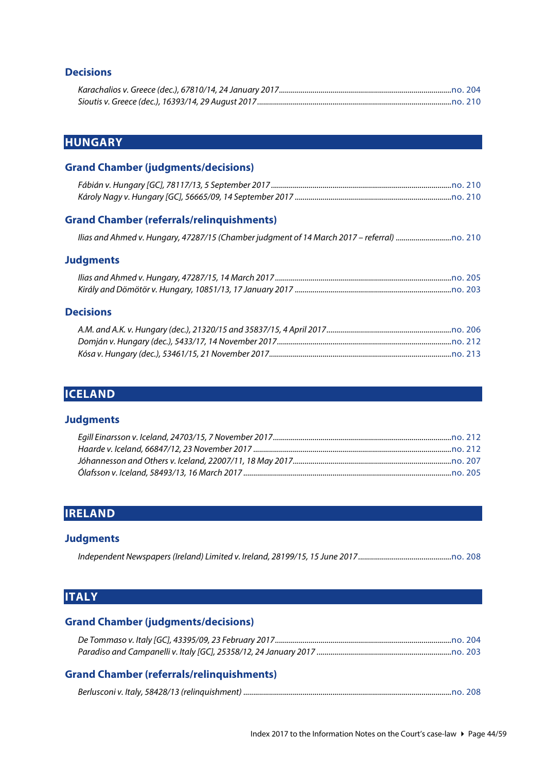### Decisions

*Karachalios v. Greece (dec.), 67810/14, 24 January 2017* ...... no. 204
*Sioutis v. Greece (dec.), 16393/14, 29 August 2017* ...... no. 210

## HUNGARY

### Grand Chamber (judgments/decisions)

*Fábián v. Hungary [GC], 78117/13, 5 September 2017* ...... no. 210
*Károly Nagy v. Hungary [GC], 56665/09, 14 September 2017* ...... no. 210

### Grand Chamber (referrals/relinquishments)

*Ilias and Ahmed v. Hungary, 47287/15 (Chamber judgment of 14 March 2017 – referral)* ...... no. 210

### Judgments

*Ilias and Ahmed v. Hungary, 47287/15, 14 March 2017* ...... no. 205
*Király and Dömötör v. Hungary, 10851/13, 17 January 2017* ...... no. 203

### Decisions

*A.M. and A.K. v. Hungary (dec.), 21320/15 and 35837/15, 4 April 2017* ...... no. 206
*Domján v. Hungary (dec.), 5433/17, 14 November 2017* ...... no. 212
*Kósa v. Hungary (dec.), 53461/15, 21 November 2017* ...... no. 213

## ICELAND

### Judgments

*Egill Einarsson v. Iceland, 24703/15, 7 November 2017* ...... no. 212
*Haarde v. Iceland, 66847/12, 23 November 2017* ...... no. 212
*Jóhannesson and Others v. Iceland, 22007/11, 18 May 2017* ...... no. 207
*Ólafsson v. Iceland, 58493/13, 16 March 2017* ...... no. 205

## IRELAND

### Judgments

*Independent Newspapers (Ireland) Limited v. Ireland, 28199/15, 15 June 2017* ...... no. 208

## ITALY

### Grand Chamber (judgments/decisions)

*De Tommaso v. Italy [GC], 43395/09, 23 February 2017* ...... no. 204
*Paradiso and Campanelli v. Italy [GC], 25358/12, 24 January 2017* ...... no. 203

### Grand Chamber (referrals/relinquishments)

*Berlusconi v. Italy, 58428/13 (relinquishment)* ...... no. 208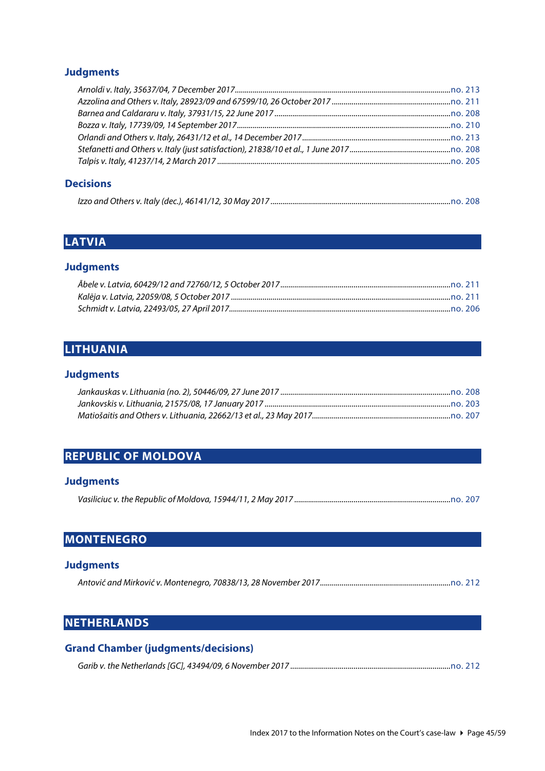### Judgments

*Arnoldi v. Italy, 35637/04, 7 December 2017*......no. 213
*Azzolina and Others v. Italy, 28923/09 and 67599/10, 26 October 2017*......no. 211
*Barnea and Caldararu v. Italy, 37931/15, 22 June 2017*......no. 208
*Bozza v. Italy, 17739/09, 14 September 2017*......no. 210
*Orlandi and Others v. Italy, 26431/12 et al., 14 December 2017*......no. 213
*Stefanetti and Others v. Italy (just satisfaction), 21838/10 et al., 1 June 2017*......no. 208
*Talpis v. Italy, 41237/14, 2 March 2017*......no. 205

### Decisions

*Izzo and Others v. Italy (dec.), 46141/12, 30 May 2017*......no. 208

## LATVIA

### Judgments

*Ābele v. Latvia, 60429/12 and 72760/12, 5 October 2017*......no. 211
*Kalēja v. Latvia, 22059/08, 5 October 2017*......no. 211
*Schmidt v. Latvia, 22493/05, 27 April 2017*......no. 206

## LITHUANIA

### Judgments

*Jankauskas v. Lithuania (no. 2), 50446/09, 27 June 2017*......no. 208
*Jankovskis v. Lithuania, 21575/08, 17 January 2017*......no. 203
*Matiošaitis and Others v. Lithuania, 22662/13 et al., 23 May 2017*......no. 207

## REPUBLIC OF MOLDOVA

### Judgments

*Vasiliciuc v. the Republic of Moldova, 15944/11, 2 May 2017*......no. 207

## MONTENEGRO

### Judgments

*Antović and Mirković v. Montenegro, 70838/13, 28 November 2017*......no. 212

## NETHERLANDS

### Grand Chamber (judgments/decisions)

*Garib v. the Netherlands [GC], 43494/09, 6 November 2017*......no. 212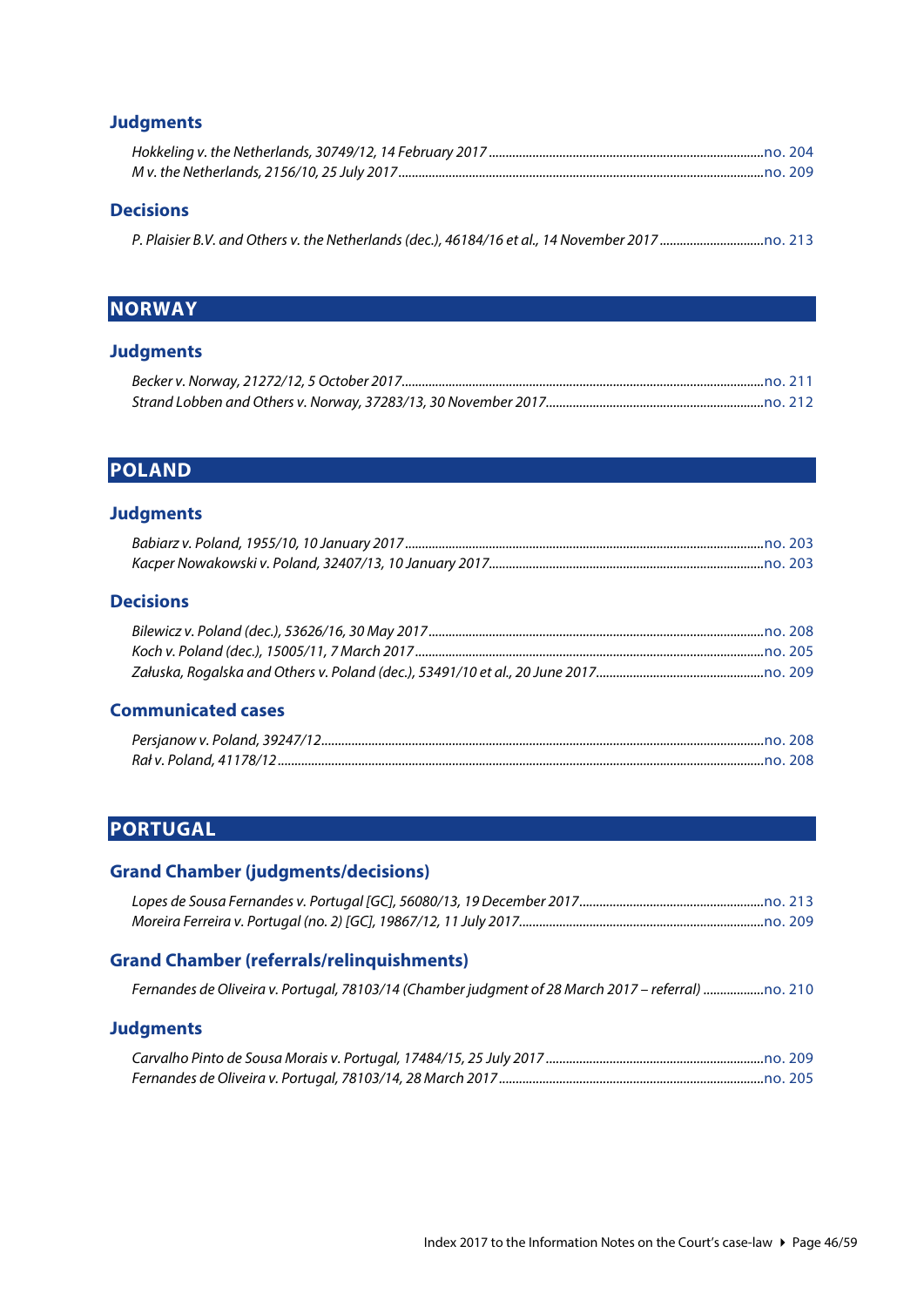### Judgments

*Hokkeling v. the Netherlands, 30749/12, 14 February 2017* ..... no. 204
*M v. the Netherlands, 2156/10, 25 July 2017* ..... no. 209

### Decisions

*P. Plaisier B.V. and Others v. the Netherlands (dec.), 46184/16 et al., 14 November 2017* ..... no. 213

## NORWAY

### Judgments

*Becker v. Norway, 21272/12, 5 October 2017* ..... no. 211
*Strand Lobben and Others v. Norway, 37283/13, 30 November 2017* ..... no. 212

## POLAND

### Judgments

*Babiarz v. Poland, 1955/10, 10 January 2017* ..... no. 203
*Kacper Nowakowski v. Poland, 32407/13, 10 January 2017* ..... no. 203

### Decisions

*Bilewicz v. Poland (dec.), 53626/16, 30 May 2017* ..... no. 208
*Koch v. Poland (dec.), 15005/11, 7 March 2017* ..... no. 205
*Załuska, Rogalska and Others v. Poland (dec.), 53491/10 et al., 20 June 2017* ..... no. 209

### Communicated cases

*Persjanow v. Poland, 39247/12* ..... no. 208
*Rał v. Poland, 41178/12* ..... no. 208

## PORTUGAL

### Grand Chamber (judgments/decisions)

*Lopes de Sousa Fernandes v. Portugal [GC], 56080/13, 19 December 2017* ..... no. 213
*Moreira Ferreira v. Portugal (no. 2) [GC], 19867/12, 11 July 2017* ..... no. 209

### Grand Chamber (referrals/relinquishments)

*Fernandes de Oliveira v. Portugal, 78103/14 (Chamber judgment of 28 March 2017 – referral)* ..... no. 210

### Judgments

*Carvalho Pinto de Sousa Morais v. Portugal, 17484/15, 25 July 2017* ..... no. 209
*Fernandes de Oliveira v. Portugal, 78103/14, 28 March 2017* ..... no. 205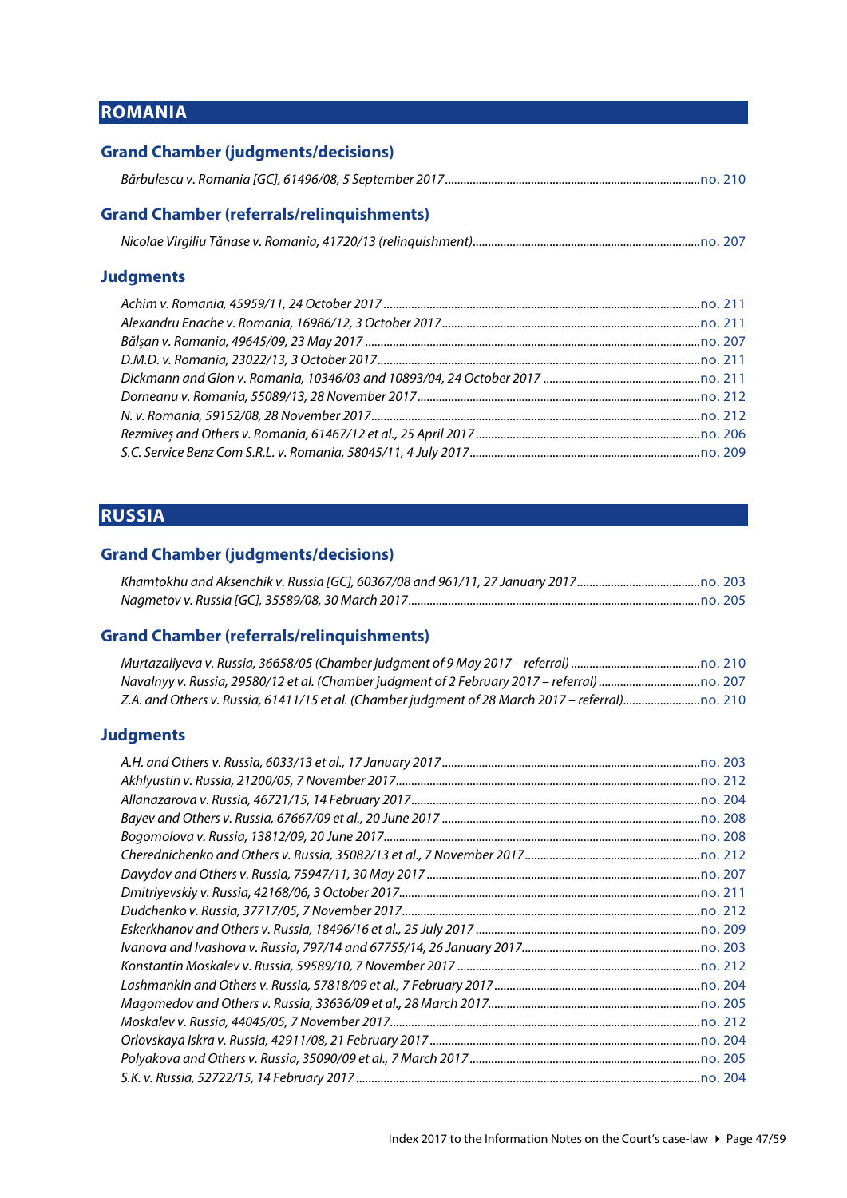# ROMANIA

## Grand Chamber (judgments/decisions)

*Bărbulescu v. Romania [GC], 61496/08, 5 September 2017* .......... no. 210

## Grand Chamber (referrals/relinquishments)

*Nicolae Virgiliu Tănase v. Romania, 41720/13 (relinquishment)* .......... no. 207

## Judgments

*Achim v. Romania, 45959/11, 24 October 2017* .......... no. 211
*Alexandru Enache v. Romania, 16986/12, 3 October 2017* .......... no. 211
*Bălşan v. Romania, 49645/09, 23 May 2017* .......... no. 207
*D.M.D. v. Romania, 23022/13, 3 October 2017* .......... no. 211
*Dickmann and Gion v. Romania, 10346/03 and 10893/04, 24 October 2017* .......... no. 211
*Dorneanu v. Romania, 55089/13, 28 November 2017* .......... no. 212
*N. v. Romania, 59152/08, 28 November 2017* .......... no. 212
*Rezmiveș and Others v. Romania, 61467/12 et al., 25 April 2017* .......... no. 206
*S.C. Service Benz Com S.R.L. v. Romania, 58045/11, 4 July 2017* .......... no. 209

# RUSSIA

## Grand Chamber (judgments/decisions)

*Khamtokhu and Aksenchik v. Russia [GC], 60367/08 and 961/11, 27 January 2017* .......... no. 203
*Nagmetov v. Russia [GC], 35589/08, 30 March 2017* .......... no. 205

## Grand Chamber (referrals/relinquishments)

*Murtazaliyeva v. Russia, 36658/05 (Chamber judgment of 9 May 2017 – referral)* .......... no. 210
*Navalnyy v. Russia, 29580/12 et al. (Chamber judgment of 2 February 2017 – referral)* .......... no. 207
*Z.A. and Others v. Russia, 61411/15 et al. (Chamber judgment of 28 March 2017 – referral)* .......... no. 210

## Judgments

*A.H. and Others v. Russia, 6033/13 et al., 17 January 2017* .......... no. 203
*Akhlyustin v. Russia, 21200/05, 7 November 2017* .......... no. 212
*Allanazarova v. Russia, 46721/15, 14 February 2017* .......... no. 204
*Bayev and Others v. Russia, 67667/09 et al., 20 June 2017* .......... no. 208
*Bogomolova v. Russia, 13812/09, 20 June 2017* .......... no. 208
*Cherednichenko and Others v. Russia, 35082/13 et al., 7 November 2017* .......... no. 212
*Davydov and Others v. Russia, 75947/11, 30 May 2017* .......... no. 207
*Dmitriyevskiy v. Russia, 42168/06, 3 October 2017* .......... no. 211
*Dudchenko v. Russia, 37717/05, 7 November 2017* .......... no. 212
*Eskerkhanov and Others v. Russia, 18496/16 et al., 25 July 2017* .......... no. 209
*Ivanova and Ivashova v. Russia, 797/14 and 67755/14, 26 January 2017* .......... no. 203
*Konstantin Moskalev v. Russia, 59589/10, 7 November 2017* .......... no. 212
*Lashmankin and Others v. Russia, 57818/09 et al., 7 February 2017* .......... no. 204
*Magomedov and Others v. Russia, 33636/09 et al., 28 March 2017* .......... no. 205
*Moskalev v. Russia, 44045/05, 7 November 2017* .......... no. 212
*Orlovskaya Iskra v. Russia, 42911/08, 21 February 2017* .......... no. 204
*Polyakova and Others v. Russia, 35090/09 et al., 7 March 2017* .......... no. 205
*S.K. v. Russia, 52722/15, 14 February 2017* .......... no. 204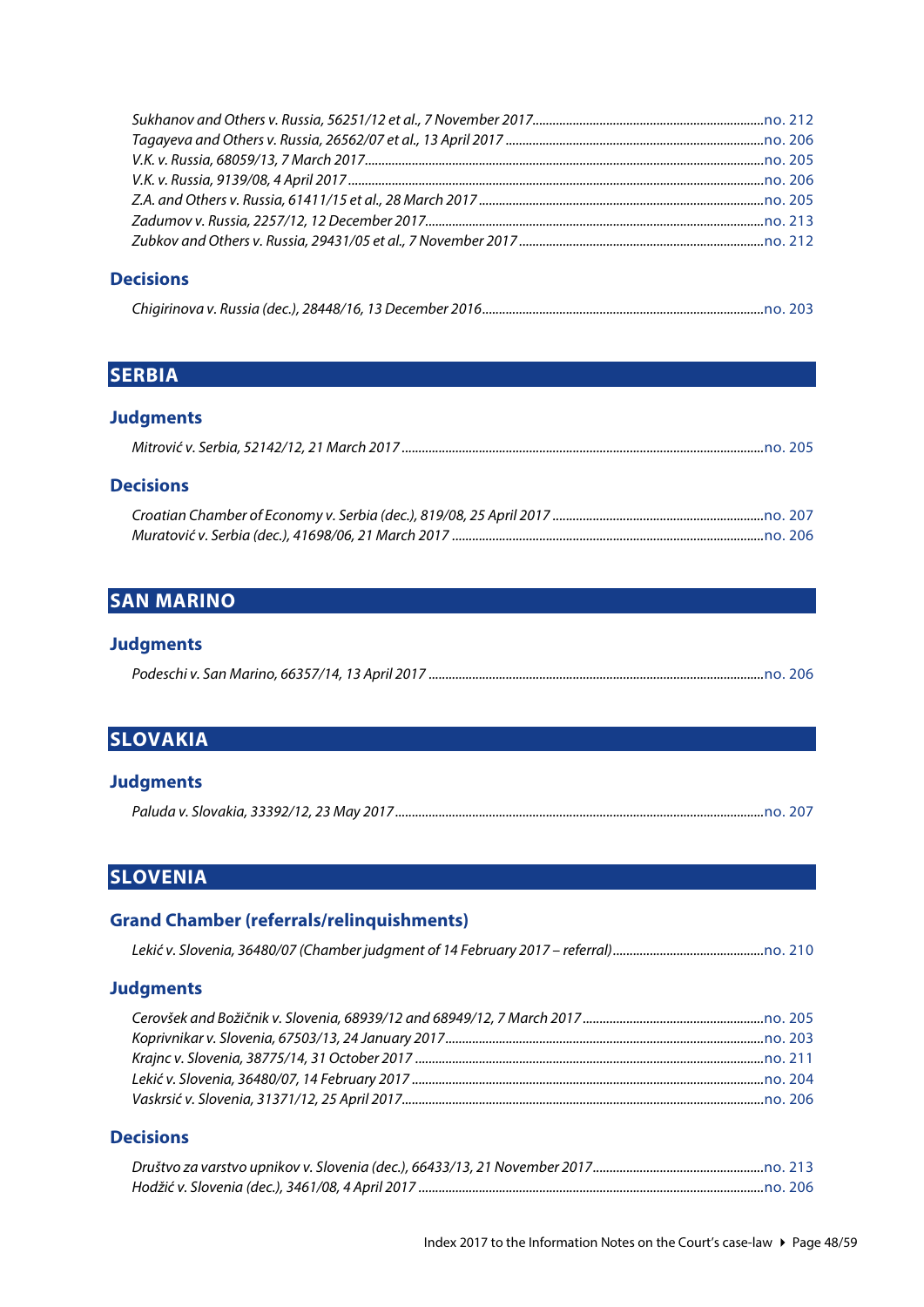*Sukhanov and Others v. Russia, 56251/12 et al., 7 November 2017* .......... no. 212
*Tagayeva and Others v. Russia, 26562/07 et al., 13 April 2017* .......... no. 206
*V.K. v. Russia, 68059/13, 7 March 2017* .......... no. 205
*V.K. v. Russia, 9139/08, 4 April 2017* .......... no. 206
*Z.A. and Others v. Russia, 61411/15 et al., 28 March 2017* .......... no. 205
*Zadumov v. Russia, 2257/12, 12 December 2017* .......... no. 213
*Zubkov and Others v. Russia, 29431/05 et al., 7 November 2017* .......... no. 212

### Decisions

*Chigirinova v. Russia (dec.), 28448/16, 13 December 2016* .......... no. 203

## SERBIA

### Judgments

*Mitrović v. Serbia, 52142/12, 21 March 2017* .......... no. 205

### Decisions

*Croatian Chamber of Economy v. Serbia (dec.), 819/08, 25 April 2017* .......... no. 207
*Muratović v. Serbia (dec.), 41698/06, 21 March 2017* .......... no. 206

## SAN MARINO

### Judgments

*Podeschi v. San Marino, 66357/14, 13 April 2017* .......... no. 206

## SLOVAKIA

### Judgments

*Paluda v. Slovakia, 33392/12, 23 May 2017* .......... no. 207

## SLOVENIA

### Grand Chamber (referrals/relinquishments)

*Lekić v. Slovenia, 36480/07 (Chamber judgment of 14 February 2017 – referral)* .......... no. 210

### Judgments

*Cerovšek and Božičnik v. Slovenia, 68939/12 and 68949/12, 7 March 2017* .......... no. 205
*Koprivnikar v. Slovenia, 67503/13, 24 January 2017* .......... no. 203
*Krajnc v. Slovenia, 38775/14, 31 October 2017* .......... no. 211
*Lekić v. Slovenia, 36480/07, 14 February 2017* .......... no. 204
*Vaskrsić v. Slovenia, 31371/12, 25 April 2017* .......... no. 206

### Decisions

*Društvo za varstvo upnikov v. Slovenia (dec.), 66433/13, 21 November 2017* .......... no. 213
*Hodžić v. Slovenia (dec.), 3461/08, 4 April 2017* .......... no. 206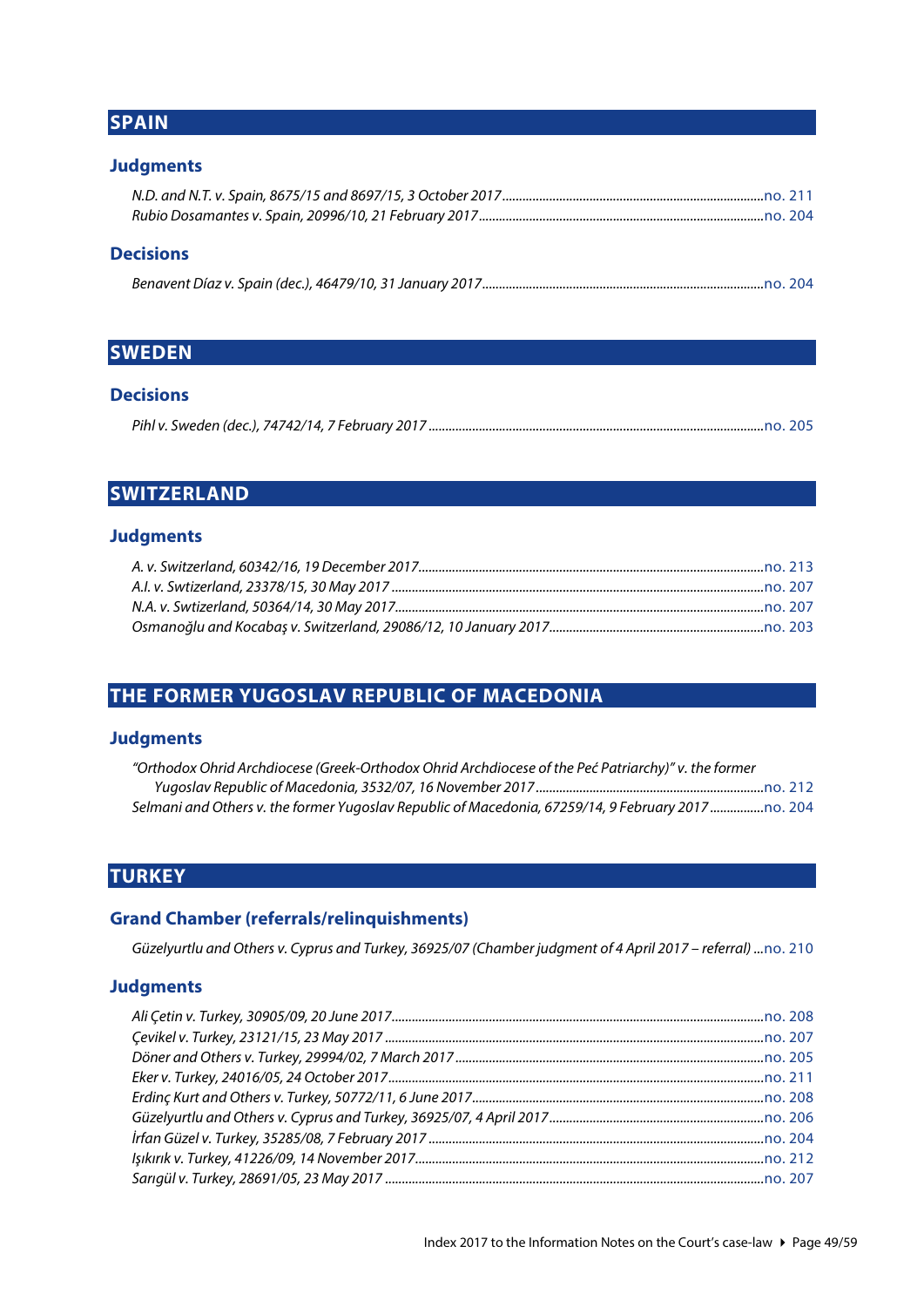## SPAIN

### Judgments

*N.D. and N.T. v. Spain, 8675/15 and 8697/15, 3 October 2017* ............ no. 211
*Rubio Dosamantes v. Spain, 20996/10, 21 February 2017* ............ no. 204

### Decisions

*Benavent Díaz v. Spain (dec.), 46479/10, 31 January 2017* ............ no. 204

## SWEDEN

### Decisions

*Pihl v. Sweden (dec.), 74742/14, 7 February 2017* ............ no. 205

## SWITZERLAND

### Judgments

*A. v. Switzerland, 60342/16, 19 December 2017* ............ no. 213
*A.I. v. Swtizerland, 23378/15, 30 May 2017* ............ no. 207
*N.A. v. Swtizerland, 50364/14, 30 May 2017* ............ no. 207
*Osmanoğlu and Kocabaş v. Switzerland, 29086/12, 10 January 2017* ............ no. 203

## THE FORMER YUGOSLAV REPUBLIC OF MACEDONIA

### Judgments

*"Orthodox Ohrid Archdiocese (Greek-Orthodox Ohrid Archdiocese of the Peć Patriarchy)" v. the former Yugoslav Republic of Macedonia, 3532/07, 16 November 2017* ............ no. 212
*Selmani and Others v. the former Yugoslav Republic of Macedonia, 67259/14, 9 February 2017* ............ no. 204

## TURKEY

### Grand Chamber (referrals/relinquishments)

*Güzelyurtlu and Others v. Cyprus and Turkey, 36925/07 (Chamber judgment of 4 April 2017 – referral)* ... no. 210

### Judgments

*Ali Çetin v. Turkey, 30905/09, 20 June 2017* ............ no. 208
*Çevikel v. Turkey, 23121/15, 23 May 2017* ............ no. 207
*Döner and Others v. Turkey, 29994/02, 7 March 2017* ............ no. 205
*Eker v. Turkey, 24016/05, 24 October 2017* ............ no. 211
*Erdinç Kurt and Others v. Turkey, 50772/11, 6 June 2017* ............ no. 208
*Güzelyurtlu and Others v. Cyprus and Turkey, 36925/07, 4 April 2017* ............ no. 206
*İrfan Güzel v. Turkey, 35285/08, 7 February 2017* ............ no. 204
*Işıkırık v. Turkey, 41226/09, 14 November 2017* ............ no. 212
*Sarıgül v. Turkey, 28691/05, 23 May 2017* ............ no. 207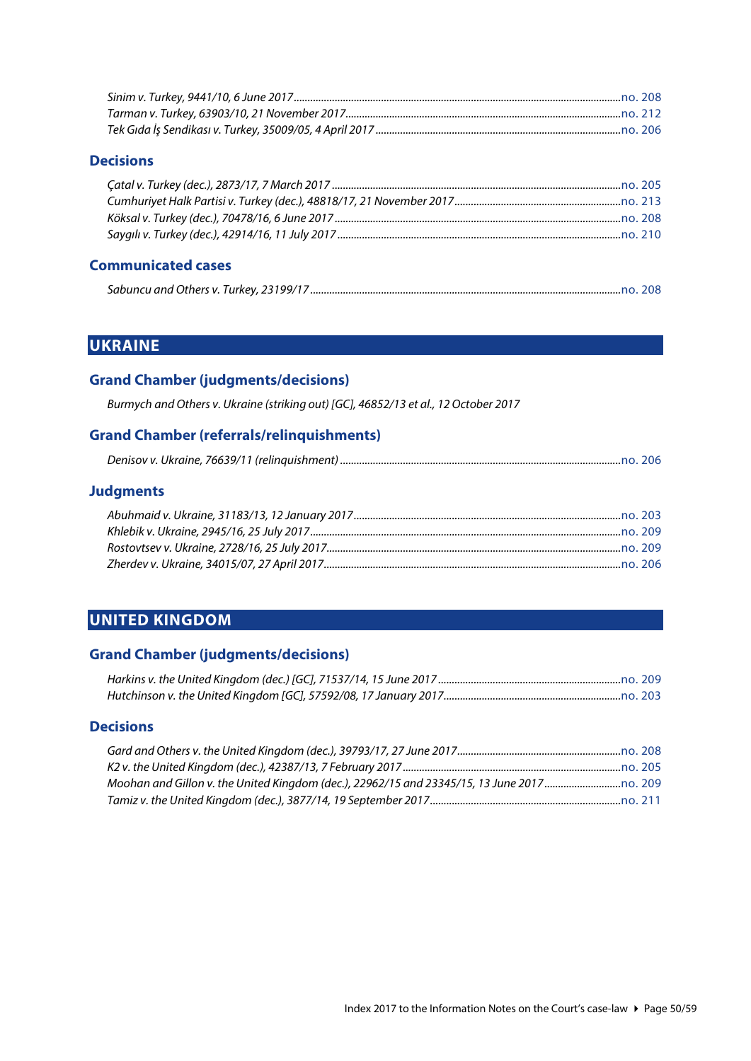*Sinim v. Turkey, 9441/10, 6 June 2017* ........................................ no. 208
*Tarman v. Turkey, 63903/10, 21 November 2017* ........................................ no. 212
*Tek Gıda İş Sendikası v. Turkey, 35009/05, 4 April 2017* ........................................ no. 206

### Decisions

*Çatal v. Turkey (dec.), 2873/17, 7 March 2017* ........................................ no. 205
*Cumhuriyet Halk Partisi v. Turkey (dec.), 48818/17, 21 November 2017* ........................................ no. 213
*Köksal v. Turkey (dec.), 70478/16, 6 June 2017* ........................................ no. 208
*Saygılı v. Turkey (dec.), 42914/16, 11 July 2017* ........................................ no. 210

### Communicated cases

*Sabuncu and Others v. Turkey, 23199/17* ........................................ no. 208

## UKRAINE

### Grand Chamber (judgments/decisions)

*Burmych and Others v. Ukraine (striking out) [GC], 46852/13 et al., 12 October 2017*

### Grand Chamber (referrals/relinquishments)

*Denisov v. Ukraine, 76639/11 (relinquishment)* ........................................ no. 206

### Judgments

*Abuhmaid v. Ukraine, 31183/13, 12 January 2017* ........................................ no. 203
*Khlebik v. Ukraine, 2945/16, 25 July 2017* ........................................ no. 209
*Rostovtsev v. Ukraine, 2728/16, 25 July 2017* ........................................ no. 209
*Zherdev v. Ukraine, 34015/07, 27 April 2017* ........................................ no. 206

## UNITED KINGDOM

### Grand Chamber (judgments/decisions)

*Harkins v. the United Kingdom (dec.) [GC], 71537/14, 15 June 2017* ........................................ no. 209
*Hutchinson v. the United Kingdom [GC], 57592/08, 17 January 2017* ........................................ no. 203

### Decisions

*Gard and Others v. the United Kingdom (dec.), 39793/17, 27 June 2017* ........................................ no. 208
*K2 v. the United Kingdom (dec.), 42387/13, 7 February 2017* ........................................ no. 205
*Moohan and Gillon v. the United Kingdom (dec.), 22962/15 and 23345/15, 13 June 2017* ........................................ no. 209
*Tamiz v. the United Kingdom (dec.), 3877/14, 19 September 2017* ........................................ no. 211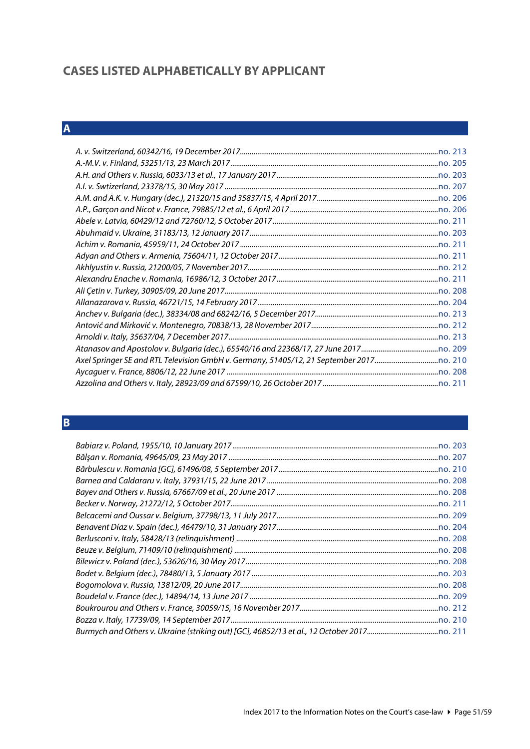## CASES LISTED ALPHABETICALLY BY APPLICANT

### A

*A. v. Switzerland, 60342/16, 19 December 2017*......no. 213
*A.-M.V. v. Finland, 53251/13, 23 March 2017*......no. 205
*A.H. and Others v. Russia, 6033/13 et al., 17 January 2017*......no. 203
*A.I. v. Swtizerland, 23378/15, 30 May 2017*......no. 207
*A.M. and A.K. v. Hungary (dec.), 21320/15 and 35837/15, 4 April 2017*......no. 206
*A.P., Garçon and Nicot v. France, 79885/12 et al., 6 April 2017*......no. 206
*Ābele v. Latvia, 60429/12 and 72760/12, 5 October 2017*......no. 211
*Abuhmaid v. Ukraine, 31183/13, 12 January 2017*......no. 203
*Achim v. Romania, 45959/11, 24 October 2017*......no. 211
*Adyan and Others v. Armenia, 75604/11, 12 October 2017*......no. 211
*Akhlyustin v. Russia, 21200/05, 7 November 2017*......no. 212
*Alexandru Enache v. Romania, 16986/12, 3 October 2017*......no. 211
*Ali Çetin v. Turkey, 30905/09, 20 June 2017*......no. 208
*Allanazarova v. Russia, 46721/15, 14 February 2017*......no. 204
*Anchev v. Bulgaria (dec.), 38334/08 and 68242/16, 5 December 2017*......no. 213
*Antović and Mirković v. Montenegro, 70838/13, 28 November 2017*......no. 212
*Arnoldi v. Italy, 35637/04, 7 December 2017*......no. 213
*Atanasov and Apostolov v. Bulgaria (dec.), 65540/16 and 22368/17, 27 June 2017*......no. 209
*Axel Springer SE and RTL Television GmbH v. Germany, 51405/12, 21 September 2017*......no. 210
*Aycaguer v. France, 8806/12, 22 June 2017*......no. 208
*Azzolina and Others v. Italy, 28923/09 and 67599/10, 26 October 2017*......no. 211

### B

*Babiarz v. Poland, 1955/10, 10 January 2017*......no. 203
*Bălşan v. Romania, 49645/09, 23 May 2017*......no. 207
*Bărbulescu v. Romania [GC], 61496/08, 5 September 2017*......no. 210
*Barnea and Caldararu v. Italy, 37931/15, 22 June 2017*......no. 208
*Bayev and Others v. Russia, 67667/09 et al., 20 June 2017*......no. 208
*Becker v. Norway, 21272/12, 5 October 2017*......no. 211
*Belcacemi and Oussar v. Belgium, 37798/13, 11 July 2017*......no. 209
*Benavent Díaz v. Spain (dec.), 46479/10, 31 January 2017*......no. 204
*Berlusconi v. Italy, 58428/13 (relinquishment)*......no. 208
*Beuze v. Belgium, 71409/10 (relinquishment)*......no. 208
*Bilewicz v. Poland (dec.), 53626/16, 30 May 2017*......no. 208
*Bodet v. Belgium (dec.), 78480/13, 5 January 2017*......no. 203
*Bogomolova v. Russia, 13812/09, 20 June 2017*......no. 208
*Boudelal v. France (dec.), 14894/14, 13 June 2017*......no. 209
*Boukrourou and Others v. France, 30059/15, 16 November 2017*......no. 212
*Bozza v. Italy, 17739/09, 14 September 2017*......no. 210
*Burmych and Others v. Ukraine (striking out) [GC], 46852/13 et al., 12 October 2017*......no. 211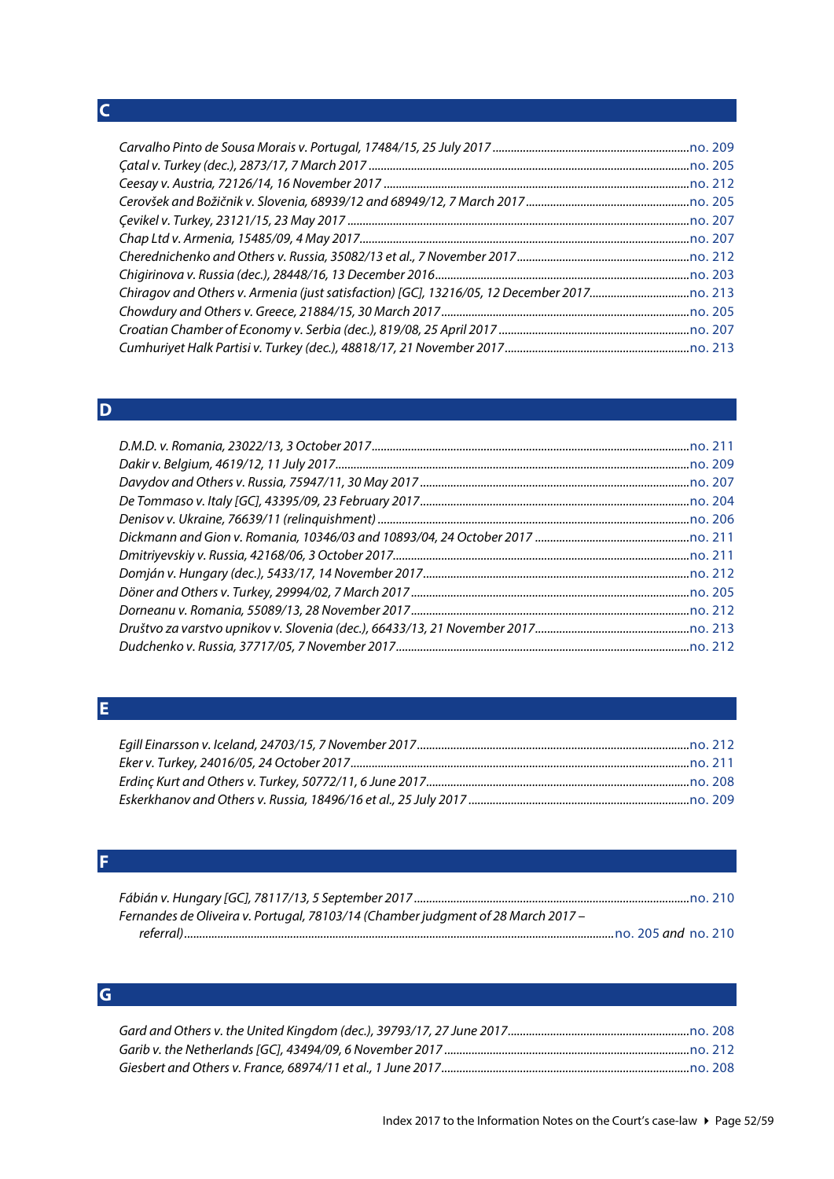## C

*Carvalho Pinto de Sousa Morais v. Portugal, 17484/15, 25 July 2017* ................ no. 209
*Çatal v. Turkey (dec.), 2873/17, 7 March 2017* ................ no. 205
*Ceesay v. Austria, 72126/14, 16 November 2017* ................ no. 212
*Cerovšek and Božičnik v. Slovenia, 68939/12 and 68949/12, 7 March 2017* ................ no. 205
*Çevikel v. Turkey, 23121/15, 23 May 2017* ................ no. 207
*Chap Ltd v. Armenia, 15485/09, 4 May 2017* ................ no. 207
*Cherednichenko and Others v. Russia, 35082/13 et al., 7 November 2017* ................ no. 212
*Chigirinova v. Russia (dec.), 28448/16, 13 December 2016* ................ no. 203
*Chiragov and Others v. Armenia (just satisfaction) [GC], 13216/05, 12 December 2017* ................ no. 213
*Chowdury and Others v. Greece, 21884/15, 30 March 2017* ................ no. 205
*Croatian Chamber of Economy v. Serbia (dec.), 819/08, 25 April 2017* ................ no. 207
*Cumhuriyet Halk Partisi v. Turkey (dec.), 48818/17, 21 November 2017* ................ no. 213

## D

*D.M.D. v. Romania, 23022/13, 3 October 2017* ................ no. 211
*Dakir v. Belgium, 4619/12, 11 July 2017* ................ no. 209
*Davydov and Others v. Russia, 75947/11, 30 May 2017* ................ no. 207
*De Tommaso v. Italy [GC], 43395/09, 23 February 2017* ................ no. 204
*Denisov v. Ukraine, 76639/11 (relinquishment)* ................ no. 206
*Dickmann and Gion v. Romania, 10346/03 and 10893/04, 24 October 2017* ................ no. 211
*Dmitriyevskiy v. Russia, 42168/06, 3 October 2017* ................ no. 211
*Domján v. Hungary (dec.), 5433/17, 14 November 2017* ................ no. 212
*Döner and Others v. Turkey, 29994/02, 7 March 2017* ................ no. 205
*Dorneanu v. Romania, 55089/13, 28 November 2017* ................ no. 212
*Društvo za varstvo upnikov v. Slovenia (dec.), 66433/13, 21 November 2017* ................ no. 213
*Dudchenko v. Russia, 37717/05, 7 November 2017* ................ no. 212

## E

*Egill Einarsson v. Iceland, 24703/15, 7 November 2017* ................ no. 212
*Eker v. Turkey, 24016/05, 24 October 2017* ................ no. 211
*Erdinç Kurt and Others v. Turkey, 50772/11, 6 June 2017* ................ no. 208
*Eskerkhanov and Others v. Russia, 18496/16 et al., 25 July 2017* ................ no. 209

## F

*Fábián v. Hungary [GC], 78117/13, 5 September 2017* ................ no. 210
*Fernandes de Oliveira v. Portugal, 78103/14 (Chamber judgment of 28 March 2017 – referral)* ................ no. 205 *and* no. 210

## G

*Gard and Others v. the United Kingdom (dec.), 39793/17, 27 June 2017* ................ no. 208
*Garib v. the Netherlands [GC], 43494/09, 6 November 2017* ................ no. 212
*Giesbert and Others v. France, 68974/11 et al., 1 June 2017* ................ no. 208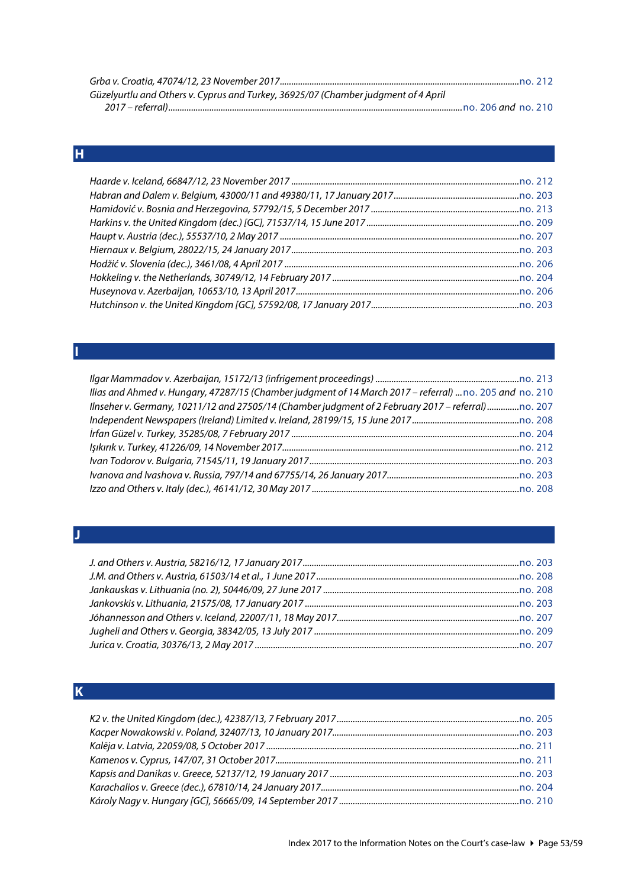*Grba v. Croatia, 47074/12, 23 November 2017* ........ no. 212
*Güzelyurtlu and Others v. Cyprus and Turkey, 36925/07 (Chamber judgment of 4 April 2017 – referral)* ........ no. 206 *and* no. 210

## H

*Haarde v. Iceland, 66847/12, 23 November 2017* ........ no. 212
*Habran and Dalem v. Belgium, 43000/11 and 49380/11, 17 January 2017* ........ no. 203
*Hamidović v. Bosnia and Herzegovina, 57792/15, 5 December 2017* ........ no. 213
*Harkins v. the United Kingdom (dec.) [GC], 71537/14, 15 June 2017* ........ no. 209
*Haupt v. Austria (dec.), 55537/10, 2 May 2017* ........ no. 207
*Hiernaux v. Belgium, 28022/15, 24 January 2017* ........ no. 203
*Hodžić v. Slovenia (dec.), 3461/08, 4 April 2017* ........ no. 206
*Hokkeling v. the Netherlands, 30749/12, 14 February 2017* ........ no. 204
*Huseynova v. Azerbaijan, 10653/10, 13 April 2017* ........ no. 206
*Hutchinson v. the United Kingdom [GC], 57592/08, 17 January 2017* ........ no. 203

## I

*Ilgar Mammadov v. Azerbaijan, 15172/13 (infrigement proceedings)* ........ no. 213
*Ilias and Ahmed v. Hungary, 47287/15 (Chamber judgment of 14 March 2017 – referral)* ... no. 205 *and* no. 210
*Ilnseher v. Germany, 10211/12 and 27505/14 (Chamber judgment of 2 February 2017 – referral)* ........ no. 207
*Independent Newspapers (Ireland) Limited v. Ireland, 28199/15, 15 June 2017* ........ no. 208
*İrfan Güzel v. Turkey, 35285/08, 7 February 2017* ........ no. 204
*Işıkırık v. Turkey, 41226/09, 14 November 2017* ........ no. 212
*Ivan Todorov v. Bulgaria, 71545/11, 19 January 2017* ........ no. 203
*Ivanova and Ivashova v. Russia, 797/14 and 67755/14, 26 January 2017* ........ no. 203
*Izzo and Others v. Italy (dec.), 46141/12, 30 May 2017* ........ no. 208

## J

*J. and Others v. Austria, 58216/12, 17 January 2017* ........ no. 203
*J.M. and Others v. Austria, 61503/14 et al., 1 June 2017* ........ no. 208
*Jankauskas v. Lithuania (no. 2), 50446/09, 27 June 2017* ........ no. 208
*Jankovskis v. Lithuania, 21575/08, 17 January 2017* ........ no. 203
*Jóhannesson and Others v. Iceland, 22007/11, 18 May 2017* ........ no. 207
*Jugheli and Others v. Georgia, 38342/05, 13 July 2017* ........ no. 209
*Jurica v. Croatia, 30376/13, 2 May 2017* ........ no. 207

## K

*K2 v. the United Kingdom (dec.), 42387/13, 7 February 2017* ........ no. 205
*Kacper Nowakowski v. Poland, 32407/13, 10 January 2017* ........ no. 203
*Kalēja v. Latvia, 22059/08, 5 October 2017* ........ no. 211
*Kamenos v. Cyprus, 147/07, 31 October 2017* ........ no. 211
*Kapsis and Danikas v. Greece, 52137/12, 19 January 2017* ........ no. 203
*Karachalios v. Greece (dec.), 67810/14, 24 January 2017* ........ no. 204
*Károly Nagy v. Hungary [GC], 56665/09, 14 September 2017* ........ no. 210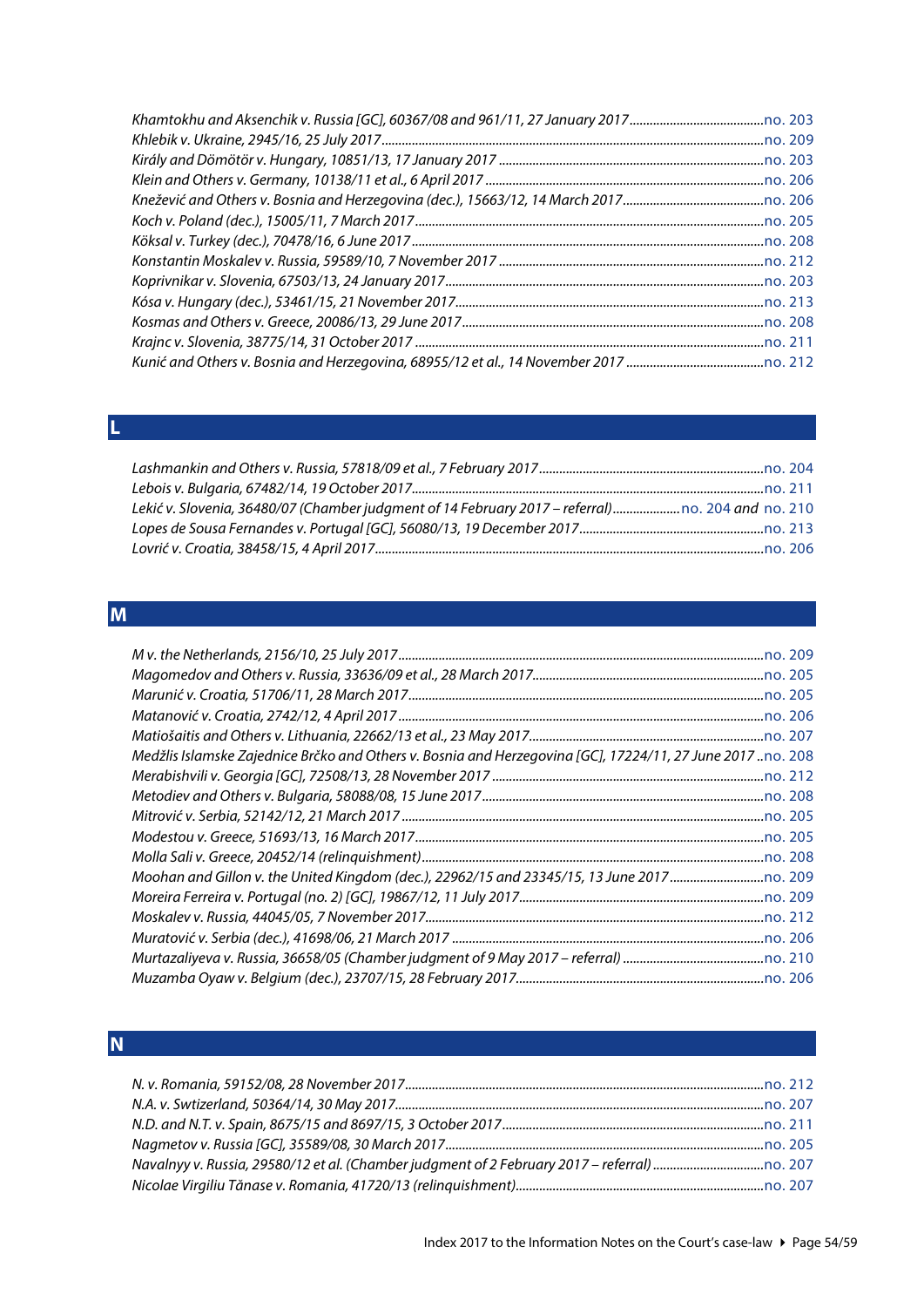*Khamtokhu and Aksenchik v. Russia [GC], 60367/08 and 961/11, 27 January 2017*........................................no. 203
*Khlebik v. Ukraine, 2945/16, 25 July 2017*..................................................................................................no. 209
*Király and Dömötör v. Hungary, 10851/13, 17 January 2017* ...............................................................no. 203
*Klein and Others v. Germany, 10138/11 et al., 6 April 2017* ...................................................................no. 206
*Knežević and Others v. Bosnia and Herzegovina (dec.), 15663/12, 14 March 2017*..........................................no. 206
*Koch v. Poland (dec.), 15005/11, 7 March 2017*.........................................................................................no. 205
*Köksal v. Turkey (dec.), 70478/16, 6 June 2017*........................................................................................no. 208
*Konstantin Moskalev v. Russia, 59589/10, 7 November 2017* ..............................................................no. 212
*Koprivnikar v. Slovenia, 67503/13, 24 January 2017*..............................................................................no. 203
*Kósa v. Hungary (dec.), 53461/15, 21 November 2017*............................................................................no. 213
*Kosmas and Others v. Greece, 20086/13, 29 June 2017*..........................................................................no. 208
*Krajnc v. Slovenia, 38775/14, 31 October 2017* ........................................................................................no. 211
*Kunić and Others v. Bosnia and Herzegovina, 68955/12 et al., 14 November 2017* ..........................................no. 212

## L

*Lashmankin and Others v. Russia, 57818/09 et al., 7 February 2017*...................................................................no. 204
*Lebois v. Bulgaria, 67482/14, 19 October 2017*........................................................................................no. 211
*Lekić v. Slovenia, 36480/07 (Chamber judgment of 14 February 2017 – referral)*....................no. 204 *and* no. 210
*Lopes de Sousa Fernandes v. Portugal [GC], 56080/13, 19 December 2017*.......................................................no. 213
*Lovrić v. Croatia, 38458/15, 4 April 2017*...................................................................................................no. 206

## M

*M v. the Netherlands, 2156/10, 25 July 2017*............................................................................................no. 209
*Magomedov and Others v. Russia, 33636/09 et al., 28 March 2017*....................................................................no. 205
*Marunić v. Croatia, 51706/11, 28 March 2017*...........................................................................................no. 205
*Matanović v. Croatia, 2742/12, 4 April 2017*.............................................................................................no. 206
*Matiošaitis and Others v. Lithuania, 22662/13 et al., 23 May 2017*.....................................................................no. 207
*Medžlis Islamske Zajednice Brčko and Others v. Bosnia and Herzegovina [GC], 17224/11, 27 June 2017* ..no. 208
*Merabishvili v. Georgia [GC], 72508/13, 28 November 2017* .................................................................no. 212
*Metodiev and Others v. Bulgaria, 58088/08, 15 June 2017*.....................................................................no. 208
*Mitrović v. Serbia, 52142/12, 21 March 2017* ............................................................................................no. 205
*Modestou v. Greece, 51693/13, 16 March 2017*........................................................................................no. 205
*Molla Sali v. Greece, 20452/14 (relinquishment)*.......................................................................................no. 208
*Moohan and Gillon v. the United Kingdom (dec.), 22962/15 and 23345/15, 13 June 2017*............................no. 209
*Moreira Ferreira v. Portugal (no. 2) [GC], 19867/12, 11 July 2017*.........................................................no. 209
*Moskalev v. Russia, 44045/05, 7 November 2017*......................................................................................no. 212
*Muratović v. Serbia (dec.), 41698/06, 21 March 2017* .............................................................................no. 206
*Murtazaliyeva v. Russia, 36658/05 (Chamber judgment of 9 May 2017 – referral)* ..........................................no. 210
*Muzamba Oyaw v. Belgium (dec.), 23707/15, 28 February 2017*..........................................................no. 206

## N

*N. v. Romania, 59152/08, 28 November 2017*...........................................................................................no. 212
*N.A. v. Swtizerland, 50364/14, 30 May 2017*..............................................................................................no. 207
*N.D. and N.T. v. Spain, 8675/15 and 8697/15, 3 October 2017*..............................................................no. 211
*Nagmetov v. Russia [GC], 35589/08, 30 March 2017*...............................................................................no. 205
*Navalnyy v. Russia, 29580/12 et al. (Chamber judgment of 2 February 2017 – referral)* ................................no. 207
*Nicolae Virgiliu Tănase v. Romania, 41720/13 (relinquishment)*.........................................................no. 207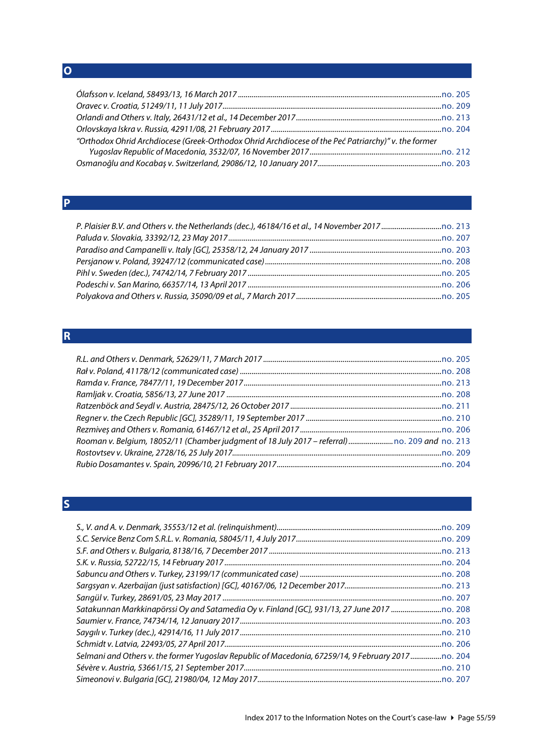## O

*Ólafsson v. Iceland, 58493/13, 16 March 2017* ........ no. 205
*Oravec v. Croatia, 51249/11, 11 July 2017* ........ no. 209
*Orlandi and Others v. Italy, 26431/12 et al., 14 December 2017* ........ no. 213
*Orlovskaya Iskra v. Russia, 42911/08, 21 February 2017* ........ no. 204
*"Orthodox Ohrid Archdiocese (Greek-Orthodox Ohrid Archdiocese of the Peć Patriarchy)" v. the former Yugoslav Republic of Macedonia, 3532/07, 16 November 2017* ........ no. 212
*Osmanoğlu and Kocabaş v. Switzerland, 29086/12, 10 January 2017* ........ no. 203

## P

*P. Plaisier B.V. and Others v. the Netherlands (dec.), 46184/16 et al., 14 November 2017* ........ no. 213
*Paluda v. Slovakia, 33392/12, 23 May 2017* ........ no. 207
*Paradiso and Campanelli v. Italy [GC], 25358/12, 24 January 2017* ........ no. 203
*Persjanow v. Poland, 39247/12 (communicated case)* ........ no. 208
*Pihl v. Sweden (dec.), 74742/14, 7 February 2017* ........ no. 205
*Podeschi v. San Marino, 66357/14, 13 April 2017* ........ no. 206
*Polyakova and Others v. Russia, 35090/09 et al., 7 March 2017* ........ no. 205

## R

*R.L. and Others v. Denmark, 52629/11, 7 March 2017* ........ no. 205
*Rał v. Poland, 41178/12 (communicated case)* ........ no. 208
*Ramda v. France, 78477/11, 19 December 2017* ........ no. 213
*Ramljak v. Croatia, 5856/13, 27 June 2017* ........ no. 208
*Ratzenböck and Seydl v. Austria, 28475/12, 26 October 2017* ........ no. 211
*Regner v. the Czech Republic [GC], 35289/11, 19 September 2017* ........ no. 210
*Rezmiveș and Others v. Romania, 61467/12 et al., 25 April 2017* ........ no. 206
*Rooman v. Belgium, 18052/11 (Chamber judgment of 18 July 2017 – referral)* ........ no. 209 *and* no. 213
*Rostovtsev v. Ukraine, 2728/16, 25 July 2017* ........ no. 209
*Rubio Dosamantes v. Spain, 20996/10, 21 February 2017* ........ no. 204

## S

*S., V. and A. v. Denmark, 35553/12 et al. (relinquishment)* ........ no. 209
*S.C. Service Benz Com S.R.L. v. Romania, 58045/11, 4 July 2017* ........ no. 209
*S.F. and Others v. Bulgaria, 8138/16, 7 December 2017* ........ no. 213
*S.K. v. Russia, 52722/15, 14 February 2017* ........ no. 204
*Sabuncu and Others v. Turkey, 23199/17 (communicated case)* ........ no. 208
*Sargsyan v. Azerbaijan (just satisfaction) [GC], 40167/06, 12 December 2017* ........ no. 213
*Sarıgül v. Turkey, 28691/05, 23 May 2017* ........ no. 207
*Satakunnan Markkinapörssi Oy and Satamedia Oy v. Finland [GC], 931/13, 27 June 2017* ........ no. 208
*Saumier v. France, 74734/14, 12 January 2017* ........ no. 203
*Saygılı v. Turkey (dec.), 42914/16, 11 July 2017* ........ no. 210
*Schmidt v. Latvia, 22493/05, 27 April 2017* ........ no. 206
*Selmani and Others v. the former Yugoslav Republic of Macedonia, 67259/14, 9 February 2017* ........ no. 204
*Sévère v. Austria, 53661/15, 21 September 2017* ........ no. 210
*Simeonovi v. Bulgaria [GC], 21980/04, 12 May 2017* ........ no. 207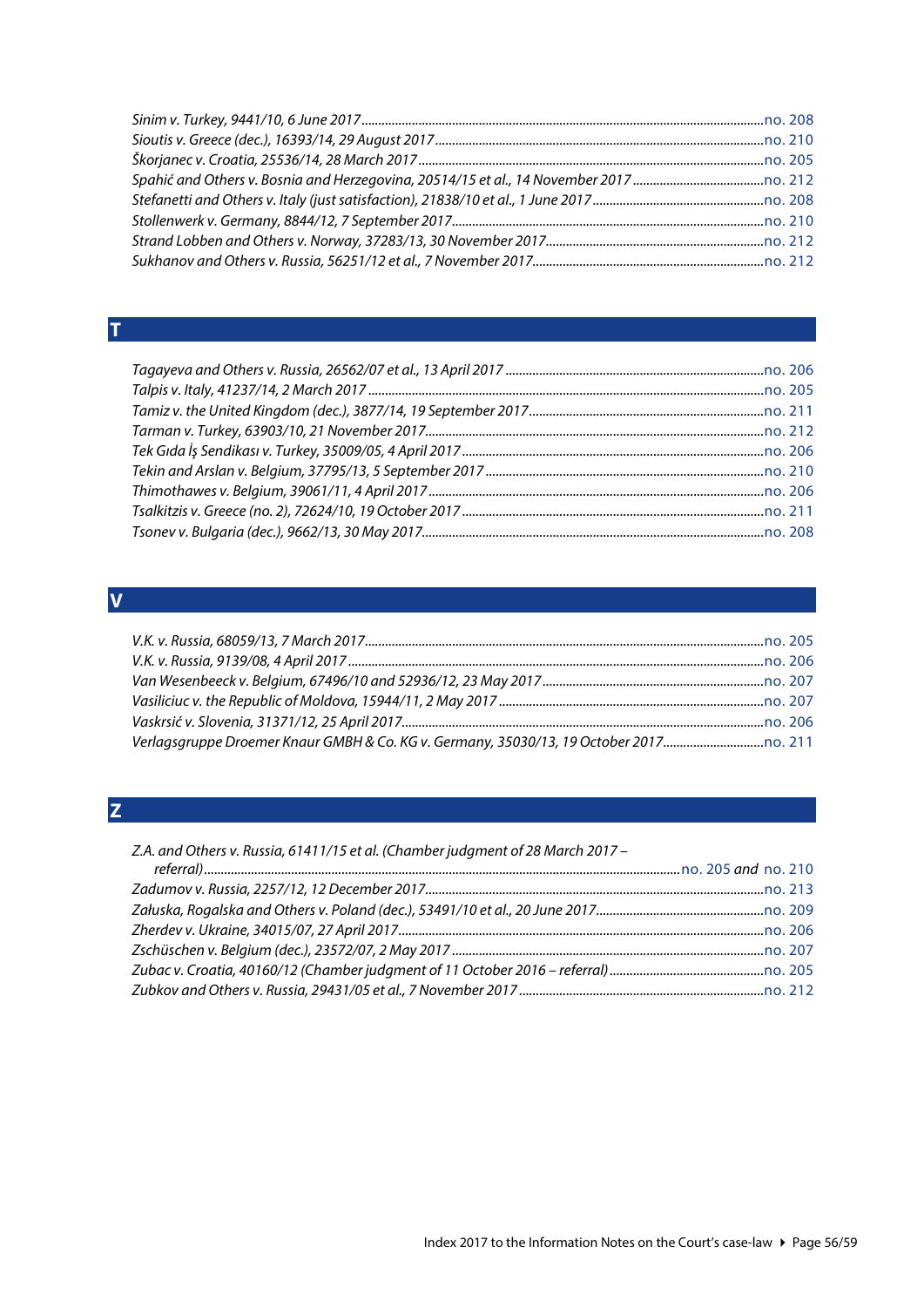*Sinim v. Turkey, 9441/10, 6 June 2017* ........ no. 208
*Sioutis v. Greece (dec.), 16393/14, 29 August 2017* ........ no. 210
*Škorjanec v. Croatia, 25536/14, 28 March 2017* ........ no. 205
*Spahić and Others v. Bosnia and Herzegovina, 20514/15 et al., 14 November 2017* ........ no. 212
*Stefanetti and Others v. Italy (just satisfaction), 21838/10 et al., 1 June 2017* ........ no. 208
*Stollenwerk v. Germany, 8844/12, 7 September 2017* ........ no. 210
*Strand Lobben and Others v. Norway, 37283/13, 30 November 2017* ........ no. 212
*Sukhanov and Others v. Russia, 56251/12 et al., 7 November 2017* ........ no. 212

## T

*Tagayeva and Others v. Russia, 26562/07 et al., 13 April 2017* ........ no. 206
*Talpis v. Italy, 41237/14, 2 March 2017* ........ no. 205
*Tamiz v. the United Kingdom (dec.), 3877/14, 19 September 2017* ........ no. 211
*Tarman v. Turkey, 63903/10, 21 November 2017* ........ no. 212
*Tek Gıda İş Sendikası v. Turkey, 35009/05, 4 April 2017* ........ no. 206
*Tekin and Arslan v. Belgium, 37795/13, 5 September 2017* ........ no. 210
*Thimothawes v. Belgium, 39061/11, 4 April 2017* ........ no. 206
*Tsalkitzis v. Greece (no. 2), 72624/10, 19 October 2017* ........ no. 211
*Tsonev v. Bulgaria (dec.), 9662/13, 30 May 2017* ........ no. 208

## V

*V.K. v. Russia, 68059/13, 7 March 2017* ........ no. 205
*V.K. v. Russia, 9139/08, 4 April 2017* ........ no. 206
*Van Wesenbeeck v. Belgium, 67496/10 and 52936/12, 23 May 2017* ........ no. 207
*Vasiliciuc v. the Republic of Moldova, 15944/11, 2 May 2017* ........ no. 207
*Vaskrsić v. Slovenia, 31371/12, 25 April 2017* ........ no. 206
*Verlagsgruppe Droemer Knaur GMBH & Co. KG v. Germany, 35030/13, 19 October 2017* ........ no. 211

## Z

*Z.A. and Others v. Russia, 61411/15 et al. (Chamber judgment of 28 March 2017 – referral)* ........ no. 205 *and* no. 210
*Zadumov v. Russia, 2257/12, 12 December 2017* ........ no. 213
*Załuska, Rogalska and Others v. Poland (dec.), 53491/10 et al., 20 June 2017* ........ no. 209
*Zherdev v. Ukraine, 34015/07, 27 April 2017* ........ no. 206
*Zschüschen v. Belgium (dec.), 23572/07, 2 May 2017* ........ no. 207
*Zubac v. Croatia, 40160/12 (Chamber judgment of 11 October 2016 – referral)* ........ no. 205
*Zubkov and Others v. Russia, 29431/05 et al., 7 November 2017* ........ no. 212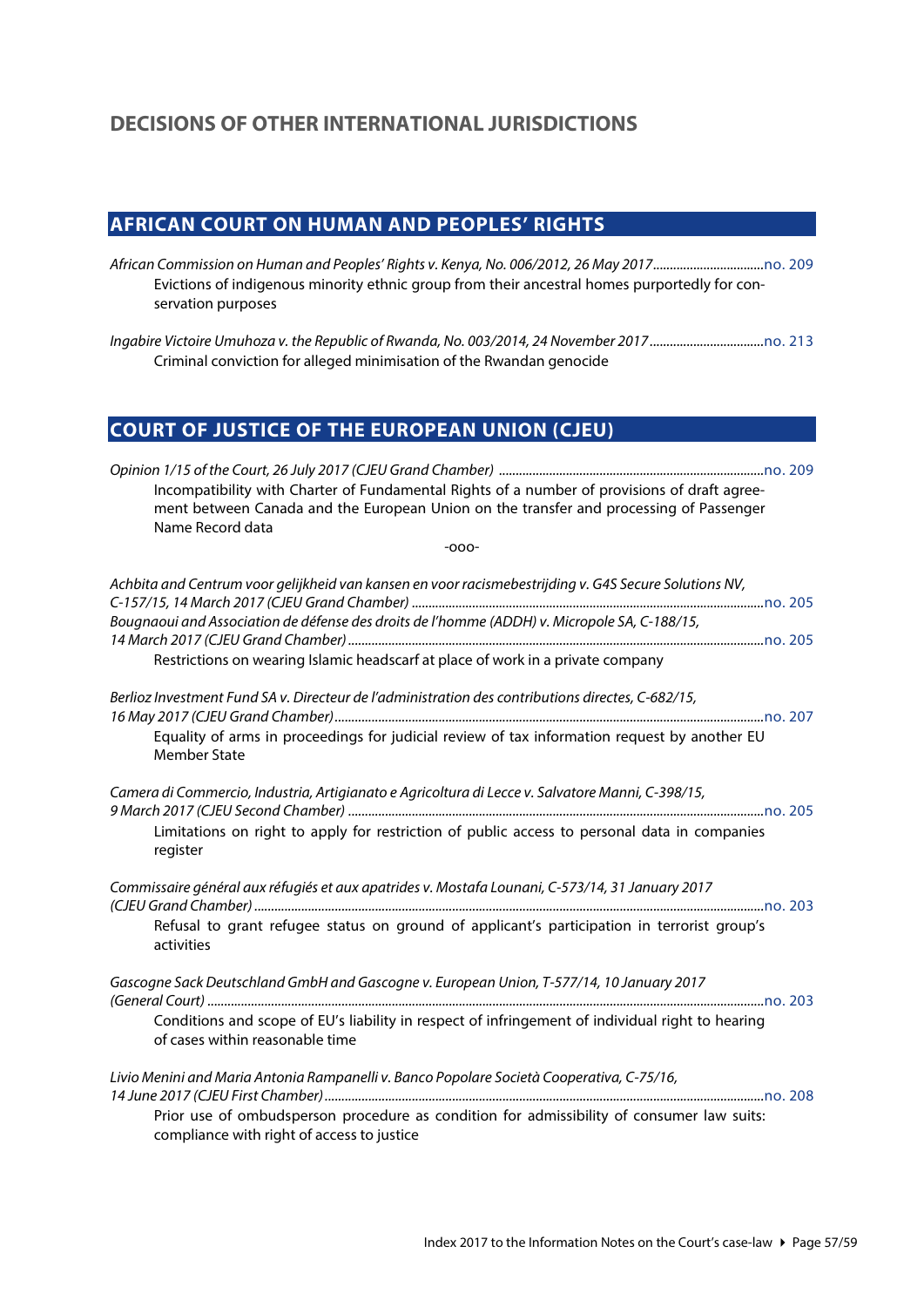## DECISIONS OF OTHER INTERNATIONAL JURISDICTIONS

### AFRICAN COURT ON HUMAN AND PEOPLES' RIGHTS

*African Commission on Human and Peoples' Rights v. Kenya, No. 006/2012, 26 May 2017*................................no. 209
Evictions of indigenous minority ethnic group from their ancestral homes purportedly for conservation purposes

*Ingabire Victoire Umuhoza v. the Republic of Rwanda, No. 003/2014, 24 November 2017*.................................no. 213
Criminal conviction for alleged minimisation of the Rwandan genocide

### COURT OF JUSTICE OF THE EUROPEAN UNION (CJEU)

*Opinion 1/15 of the Court, 26 July 2017 (CJEU Grand Chamber)* ...............................................................................no. 209
Incompatibility with Charter of Fundamental Rights of a number of provisions of draft agreement between Canada and the European Union on the transfer and processing of Passenger Name Record data

-ooo-

*Achbita and Centrum voor gelijkheid van kansen en voor racismebestrijding v. G4S Secure Solutions NV, C-157/15, 14 March 2017 (CJEU Grand Chamber)* .......................................................................................................no. 205
*Bougnaoui and Association de défense des droits de l'homme (ADDH) v. Micropole SA, C-188/15, 14 March 2017 (CJEU Grand Chamber)*...........................................................................................................................no. 205
Restrictions on wearing Islamic headscarf at place of work in a private company

*Berlioz Investment Fund SA v. Directeur de l'administration des contributions directes, C-682/15, 16 May 2017 (CJEU Grand Chamber)*..............................................................................................................................no. 207
Equality of arms in proceedings for judicial review of tax information request by another EU Member State

*Camera di Commercio, Industria, Artigianato e Agricoltura di Lecce v. Salvatore Manni, C-398/15, 9 March 2017 (CJEU Second Chamber)* ..........................................................................................................................no. 205
Limitations on right to apply for restriction of public access to personal data in companies register

*Commissaire général aux réfugiés et aux apatrides v. Mostafa Lounani, C-573/14, 31 January 2017 (CJEU Grand Chamber)*......................................................................................................................................................no. 203
Refusal to grant refugee status on ground of applicant's participation in terrorist group's activities

*Gascogne Sack Deutschland GmbH and Gascogne v. European Union, T-577/14, 10 January 2017 (General Court)*...................................................................................................................................................................no. 203
Conditions and scope of EU's liability in respect of infringement of individual right to hearing of cases within reasonable time

*Livio Menini and Maria Antonia Rampanelli v. Banco Popolare Società Cooperativa, C-75/16, 14 June 2017 (CJEU First Chamber)*.................................................................................................................................no. 208
Prior use of ombudsperson procedure as condition for admissibility of consumer law suits: compliance with right of access to justice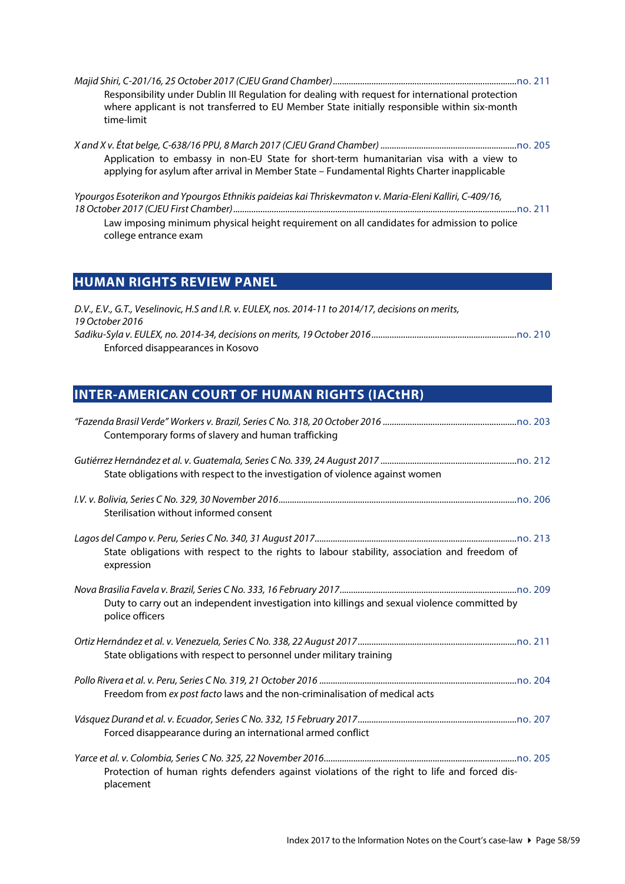*Majid Shiri, C-201/16, 25 October 2017 (CJEU Grand Chamber)*.....no. 211
Responsibility under Dublin III Regulation for dealing with request for international protection where applicant is not transferred to EU Member State initially responsible within six-month time-limit

*X and X v. État belge, C-638/16 PPU, 8 March 2017 (CJEU Grand Chamber)*.....no. 205
Application to embassy in non-EU State for short-term humanitarian visa with a view to applying for asylum after arrival in Member State – Fundamental Rights Charter inapplicable

*Ypourgos Esoterikon and Ypourgos Ethnikis paideias kai Thriskevmaton v. Maria-Eleni Kalliri, C-409/16, 18 October 2017 (CJEU First Chamber)*.....no. 211
Law imposing minimum physical height requirement on all candidates for admission to police college entrance exam

## HUMAN RIGHTS REVIEW PANEL

*D.V., E.V., G.T., Veselinovic, H.S and I.R. v. EULEX, nos. 2014-11 to 2014/17, decisions on merits, 19 October 2016*
*Sadiku-Syla v. EULEX, no. 2014-34, decisions on merits, 19 October 2016*.....no. 210
Enforced disappearances in Kosovo

## INTER-AMERICAN COURT OF HUMAN RIGHTS (IACtHR)

*"Fazenda Brasil Verde" Workers v. Brazil, Series C No. 318, 20 October 2016*.....no. 203
Contemporary forms of slavery and human trafficking

*Gutiérrez Hernández et al. v. Guatemala, Series C No. 339, 24 August 2017*.....no. 212
State obligations with respect to the investigation of violence against women

*I.V. v. Bolivia, Series C No. 329, 30 November 2016*.....no. 206
Sterilisation without informed consent

*Lagos del Campo v. Peru, Series C No. 340, 31 August 2017*.....no. 213
State obligations with respect to the rights to labour stability, association and freedom of expression

*Nova Brasilia Favela v. Brazil, Series C No. 333, 16 February 2017*.....no. 209
Duty to carry out an independent investigation into killings and sexual violence committed by police officers

*Ortiz Hernández et al. v. Venezuela, Series C No. 338, 22 August 2017*.....no. 211
State obligations with respect to personnel under military training

*Pollo Rivera et al. v. Peru, Series C No. 319, 21 October 2016*.....no. 204
Freedom from *ex post facto* laws and the non-criminalisation of medical acts

*Vásquez Durand et al. v. Ecuador, Series C No. 332, 15 February 2017*.....no. 207
Forced disappearance during an international armed conflict

*Yarce et al. v. Colombia, Series C No. 325, 22 November 2016*.....no. 205
Protection of human rights defenders against violations of the right to life and forced displacement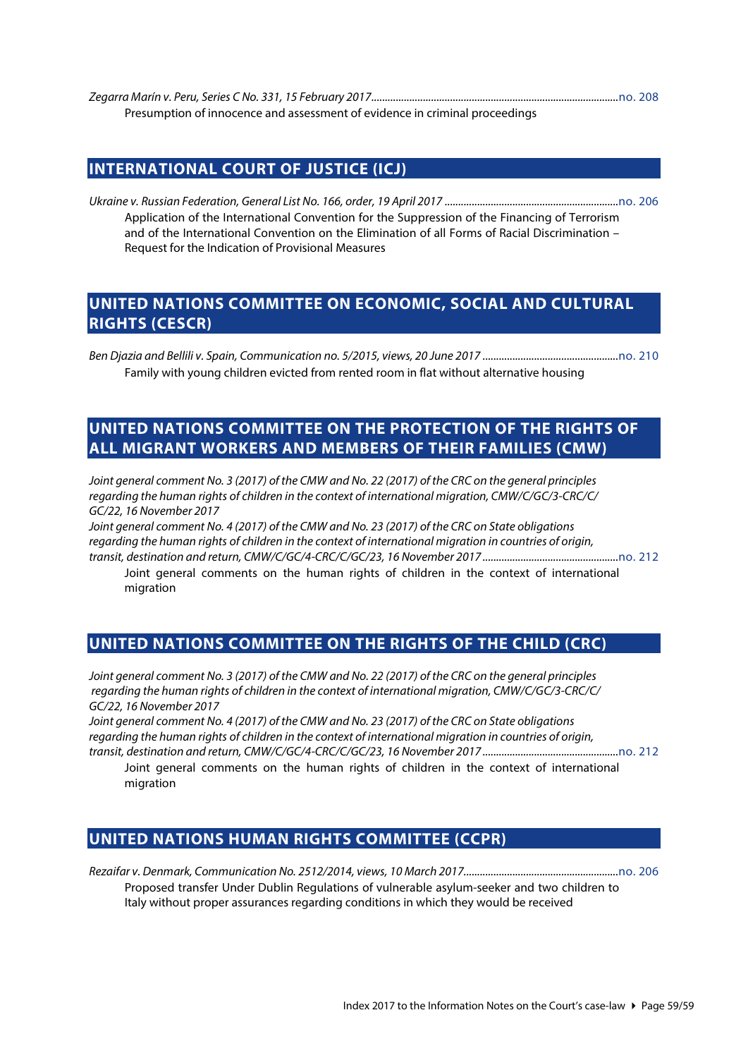*Zegarra Marín v. Peru, Series C No. 331, 15 February 2017*......................................................................................no. 208

Presumption of innocence and assessment of evidence in criminal proceedings

## INTERNATIONAL COURT OF JUSTICE (ICJ)

*Ukraine v. Russian Federation, General List No. 166, order, 19 April 2017* ..............................................................no. 206

Application of the International Convention for the Suppression of the Financing of Terrorism and of the International Convention on the Elimination of all Forms of Racial Discrimination – Request for the Indication of Provisional Measures

## UNITED NATIONS COMMITTEE ON ECONOMIC, SOCIAL AND CULTURAL RIGHTS (CESCR)

*Ben Djazia and Bellili v. Spain, Communication no. 5/2015, views, 20 June 2017* .................................................no. 210

Family with young children evicted from rented room in flat without alternative housing

## UNITED NATIONS COMMITTEE ON THE PROTECTION OF THE RIGHTS OF ALL MIGRANT WORKERS AND MEMBERS OF THEIR FAMILIES (CMW)

*Joint general comment No. 3 (2017) of the CMW and No. 22 (2017) of the CRC on the general principles regarding the human rights of children in the context of international migration, CMW/C/GC/3-CRC/C/GC/22, 16 November 2017*

*Joint general comment No. 4 (2017) of the CMW and No. 23 (2017) of the CRC on State obligations regarding the human rights of children in the context of international migration in countries of origin, transit, destination and return, CMW/C/GC/4-CRC/C/GC/23, 16 November 2017*.................................................no. 212

Joint general comments on the human rights of children in the context of international migration

## UNITED NATIONS COMMITTEE ON THE RIGHTS OF THE CHILD (CRC)

*Joint general comment No. 3 (2017) of the CMW and No. 22 (2017) of the CRC on the general principles regarding the human rights of children in the context of international migration, CMW/C/GC/3-CRC/C/GC/22, 16 November 2017*

*Joint general comment No. 4 (2017) of the CMW and No. 23 (2017) of the CRC on State obligations regarding the human rights of children in the context of international migration in countries of origin, transit, destination and return, CMW/C/GC/4-CRC/C/GC/23, 16 November 2017*.................................................no. 212

Joint general comments on the human rights of children in the context of international migration

## UNITED NATIONS HUMAN RIGHTS COMMITTEE (CCPR)

*Rezaifar v. Denmark, Communication No. 2512/2014, views, 10 March 2017*........................................................no. 206

Proposed transfer Under Dublin Regulations of vulnerable asylum-seeker and two children to Italy without proper assurances regarding conditions in which they would be received